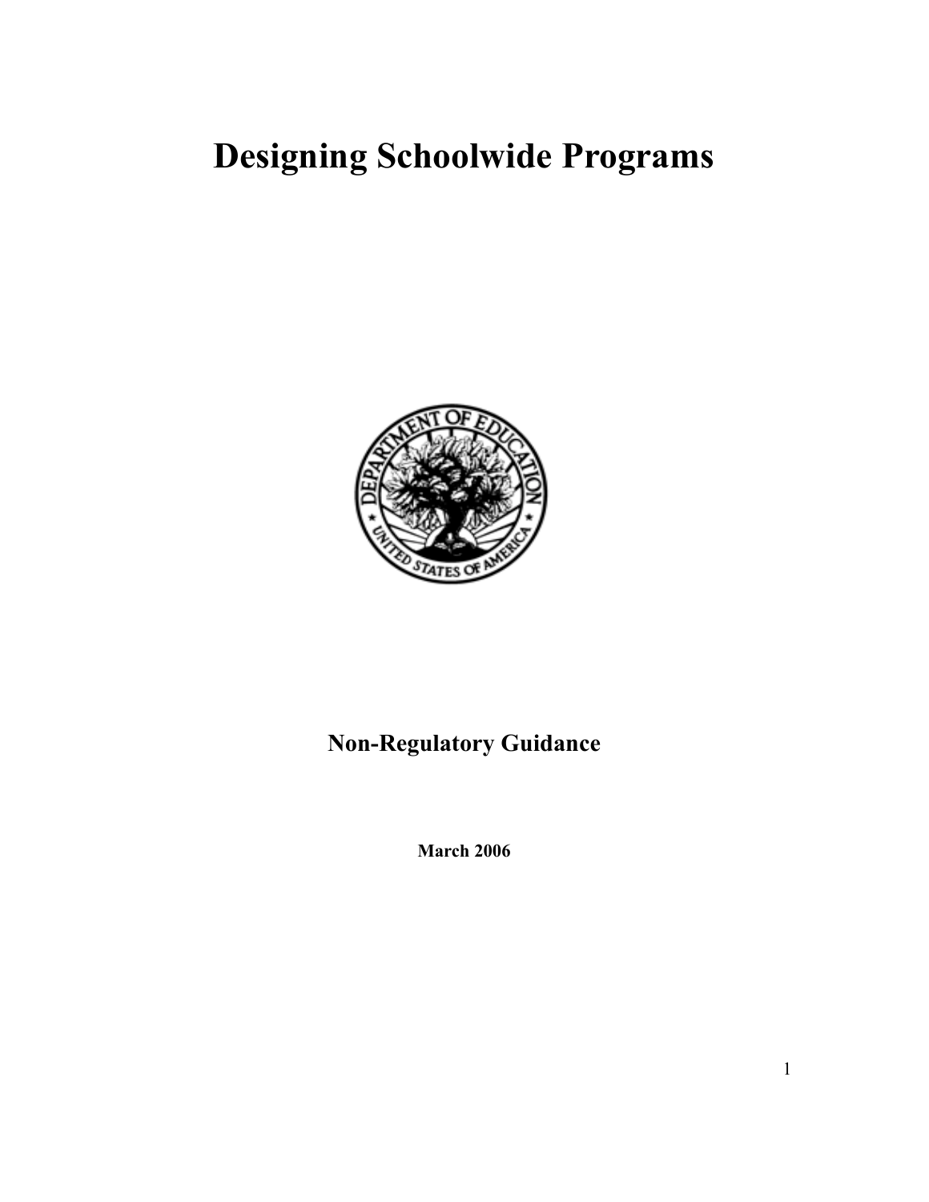# Designing Schoolwide Programs

**Non-Regulatory Guidance**

**March 2006**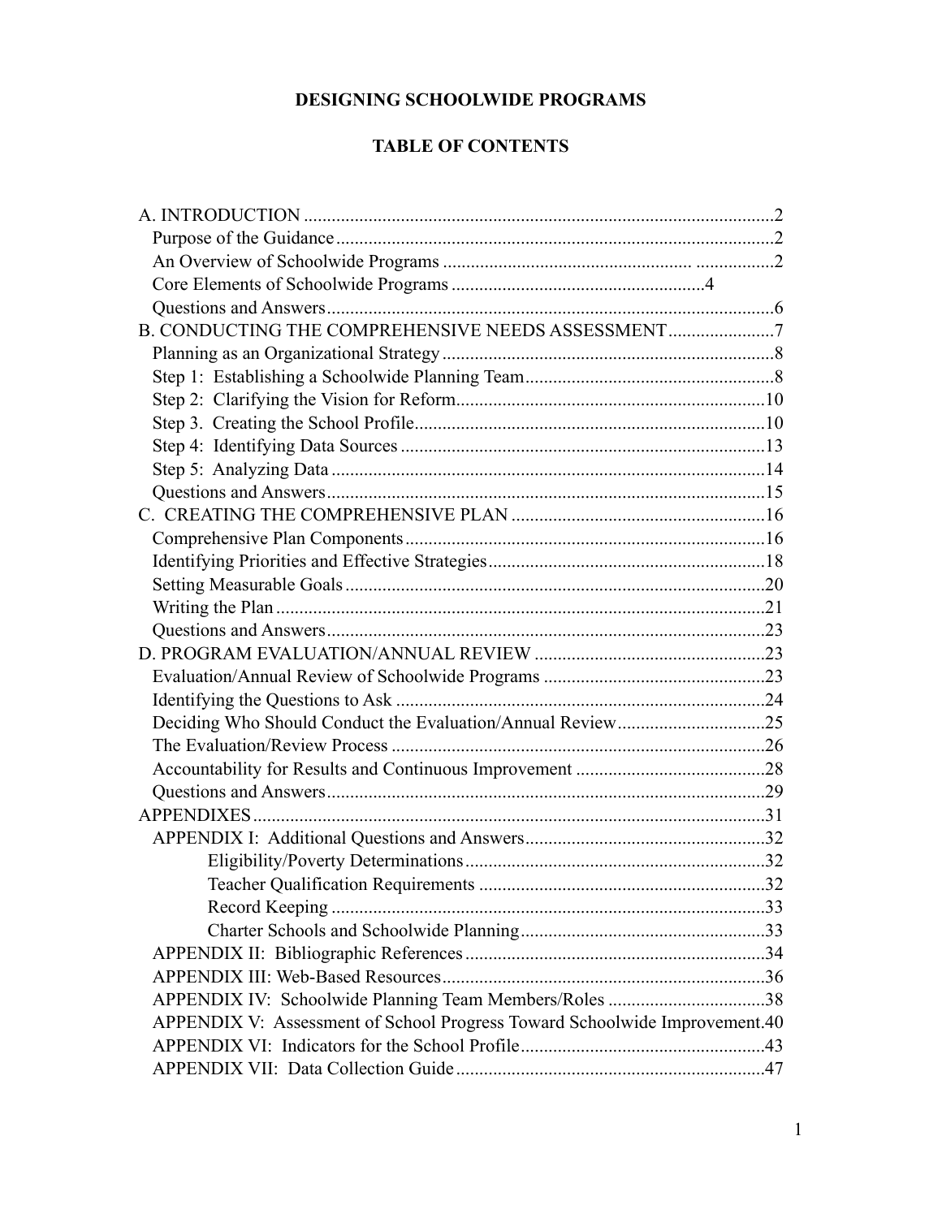# DESIGNING SCHOOLWIDE PROGRAMS

## TABLE OF CONTENTS

A. INTRODUCTION .....................................................................................................2
- Purpose of the Guidance ..............................................................................................2
- An Overview of Schoolwide Programs ...................................................... .................2
- Core Elements of Schoolwide Programs ......................................................4
- Questions and Answers ................................................................................................6

B. CONDUCTING THE COMPREHENSIVE NEEDS ASSESSMENT.......................7
- Planning as an Organizational Strategy .......................................................................8
- Step 1: Establishing a Schoolwide Planning Team......................................................8
- Step 2: Clarifying the Vision for Reform...................................................................10
- Step 3. Creating the School Profile............................................................................10
- Step 4: Identifying Data Sources ...............................................................................13
- Step 5: Analyzing Data ..............................................................................................14
- Questions and Answers...............................................................................................15

C. CREATING THE COMPREHENSIVE PLAN .......................................................16
- Comprehensive Plan Components..............................................................................16
- Identifying Priorities and Effective Strategies............................................................18
- Setting Measurable Goals...........................................................................................20
- Writing the Plan..........................................................................................................21
- Questions and Answers...............................................................................................23

D. PROGRAM EVALUATION/ANNUAL REVIEW ..................................................23
- Evaluation/Annual Review of Schoolwide Programs ................................................23
- Identifying the Questions to Ask ................................................................................24
- Deciding Who Should Conduct the Evaluation/Annual Review................................25
- The Evaluation/Review Process .................................................................................26
- Accountability for Results and Continuous Improvement .........................................28
- Questions and Answers...............................................................................................29

APPENDIXES...............................................................................................................31
- APPENDIX I: Additional Questions and Answers....................................................32
  - Eligibility/Poverty Determinations.................................................................32
  - Teacher Qualification Requirements ..............................................................32
  - Record Keeping ..............................................................................................33
  - Charter Schools and Schoolwide Planning.....................................................33
- APPENDIX II: Bibliographic References.................................................................34
- APPENDIX III: Web-Based Resources......................................................................36
- APPENDIX IV: Schoolwide Planning Team Members/Roles ..................................38
- APPENDIX V: Assessment of School Progress Toward Schoolwide Improvement.40
- APPENDIX VI: Indicators for the School Profile.....................................................43
- APPENDIX VII: Data Collection Guide ..................................................................47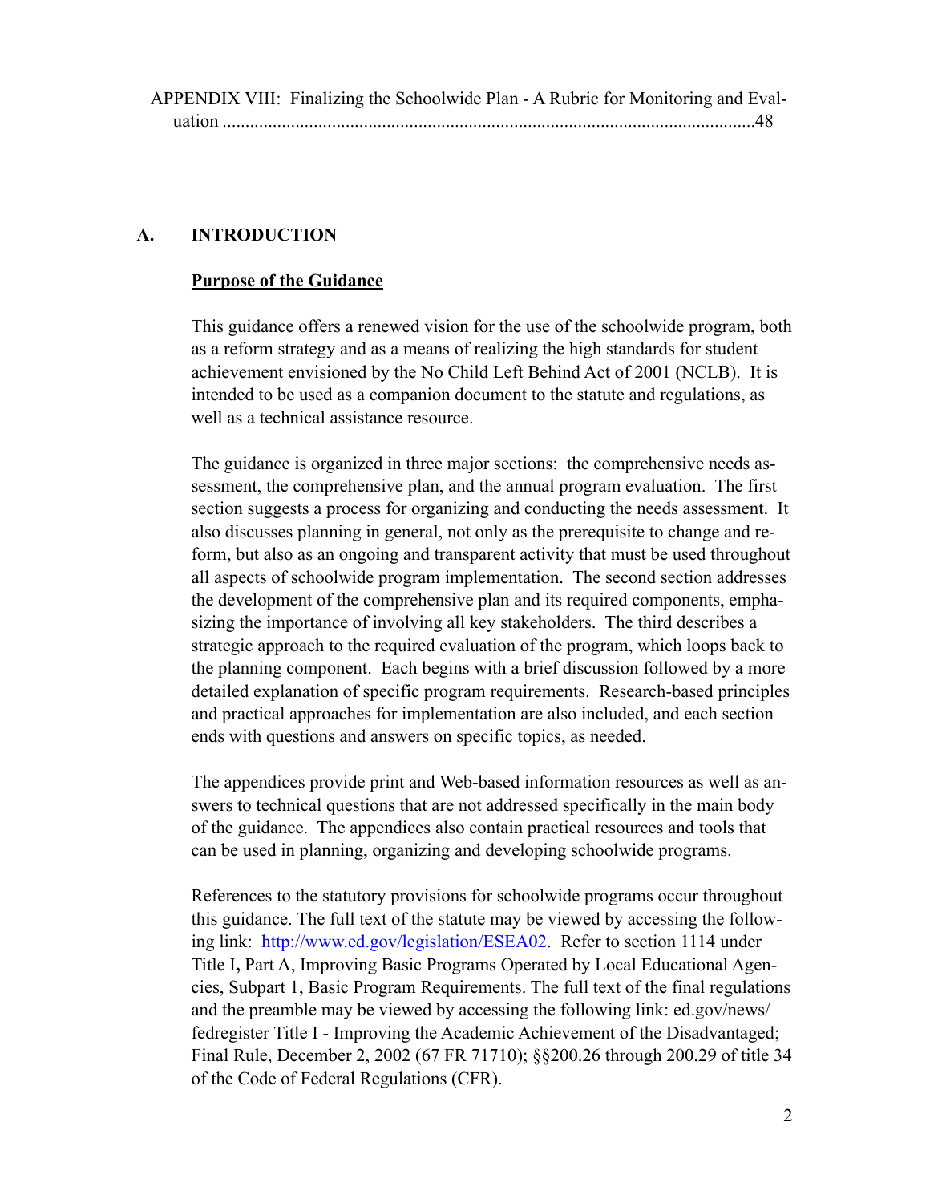APPENDIX VIII: Finalizing the Schoolwide Plan - A Rubric for Monitoring and Evaluation ....................................................................................................................48

## A. INTRODUCTION

### Purpose of the Guidance

This guidance offers a renewed vision for the use of the schoolwide program, both as a reform strategy and as a means of realizing the high standards for student achievement envisioned by the No Child Left Behind Act of 2001 (NCLB). It is intended to be used as a companion document to the statute and regulations, as well as a technical assistance resource.

The guidance is organized in three major sections: the comprehensive needs assessment, the comprehensive plan, and the annual program evaluation. The first section suggests a process for organizing and conducting the needs assessment. It also discusses planning in general, not only as the prerequisite to change and reform, but also as an ongoing and transparent activity that must be used throughout all aspects of schoolwide program implementation. The second section addresses the development of the comprehensive plan and its required components, emphasizing the importance of involving all key stakeholders. The third describes a strategic approach to the required evaluation of the program, which loops back to the planning component. Each begins with a brief discussion followed by a more detailed explanation of specific program requirements. Research-based principles and practical approaches for implementation are also included, and each section ends with questions and answers on specific topics, as needed.

The appendices provide print and Web-based information resources as well as answers to technical questions that are not addressed specifically in the main body of the guidance. The appendices also contain practical resources and tools that can be used in planning, organizing and developing schoolwide programs.

References to the statutory provisions for schoolwide programs occur throughout this guidance. The full text of the statute may be viewed by accessing the following link: [http://www.ed.gov/legislation/ESEA02](http://www.ed.gov/legislation/ESEA02). Refer to section 1114 under Title I**,** Part A, Improving Basic Programs Operated by Local Educational Agencies, Subpart 1, Basic Program Requirements. The full text of the final regulations and the preamble may be viewed by accessing the following link: ed.gov/news/fedregister Title I - Improving the Academic Achievement of the Disadvantaged; Final Rule, December 2, 2002 (67 FR 71710); §§200.26 through 200.29 of title 34 of the Code of Federal Regulations (CFR).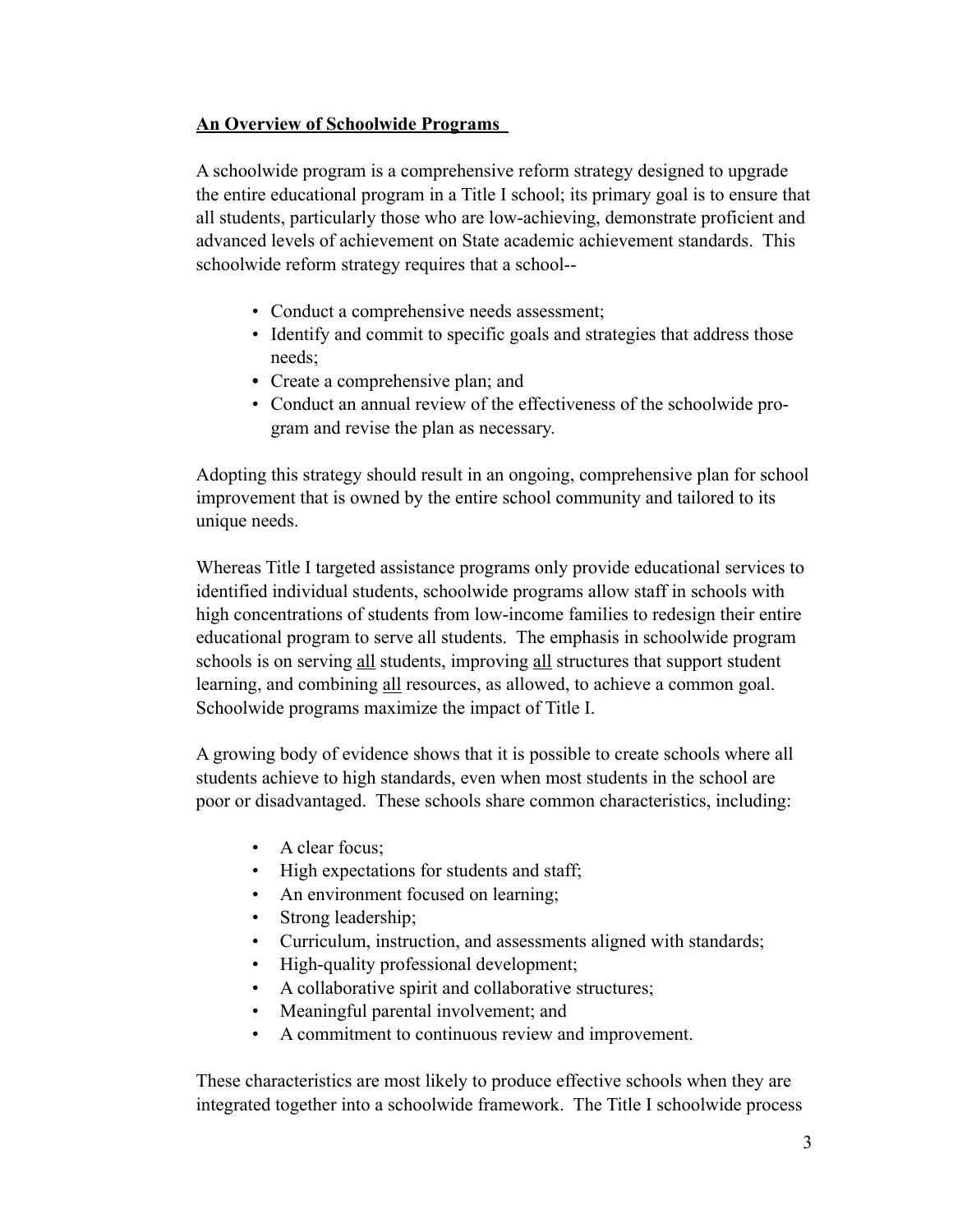## An Overview of Schoolwide Programs

A schoolwide program is a comprehensive reform strategy designed to upgrade the entire educational program in a Title I school; its primary goal is to ensure that all students, particularly those who are low-achieving, demonstrate proficient and advanced levels of achievement on State academic achievement standards. This schoolwide reform strategy requires that a school--

- Conduct a comprehensive needs assessment;
- Identify and commit to specific goals and strategies that address those needs;
- Create a comprehensive plan; and
- Conduct an annual review of the effectiveness of the schoolwide program and revise the plan as necessary.

Adopting this strategy should result in an ongoing, comprehensive plan for school improvement that is owned by the entire school community and tailored to its unique needs.

Whereas Title I targeted assistance programs only provide educational services to identified individual students, schoolwide programs allow staff in schools with high concentrations of students from low-income families to redesign their entire educational program to serve all students. The emphasis in schoolwide program schools is on serving <u>all</u> students, improving <u>all</u> structures that support student learning, and combining <u>all</u> resources, as allowed, to achieve a common goal. Schoolwide programs maximize the impact of Title I.

A growing body of evidence shows that it is possible to create schools where all students achieve to high standards, even when most students in the school are poor or disadvantaged. These schools share common characteristics, including:

- A clear focus;
- High expectations for students and staff;
- An environment focused on learning;
- Strong leadership;
- Curriculum, instruction, and assessments aligned with standards;
- High-quality professional development;
- A collaborative spirit and collaborative structures;
- Meaningful parental involvement; and
- A commitment to continuous review and improvement.

These characteristics are most likely to produce effective schools when they are integrated together into a schoolwide framework. The Title I schoolwide process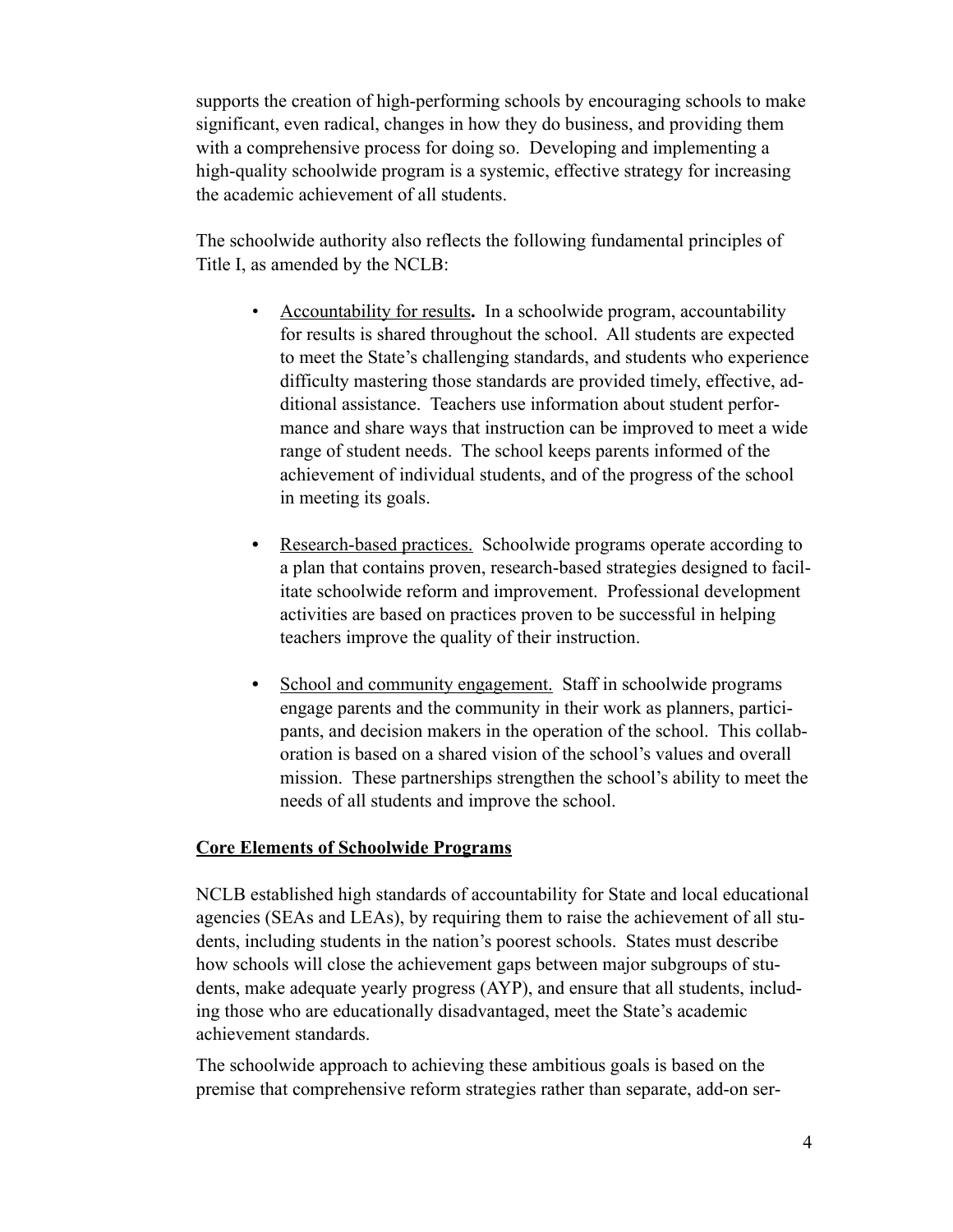supports the creation of high-performing schools by encouraging schools to make significant, even radical, changes in how they do business, and providing them with a comprehensive process for doing so. Developing and implementing a high-quality schoolwide program is a systemic, effective strategy for increasing the academic achievement of all students.

The schoolwide authority also reflects the following fundamental principles of Title I, as amended by the NCLB:

- Accountability for results**.** In a schoolwide program, accountability for results is shared throughout the school. All students are expected to meet the State's challenging standards, and students who experience difficulty mastering those standards are provided timely, effective, additional assistance. Teachers use information about student performance and share ways that instruction can be improved to meet a wide range of student needs. The school keeps parents informed of the achievement of individual students, and of the progress of the school in meeting its goals.

- Research-based practices. Schoolwide programs operate according to a plan that contains proven, research-based strategies designed to facilitate schoolwide reform and improvement. Professional development activities are based on practices proven to be successful in helping teachers improve the quality of their instruction.

- School and community engagement. Staff in schoolwide programs engage parents and the community in their work as planners, participants, and decision makers in the operation of the school. This collaboration is based on a shared vision of the school's values and overall mission. These partnerships strengthen the school's ability to meet the needs of all students and improve the school.

## Core Elements of Schoolwide Programs

NCLB established high standards of accountability for State and local educational agencies (SEAs and LEAs), by requiring them to raise the achievement of all students, including students in the nation's poorest schools. States must describe how schools will close the achievement gaps between major subgroups of students, make adequate yearly progress (AYP), and ensure that all students, including those who are educationally disadvantaged, meet the State's academic achievement standards.

The schoolwide approach to achieving these ambitious goals is based on the premise that comprehensive reform strategies rather than separate, add-on ser-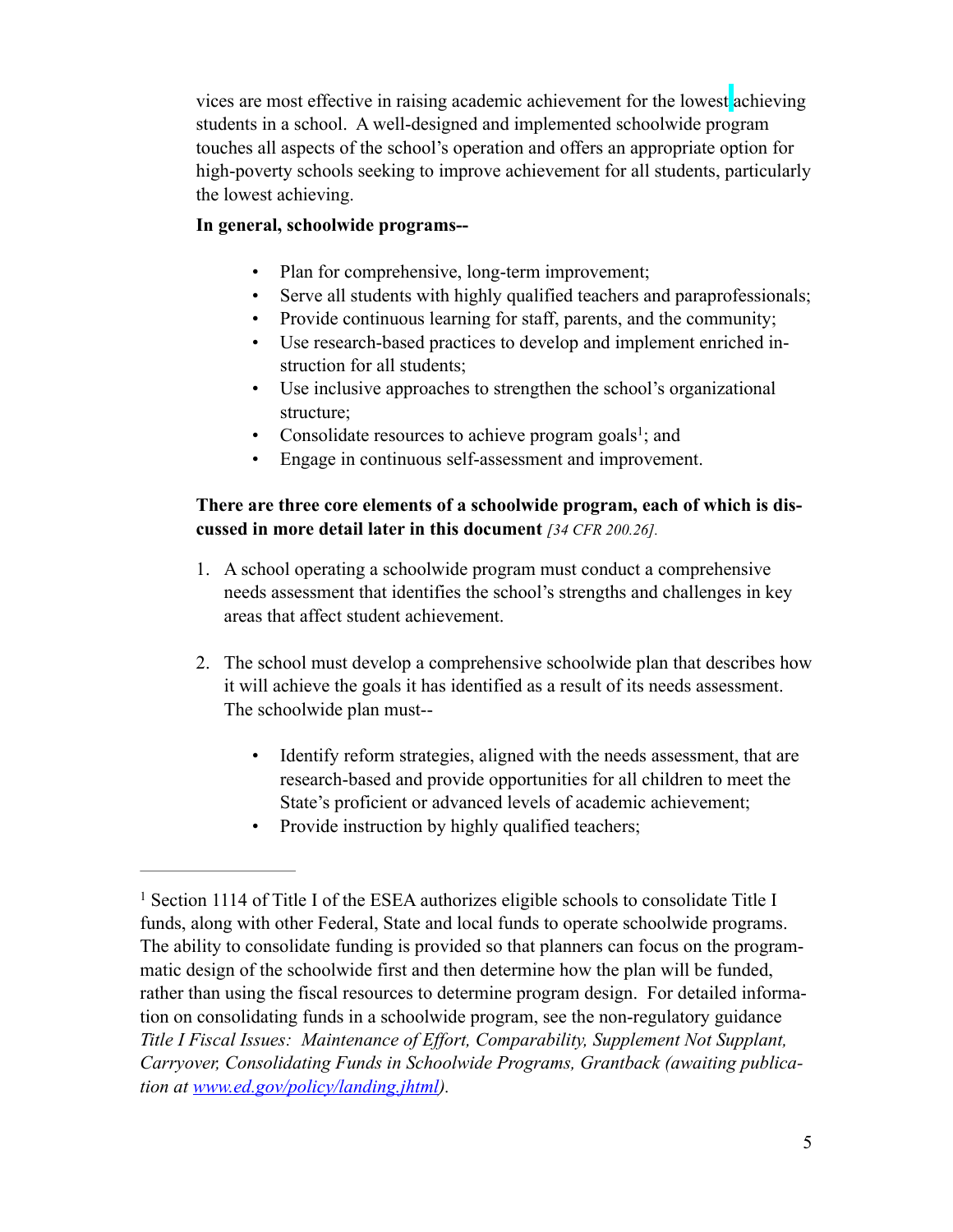vices are most effective in raising academic achievement for the lowest achieving students in a school. A well-designed and implemented schoolwide program touches all aspects of the school's operation and offers an appropriate option for high-poverty schools seeking to improve achievement for all students, particularly the lowest achieving.

**In general, schoolwide programs--**

- Plan for comprehensive, long-term improvement;
- Serve all students with highly qualified teachers and paraprofessionals;
- Provide continuous learning for staff, parents, and the community;
- Use research-based practices to develop and implement enriched instruction for all students;
- Use inclusive approaches to strengthen the school's organizational structure;
- Consolidate resources to achieve program goals[1]; and
- Engage in continuous self-assessment and improvement.

**There are three core elements of a schoolwide program, each of which is discussed in more detail later in this document** *[34 CFR 200.26].*

1. A school operating a schoolwide program must conduct a comprehensive needs assessment that identifies the school's strengths and challenges in key areas that affect student achievement.

2. The school must develop a comprehensive schoolwide plan that describes how it will achieve the goals it has identified as a result of its needs assessment. The schoolwide plan must--

    - Identify reform strategies, aligned with the needs assessment, that are research-based and provide opportunities for all children to meet the State's proficient or advanced levels of academic achievement;
    - Provide instruction by highly qualified teachers;

---

[1] Section 1114 of Title I of the ESEA authorizes eligible schools to consolidate Title I funds, along with other Federal, State and local funds to operate schoolwide programs. The ability to consolidate funding is provided so that planners can focus on the programmatic design of the schoolwide first and then determine how the plan will be funded, rather than using the fiscal resources to determine program design. For detailed information on consolidating funds in a schoolwide program, see the non-regulatory guidance *Title I Fiscal Issues: Maintenance of Effort, Comparability, Supplement Not Supplant, Carryover, Consolidating Funds in Schoolwide Programs, Grantback (awaiting publication at [www.ed.gov/policy/landing.jhtml](www.ed.gov/policy/landing.jhtml)).*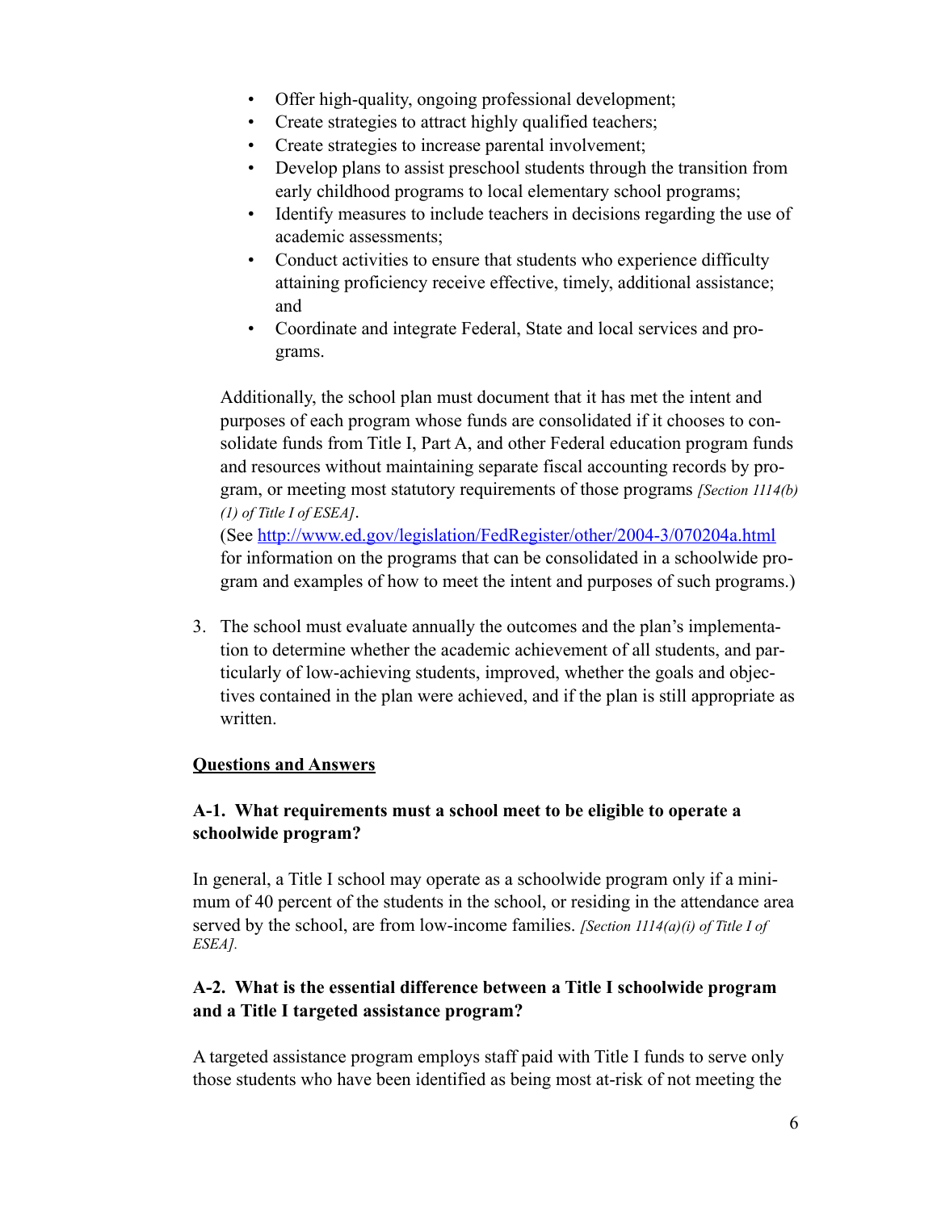- Offer high-quality, ongoing professional development;
- Create strategies to attract highly qualified teachers;
- Create strategies to increase parental involvement;
- Develop plans to assist preschool students through the transition from early childhood programs to local elementary school programs;
- Identify measures to include teachers in decisions regarding the use of academic assessments;
- Conduct activities to ensure that students who experience difficulty attaining proficiency receive effective, timely, additional assistance; and
- Coordinate and integrate Federal, State and local services and programs.

Additionally, the school plan must document that it has met the intent and purposes of each program whose funds are consolidated if it chooses to consolidate funds from Title I, Part A, and other Federal education program funds and resources without maintaining separate fiscal accounting records by program, or meeting most statutory requirements of those programs *[Section 1114(b)(1) of Title I of ESEA]*.
(See http://www.ed.gov/legislation/FedRegister/other/2004-3/070204a.html for information on the programs that can be consolidated in a schoolwide program and examples of how to meet the intent and purposes of such programs.)

3. The school must evaluate annually the outcomes and the plan's implementation to determine whether the academic achievement of all students, and particularly of low-achieving students, improved, whether the goals and objectives contained in the plan were achieved, and if the plan is still appropriate as written.

## Questions and Answers

### A-1. What requirements must a school meet to be eligible to operate a schoolwide program?

In general, a Title I school may operate as a schoolwide program only if a minimum of 40 percent of the students in the school, or residing in the attendance area served by the school, are from low-income families. *[Section 1114(a)(i) of Title I of ESEA].*

### A-2. What is the essential difference between a Title I schoolwide program and a Title I targeted assistance program?

A targeted assistance program employs staff paid with Title I funds to serve only those students who have been identified as being most at-risk of not meeting the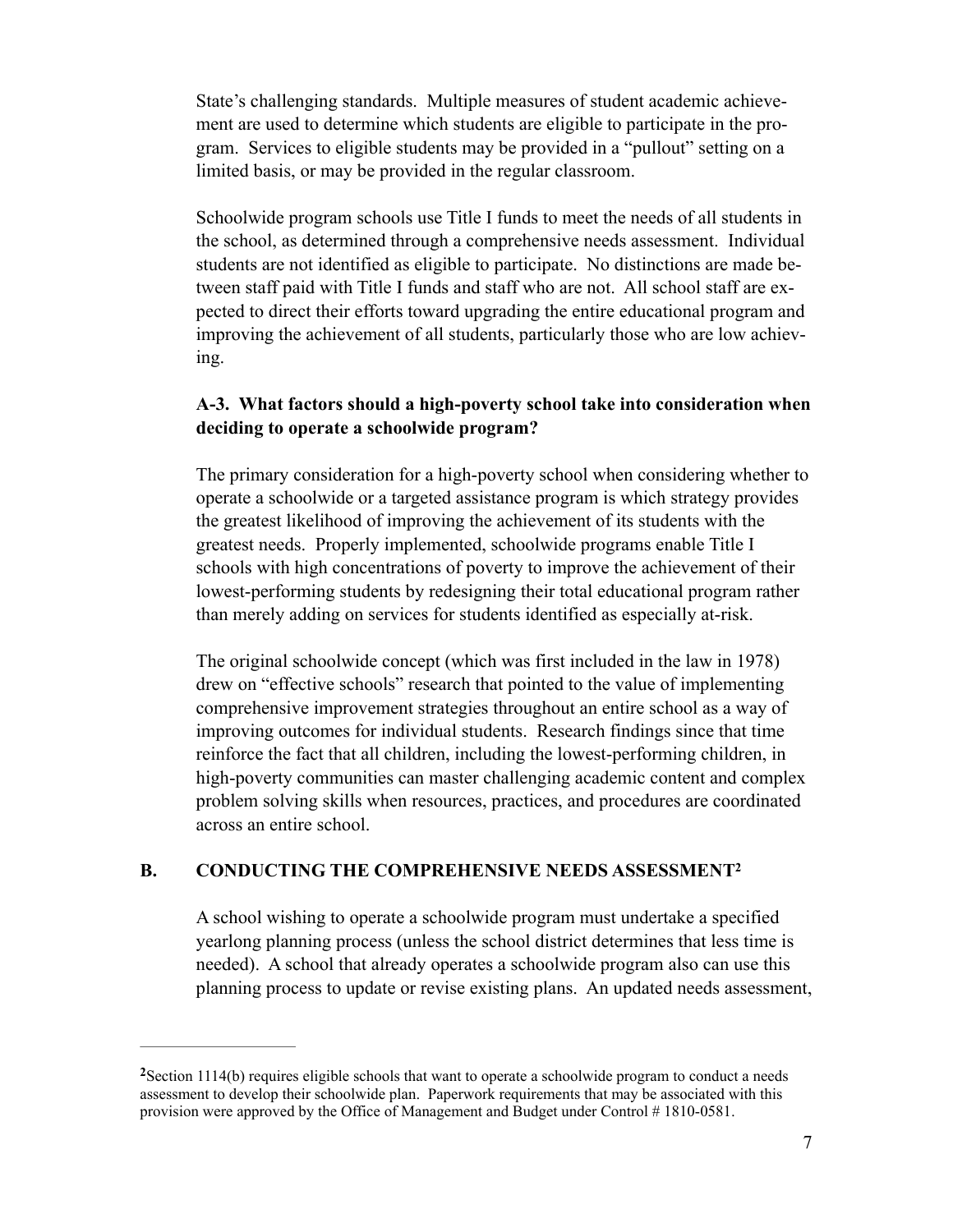State's challenging standards. Multiple measures of student academic achievement are used to determine which students are eligible to participate in the program. Services to eligible students may be provided in a "pullout" setting on a limited basis, or may be provided in the regular classroom.

Schoolwide program schools use Title I funds to meet the needs of all students in the school, as determined through a comprehensive needs assessment. Individual students are not identified as eligible to participate. No distinctions are made between staff paid with Title I funds and staff who are not. All school staff are expected to direct their efforts toward upgrading the entire educational program and improving the achievement of all students, particularly those who are low achieving.

**A-3. What factors should a high-poverty school take into consideration when deciding to operate a schoolwide program?**

The primary consideration for a high-poverty school when considering whether to operate a schoolwide or a targeted assistance program is which strategy provides the greatest likelihood of improving the achievement of its students with the greatest needs. Properly implemented, schoolwide programs enable Title I schools with high concentrations of poverty to improve the achievement of their lowest-performing students by redesigning their total educational program rather than merely adding on services for students identified as especially at-risk.

The original schoolwide concept (which was first included in the law in 1978) drew on "effective schools" research that pointed to the value of implementing comprehensive improvement strategies throughout an entire school as a way of improving outcomes for individual students. Research findings since that time reinforce the fact that all children, including the lowest-performing children, in high-poverty communities can master challenging academic content and complex problem solving skills when resources, practices, and procedures are coordinated across an entire school.

## B. CONDUCTING THE COMPREHENSIVE NEEDS ASSESSMENT[2]

A school wishing to operate a schoolwide program must undertake a specified yearlong planning process (unless the school district determines that less time is needed). A school that already operates a schoolwide program also can use this planning process to update or revise existing plans. An updated needs assessment,

---

[2] Section 1114(b) requires eligible schools that want to operate a schoolwide program to conduct a needs assessment to develop their schoolwide plan. Paperwork requirements that may be associated with this provision were approved by the Office of Management and Budget under Control # 1810-0581.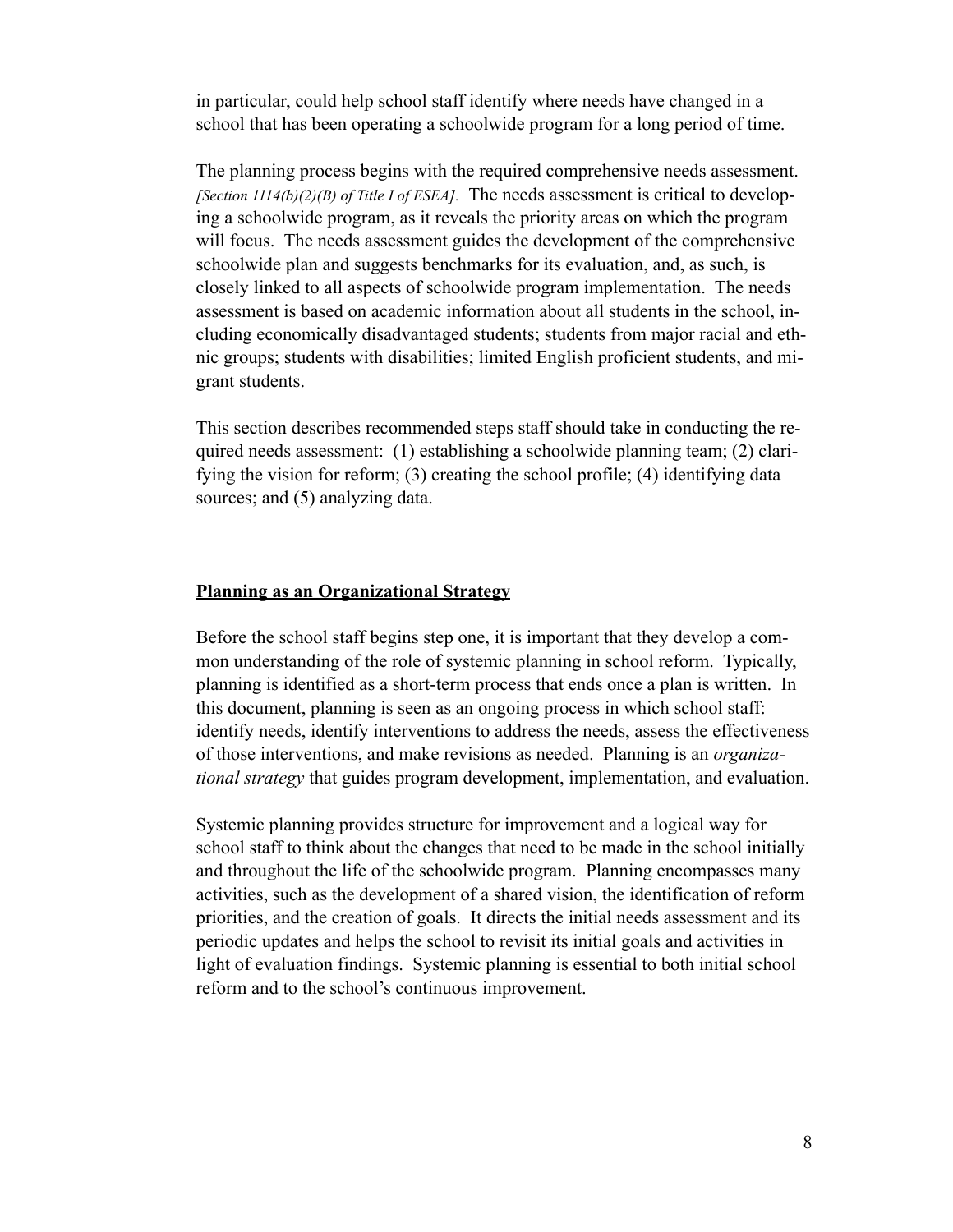in particular, could help school staff identify where needs have changed in a school that has been operating a schoolwide program for a long period of time.

The planning process begins with the required comprehensive needs assessment. *[Section 1114(b)(2)(B) of Title I of ESEA].* The needs assessment is critical to developing a schoolwide program, as it reveals the priority areas on which the program will focus. The needs assessment guides the development of the comprehensive schoolwide plan and suggests benchmarks for its evaluation, and, as such, is closely linked to all aspects of schoolwide program implementation. The needs assessment is based on academic information about all students in the school, including economically disadvantaged students; students from major racial and ethnic groups; students with disabilities; limited English proficient students, and migrant students.

This section describes recommended steps staff should take in conducting the required needs assessment: (1) establishing a schoolwide planning team; (2) clarifying the vision for reform; (3) creating the school profile; (4) identifying data sources; and (5) analyzing data.

## Planning as an Organizational Strategy

Before the school staff begins step one, it is important that they develop a common understanding of the role of systemic planning in school reform. Typically, planning is identified as a short-term process that ends once a plan is written. In this document, planning is seen as an ongoing process in which school staff: identify needs, identify interventions to address the needs, assess the effectiveness of those interventions, and make revisions as needed. Planning is an *organizational strategy* that guides program development, implementation, and evaluation.

Systemic planning provides structure for improvement and a logical way for school staff to think about the changes that need to be made in the school initially and throughout the life of the schoolwide program. Planning encompasses many activities, such as the development of a shared vision, the identification of reform priorities, and the creation of goals. It directs the initial needs assessment and its periodic updates and helps the school to revisit its initial goals and activities in light of evaluation findings. Systemic planning is essential to both initial school reform and to the school's continuous improvement.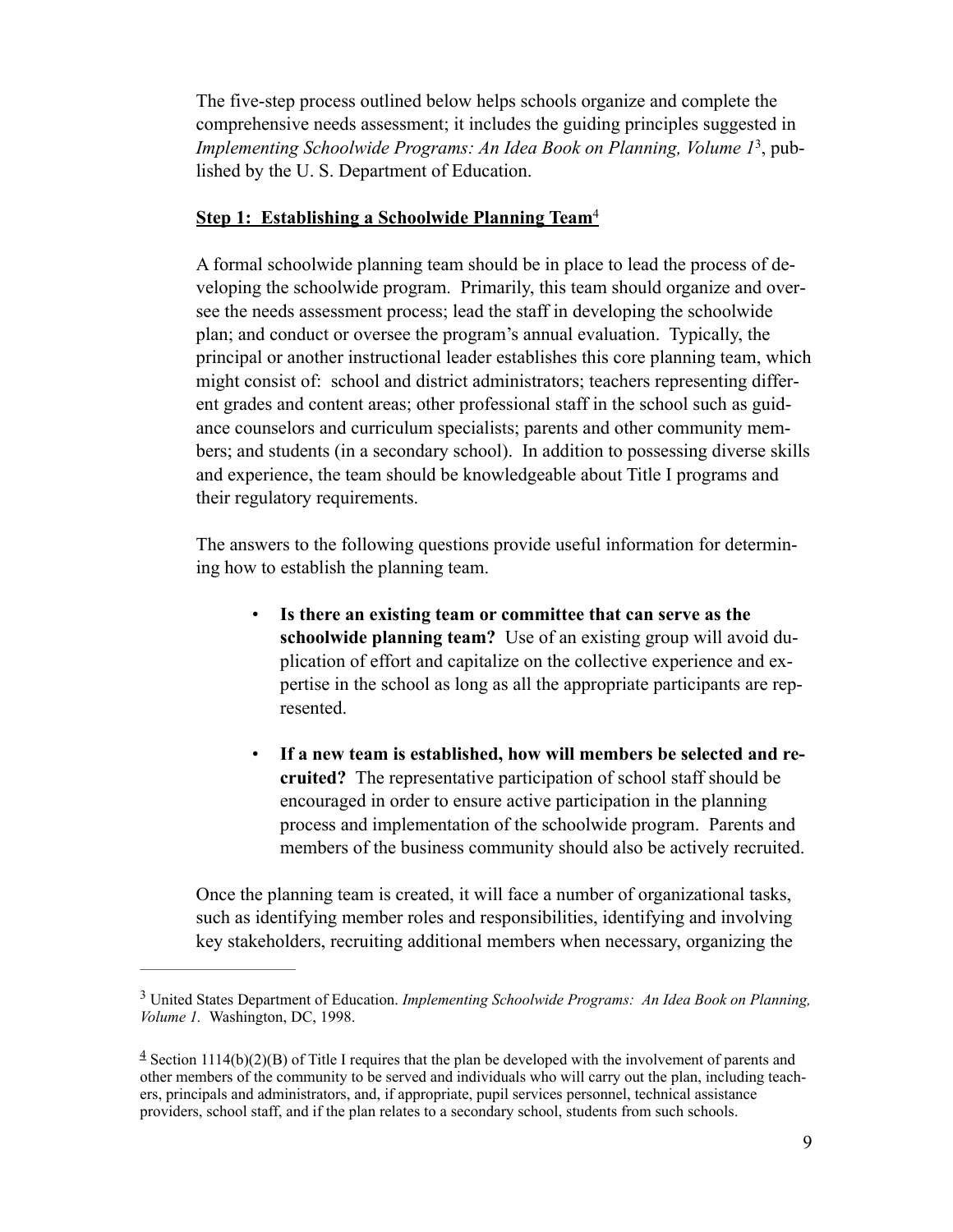The five-step process outlined below helps schools organize and complete the comprehensive needs assessment; it includes the guiding principles suggested in *Implementing Schoolwide Programs: An Idea Book on Planning, Volume 1*[3], published by the U. S. Department of Education.

**Step 1: Establishing a Schoolwide Planning Team**[4]

A formal schoolwide planning team should be in place to lead the process of developing the schoolwide program. Primarily, this team should organize and oversee the needs assessment process; lead the staff in developing the schoolwide plan; and conduct or oversee the program's annual evaluation. Typically, the principal or another instructional leader establishes this core planning team, which might consist of: school and district administrators; teachers representing different grades and content areas; other professional staff in the school such as guidance counselors and curriculum specialists; parents and other community members; and students (in a secondary school). In addition to possessing diverse skills and experience, the team should be knowledgeable about Title I programs and their regulatory requirements.

The answers to the following questions provide useful information for determining how to establish the planning team.

- **Is there an existing team or committee that can serve as the schoolwide planning team?** Use of an existing group will avoid duplication of effort and capitalize on the collective experience and expertise in the school as long as all the appropriate participants are represented.
- **If a new team is established, how will members be selected and recruited?** The representative participation of school staff should be encouraged in order to ensure active participation in the planning process and implementation of the schoolwide program. Parents and members of the business community should also be actively recruited.

Once the planning team is created, it will face a number of organizational tasks, such as identifying member roles and responsibilities, identifying and involving key stakeholders, recruiting additional members when necessary, organizing the

---

[3] United States Department of Education. *Implementing Schoolwide Programs: An Idea Book on Planning, Volume 1.* Washington, DC, 1998.

[4] Section 1114(b)(2)(B) of Title I requires that the plan be developed with the involvement of parents and other members of the community to be served and individuals who will carry out the plan, including teachers, principals and administrators, and, if appropriate, pupil services personnel, technical assistance providers, school staff, and if the plan relates to a secondary school, students from such schools.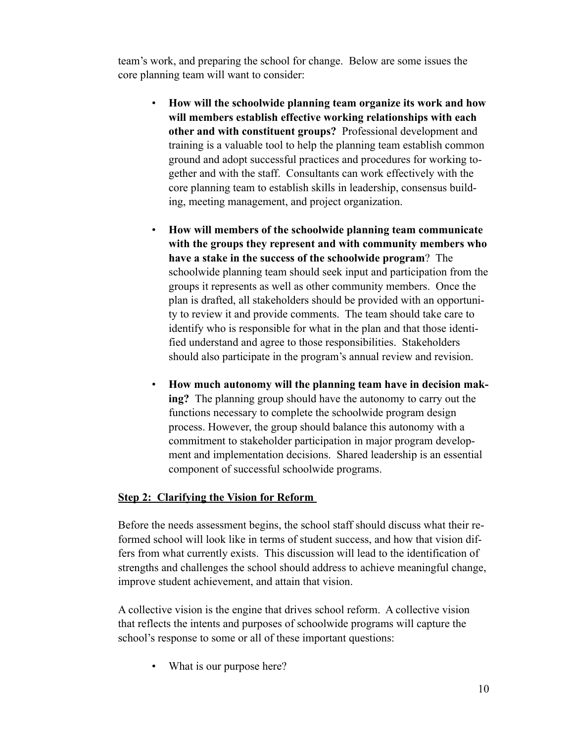team's work, and preparing the school for change. Below are some issues the core planning team will want to consider:

- **How will the schoolwide planning team organize its work and how will members establish effective working relationships with each other and with constituent groups?** Professional development and training is a valuable tool to help the planning team establish common ground and adopt successful practices and procedures for working together and with the staff. Consultants can work effectively with the core planning team to establish skills in leadership, consensus building, meeting management, and project organization.

- **How will members of the schoolwide planning team communicate with the groups they represent and with community members who have a stake in the success of the schoolwide program**? The schoolwide planning team should seek input and participation from the groups it represents as well as other community members. Once the plan is drafted, all stakeholders should be provided with an opportunity to review it and provide comments. The team should take care to identify who is responsible for what in the plan and that those identified understand and agree to those responsibilities. Stakeholders should also participate in the program's annual review and revision.

- **How much autonomy will the planning team have in decision making?** The planning group should have the autonomy to carry out the functions necessary to complete the schoolwide program design process. However, the group should balance this autonomy with a commitment to stakeholder participation in major program development and implementation decisions. Shared leadership is an essential component of successful schoolwide programs.

## Step 2: Clarifying the Vision for Reform

Before the needs assessment begins, the school staff should discuss what their reformed school will look like in terms of student success, and how that vision differs from what currently exists. This discussion will lead to the identification of strengths and challenges the school should address to achieve meaningful change, improve student achievement, and attain that vision.

A collective vision is the engine that drives school reform. A collective vision that reflects the intents and purposes of schoolwide programs will capture the school's response to some or all of these important questions:

- What is our purpose here?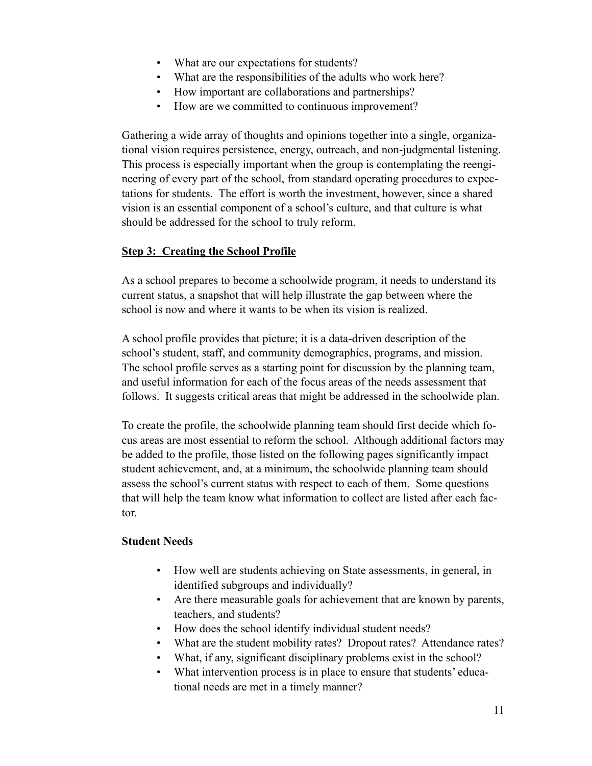- What are our expectations for students?
- What are the responsibilities of the adults who work here?
- How important are collaborations and partnerships?
- How are we committed to continuous improvement?

Gathering a wide array of thoughts and opinions together into a single, organizational vision requires persistence, energy, outreach, and non-judgmental listening. This process is especially important when the group is contemplating the reengineering of every part of the school, from standard operating procedures to expectations for students. The effort is worth the investment, however, since a shared vision is an essential component of a school's culture, and that culture is what should be addressed for the school to truly reform.

## Step 3: Creating the School Profile

As a school prepares to become a schoolwide program, it needs to understand its current status, a snapshot that will help illustrate the gap between where the school is now and where it wants to be when its vision is realized.

A school profile provides that picture; it is a data-driven description of the school's student, staff, and community demographics, programs, and mission. The school profile serves as a starting point for discussion by the planning team, and useful information for each of the focus areas of the needs assessment that follows. It suggests critical areas that might be addressed in the schoolwide plan.

To create the profile, the schoolwide planning team should first decide which focus areas are most essential to reform the school. Although additional factors may be added to the profile, those listed on the following pages significantly impact student achievement, and, at a minimum, the schoolwide planning team should assess the school's current status with respect to each of them. Some questions that will help the team know what information to collect are listed after each factor.

### Student Needs

- How well are students achieving on State assessments, in general, in identified subgroups and individually?
- Are there measurable goals for achievement that are known by parents, teachers, and students?
- How does the school identify individual student needs?
- What are the student mobility rates? Dropout rates? Attendance rates?
- What, if any, significant disciplinary problems exist in the school?
- What intervention process is in place to ensure that students' educational needs are met in a timely manner?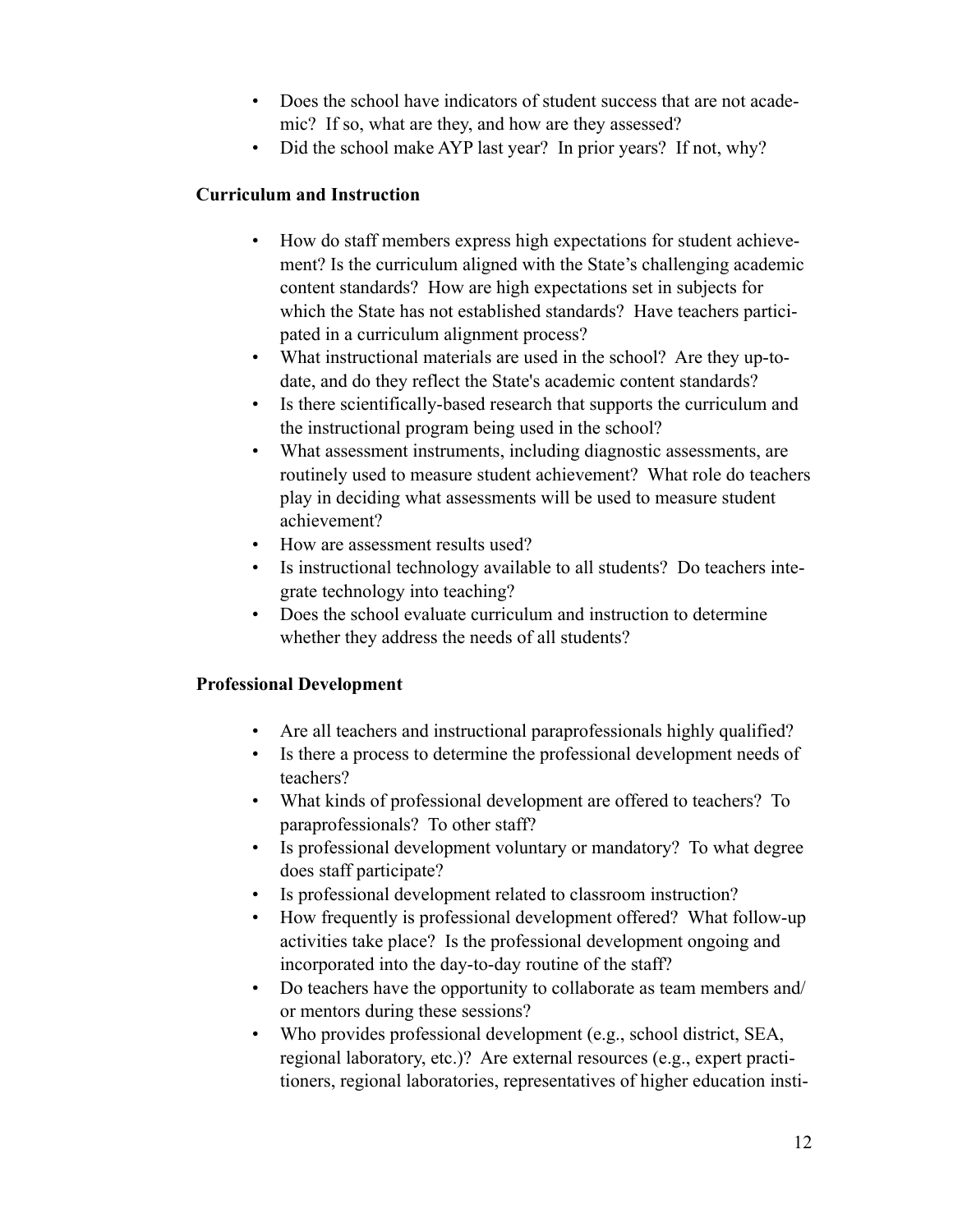- Does the school have indicators of student success that are not academic? If so, what are they, and how are they assessed?
- Did the school make AYP last year? In prior years? If not, why?

**Curriculum and Instruction**

- How do staff members express high expectations for student achievement? Is the curriculum aligned with the State's challenging academic content standards? How are high expectations set in subjects for which the State has not established standards? Have teachers participated in a curriculum alignment process?
- What instructional materials are used in the school? Are they up-to-date, and do they reflect the State's academic content standards?
- Is there scientifically-based research that supports the curriculum and the instructional program being used in the school?
- What assessment instruments, including diagnostic assessments, are routinely used to measure student achievement? What role do teachers play in deciding what assessments will be used to measure student achievement?
- How are assessment results used?
- Is instructional technology available to all students? Do teachers integrate technology into teaching?
- Does the school evaluate curriculum and instruction to determine whether they address the needs of all students?

**Professional Development**

- Are all teachers and instructional paraprofessionals highly qualified?
- Is there a process to determine the professional development needs of teachers?
- What kinds of professional development are offered to teachers? To paraprofessionals? To other staff?
- Is professional development voluntary or mandatory? To what degree does staff participate?
- Is professional development related to classroom instruction?
- How frequently is professional development offered? What follow-up activities take place? Is the professional development ongoing and incorporated into the day-to-day routine of the staff?
- Do teachers have the opportunity to collaborate as team members and/or mentors during these sessions?
- Who provides professional development (e.g., school district, SEA, regional laboratory, etc.)? Are external resources (e.g., expert practitioners, regional laboratories, representatives of higher education insti-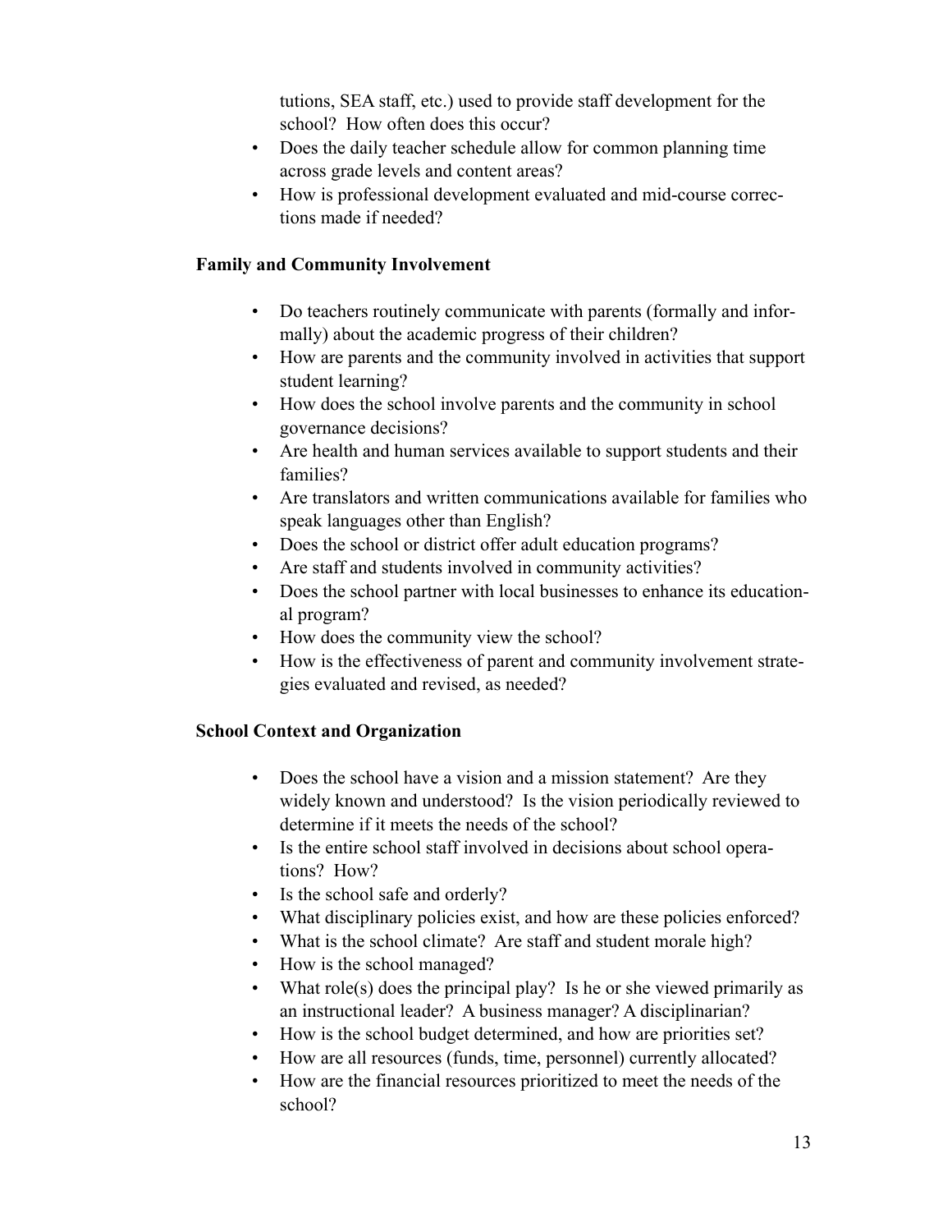tutions, SEA staff, etc.) used to provide staff development for the school? How often does this occur?

- Does the daily teacher schedule allow for common planning time across grade levels and content areas?
- How is professional development evaluated and mid-course corrections made if needed?

**Family and Community Involvement**

- Do teachers routinely communicate with parents (formally and informally) about the academic progress of their children?
- How are parents and the community involved in activities that support student learning?
- How does the school involve parents and the community in school governance decisions?
- Are health and human services available to support students and their families?
- Are translators and written communications available for families who speak languages other than English?
- Does the school or district offer adult education programs?
- Are staff and students involved in community activities?
- Does the school partner with local businesses to enhance its educational program?
- How does the community view the school?
- How is the effectiveness of parent and community involvement strategies evaluated and revised, as needed?

**School Context and Organization**

- Does the school have a vision and a mission statement? Are they widely known and understood? Is the vision periodically reviewed to determine if it meets the needs of the school?
- Is the entire school staff involved in decisions about school operations? How?
- Is the school safe and orderly?
- What disciplinary policies exist, and how are these policies enforced?
- What is the school climate? Are staff and student morale high?
- How is the school managed?
- What role(s) does the principal play? Is he or she viewed primarily as an instructional leader? A business manager? A disciplinarian?
- How is the school budget determined, and how are priorities set?
- How are all resources (funds, time, personnel) currently allocated?
- How are the financial resources prioritized to meet the needs of the school?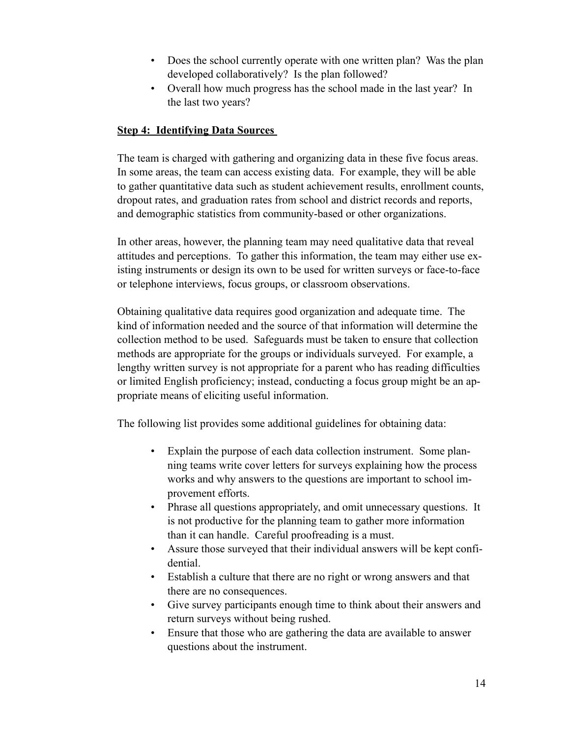- Does the school currently operate with one written plan? Was the plan developed collaboratively? Is the plan followed?
- Overall how much progress has the school made in the last year? In the last two years?

**Step 4: Identifying Data Sources**

The team is charged with gathering and organizing data in these five focus areas. In some areas, the team can access existing data. For example, they will be able to gather quantitative data such as student achievement results, enrollment counts, dropout rates, and graduation rates from school and district records and reports, and demographic statistics from community-based or other organizations.

In other areas, however, the planning team may need qualitative data that reveal attitudes and perceptions. To gather this information, the team may either use existing instruments or design its own to be used for written surveys or face-to-face or telephone interviews, focus groups, or classroom observations.

Obtaining qualitative data requires good organization and adequate time. The kind of information needed and the source of that information will determine the collection method to be used. Safeguards must be taken to ensure that collection methods are appropriate for the groups or individuals surveyed. For example, a lengthy written survey is not appropriate for a parent who has reading difficulties or limited English proficiency; instead, conducting a focus group might be an appropriate means of eliciting useful information.

The following list provides some additional guidelines for obtaining data:

- Explain the purpose of each data collection instrument. Some planning teams write cover letters for surveys explaining how the process works and why answers to the questions are important to school improvement efforts.
- Phrase all questions appropriately, and omit unnecessary questions. It is not productive for the planning team to gather more information than it can handle. Careful proofreading is a must.
- Assure those surveyed that their individual answers will be kept confidential.
- Establish a culture that there are no right or wrong answers and that there are no consequences.
- Give survey participants enough time to think about their answers and return surveys without being rushed.
- Ensure that those who are gathering the data are available to answer questions about the instrument.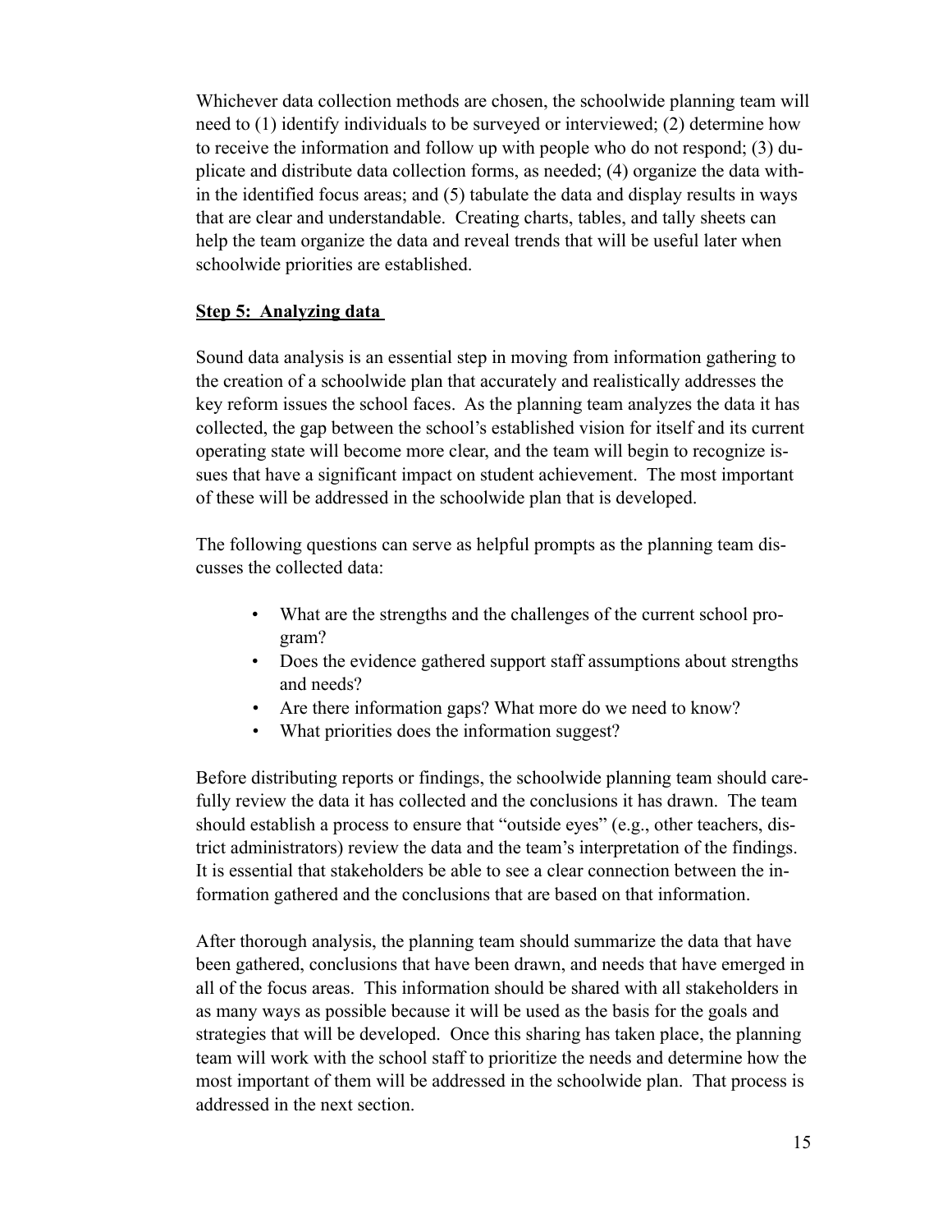Whichever data collection methods are chosen, the schoolwide planning team will need to (1) identify individuals to be surveyed or interviewed; (2) determine how to receive the information and follow up with people who do not respond; (3) duplicate and distribute data collection forms, as needed; (4) organize the data within the identified focus areas; and (5) tabulate the data and display results in ways that are clear and understandable. Creating charts, tables, and tally sheets can help the team organize the data and reveal trends that will be useful later when schoolwide priorities are established.

**Step 5: Analyzing data**

Sound data analysis is an essential step in moving from information gathering to the creation of a schoolwide plan that accurately and realistically addresses the key reform issues the school faces. As the planning team analyzes the data it has collected, the gap between the school's established vision for itself and its current operating state will become more clear, and the team will begin to recognize issues that have a significant impact on student achievement. The most important of these will be addressed in the schoolwide plan that is developed.

The following questions can serve as helpful prompts as the planning team discusses the collected data:

- What are the strengths and the challenges of the current school program?
- Does the evidence gathered support staff assumptions about strengths and needs?
- Are there information gaps? What more do we need to know?
- What priorities does the information suggest?

Before distributing reports or findings, the schoolwide planning team should carefully review the data it has collected and the conclusions it has drawn. The team should establish a process to ensure that "outside eyes" (e.g., other teachers, district administrators) review the data and the team's interpretation of the findings. It is essential that stakeholders be able to see a clear connection between the information gathered and the conclusions that are based on that information.

After thorough analysis, the planning team should summarize the data that have been gathered, conclusions that have been drawn, and needs that have emerged in all of the focus areas. This information should be shared with all stakeholders in as many ways as possible because it will be used as the basis for the goals and strategies that will be developed. Once this sharing has taken place, the planning team will work with the school staff to prioritize the needs and determine how the most important of them will be addressed in the schoolwide plan. That process is addressed in the next section.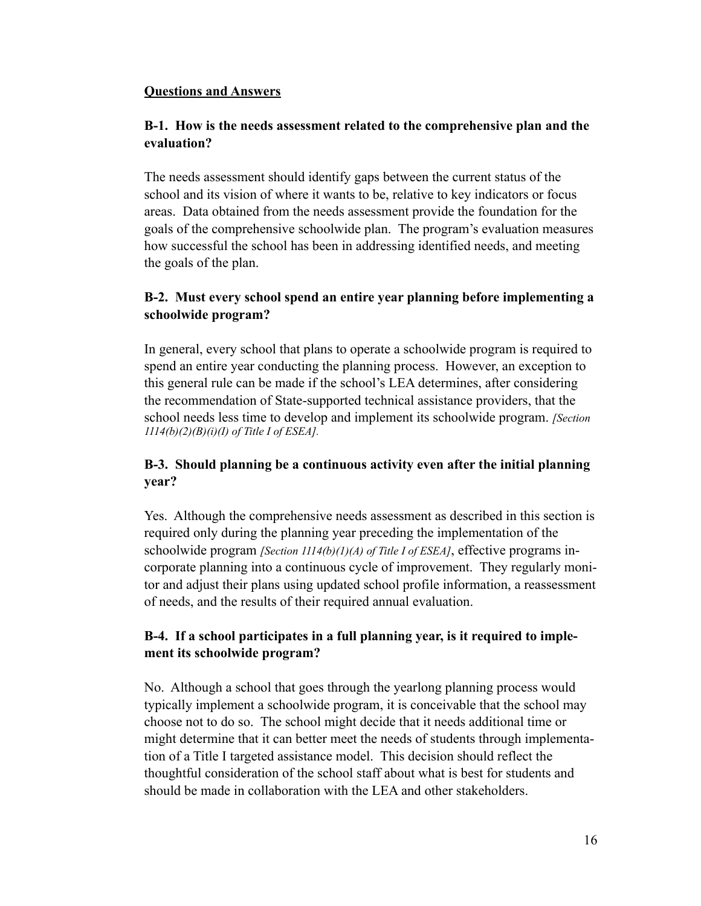**Questions and Answers**

### B-1. How is the needs assessment related to the comprehensive plan and the evaluation?

The needs assessment should identify gaps between the current status of the school and its vision of where it wants to be, relative to key indicators or focus areas. Data obtained from the needs assessment provide the foundation for the goals of the comprehensive schoolwide plan. The program's evaluation measures how successful the school has been in addressing identified needs, and meeting the goals of the plan.

### B-2. Must every school spend an entire year planning before implementing a schoolwide program?

In general, every school that plans to operate a schoolwide program is required to spend an entire year conducting the planning process. However, an exception to this general rule can be made if the school's LEA determines, after considering the recommendation of State-supported technical assistance providers, that the school needs less time to develop and implement its schoolwide program. *[Section 1114(b)(2)(B)(i)(I) of Title I of ESEA].*

### B-3. Should planning be a continuous activity even after the initial planning year?

Yes. Although the comprehensive needs assessment as described in this section is required only during the planning year preceding the implementation of the schoolwide program *[Section 1114(b)(1)(A) of Title I of ESEA]*, effective programs incorporate planning into a continuous cycle of improvement. They regularly monitor and adjust their plans using updated school profile information, a reassessment of needs, and the results of their required annual evaluation.

### B-4. If a school participates in a full planning year, is it required to implement its schoolwide program?

No. Although a school that goes through the yearlong planning process would typically implement a schoolwide program, it is conceivable that the school may choose not to do so. The school might decide that it needs additional time or might determine that it can better meet the needs of students through implementation of a Title I targeted assistance model. This decision should reflect the thoughtful consideration of the school staff about what is best for students and should be made in collaboration with the LEA and other stakeholders.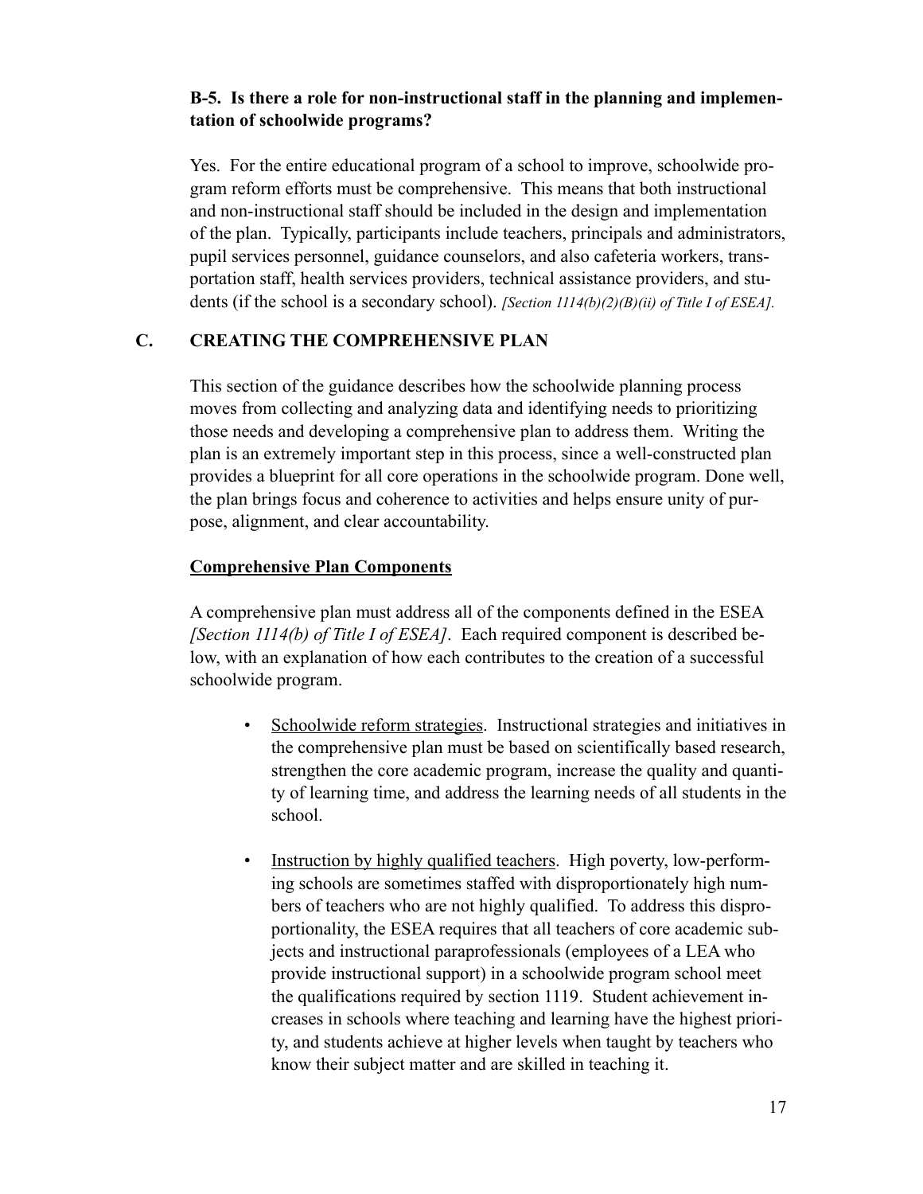**B-5. Is there a role for non-instructional staff in the planning and implementation of schoolwide programs?**

Yes. For the entire educational program of a school to improve, schoolwide program reform efforts must be comprehensive. This means that both instructional and non-instructional staff should be included in the design and implementation of the plan. Typically, participants include teachers, principals and administrators, pupil services personnel, guidance counselors, and also cafeteria workers, transportation staff, health services providers, technical assistance providers, and students (if the school is a secondary school). *[Section 1114(b)(2)(B)(ii) of Title I of ESEA].*

## C. CREATING THE COMPREHENSIVE PLAN

This section of the guidance describes how the schoolwide planning process moves from collecting and analyzing data and identifying needs to prioritizing those needs and developing a comprehensive plan to address them. Writing the plan is an extremely important step in this process, since a well-constructed plan provides a blueprint for all core operations in the schoolwide program. Done well, the plan brings focus and coherence to activities and helps ensure unity of purpose, alignment, and clear accountability.

### <u>Comprehensive Plan Components</u>

A comprehensive plan must address all of the components defined in the ESEA *[Section 1114(b) of Title I of ESEA]*. Each required component is described below, with an explanation of how each contributes to the creation of a successful schoolwide program.

- <u>Schoolwide reform strategies</u>. Instructional strategies and initiatives in the comprehensive plan must be based on scientifically based research, strengthen the core academic program, increase the quality and quantity of learning time, and address the learning needs of all students in the school.

- <u>Instruction by highly qualified teachers</u>. High poverty, low-performing schools are sometimes staffed with disproportionately high numbers of teachers who are not highly qualified. To address this disproportionality, the ESEA requires that all teachers of core academic subjects and instructional paraprofessionals (employees of a LEA who provide instructional support) in a schoolwide program school meet the qualifications required by section 1119. Student achievement increases in schools where teaching and learning have the highest priority, and students achieve at higher levels when taught by teachers who know their subject matter and are skilled in teaching it.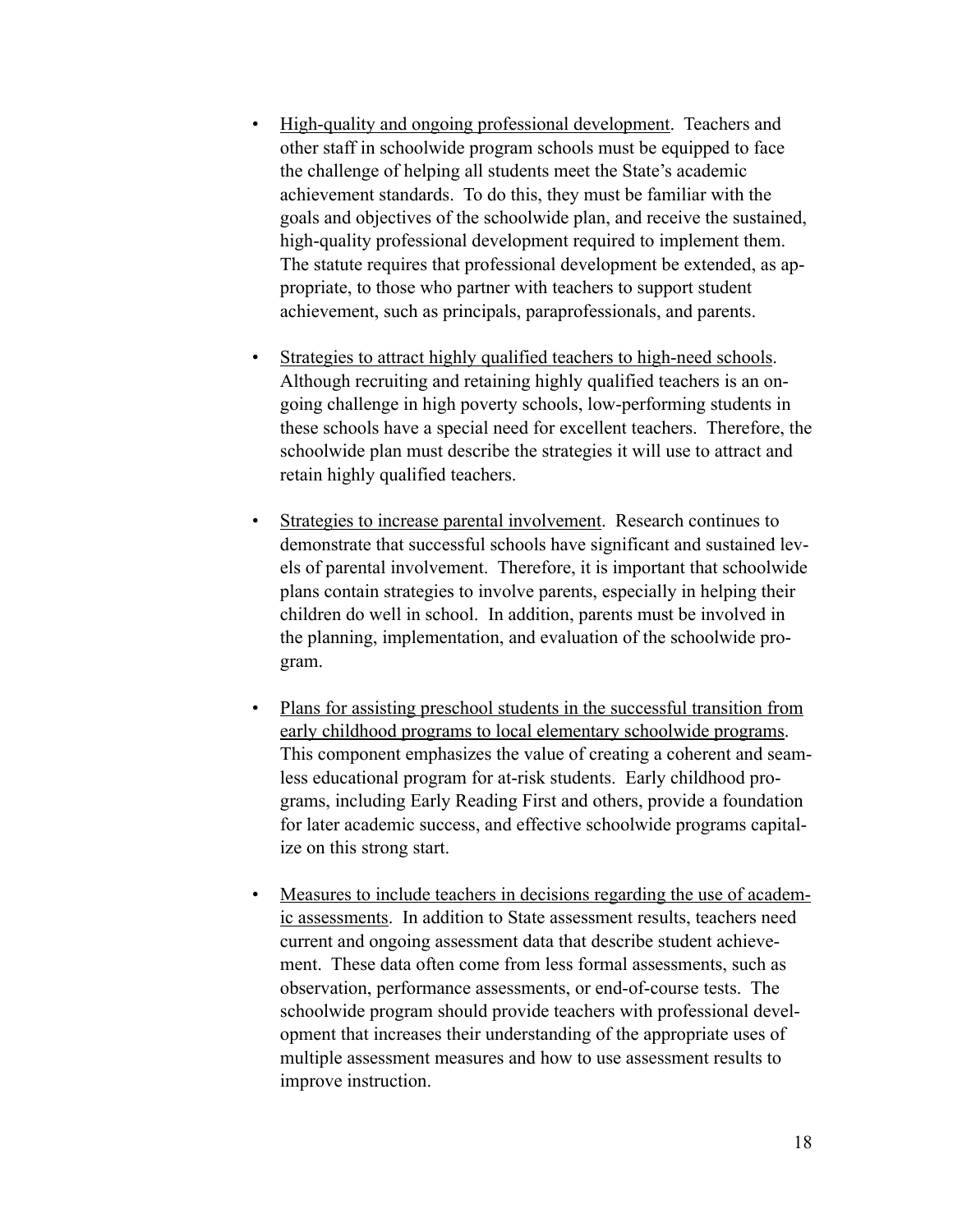- High-quality and ongoing professional development. Teachers and other staff in schoolwide program schools must be equipped to face the challenge of helping all students meet the State's academic achievement standards. To do this, they must be familiar with the goals and objectives of the schoolwide plan, and receive the sustained, high-quality professional development required to implement them. The statute requires that professional development be extended, as appropriate, to those who partner with teachers to support student achievement, such as principals, paraprofessionals, and parents.

- Strategies to attract highly qualified teachers to high-need schools. Although recruiting and retaining highly qualified teachers is an ongoing challenge in high poverty schools, low-performing students in these schools have a special need for excellent teachers. Therefore, the schoolwide plan must describe the strategies it will use to attract and retain highly qualified teachers.

- Strategies to increase parental involvement. Research continues to demonstrate that successful schools have significant and sustained levels of parental involvement. Therefore, it is important that schoolwide plans contain strategies to involve parents, especially in helping their children do well in school. In addition, parents must be involved in the planning, implementation, and evaluation of the schoolwide program.

- Plans for assisting preschool students in the successful transition from early childhood programs to local elementary schoolwide programs. This component emphasizes the value of creating a coherent and seamless educational program for at-risk students. Early childhood programs, including Early Reading First and others, provide a foundation for later academic success, and effective schoolwide programs capitalize on this strong start.

- Measures to include teachers in decisions regarding the use of academic assessments. In addition to State assessment results, teachers need current and ongoing assessment data that describe student achievement. These data often come from less formal assessments, such as observation, performance assessments, or end-of-course tests. The schoolwide program should provide teachers with professional development that increases their understanding of the appropriate uses of multiple assessment measures and how to use assessment results to improve instruction.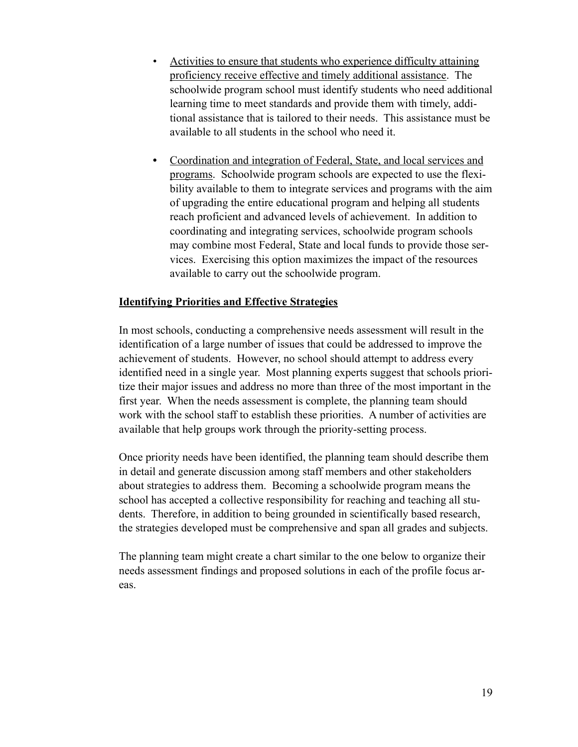- Activities to ensure that students who experience difficulty attaining proficiency receive effective and timely additional assistance. The schoolwide program school must identify students who need additional learning time to meet standards and provide them with timely, additional assistance that is tailored to their needs. This assistance must be available to all students in the school who need it.

- Coordination and integration of Federal, State, and local services and programs. Schoolwide program schools are expected to use the flexibility available to them to integrate services and programs with the aim of upgrading the entire educational program and helping all students reach proficient and advanced levels of achievement. In addition to coordinating and integrating services, schoolwide program schools may combine most Federal, State and local funds to provide those services. Exercising this option maximizes the impact of the resources available to carry out the schoolwide program.

**Identifying Priorities and Effective Strategies**

In most schools, conducting a comprehensive needs assessment will result in the identification of a large number of issues that could be addressed to improve the achievement of students. However, no school should attempt to address every identified need in a single year. Most planning experts suggest that schools prioritize their major issues and address no more than three of the most important in the first year. When the needs assessment is complete, the planning team should work with the school staff to establish these priorities. A number of activities are available that help groups work through the priority-setting process.

Once priority needs have been identified, the planning team should describe them in detail and generate discussion among staff members and other stakeholders about strategies to address them. Becoming a schoolwide program means the school has accepted a collective responsibility for reaching and teaching all students. Therefore, in addition to being grounded in scientifically based research, the strategies developed must be comprehensive and span all grades and subjects.

The planning team might create a chart similar to the one below to organize their needs assessment findings and proposed solutions in each of the profile focus areas.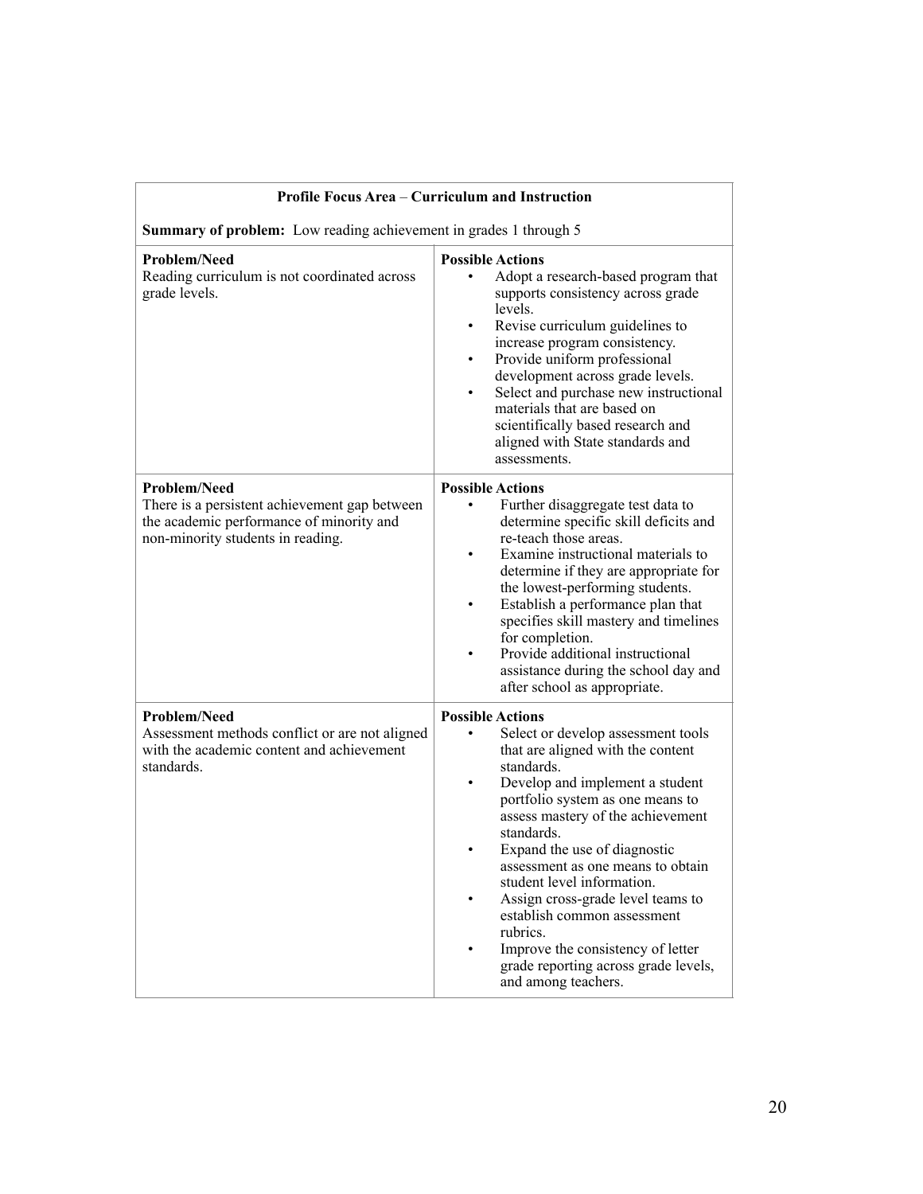| **Profile Focus Area** – **Curriculum and Instruction**<br><br>**Summary of problem:** Low reading achievement in grades 1 through 5 | |
|---|---|
| **Problem/Need**<br>Reading curriculum is not coordinated across grade levels. | **Possible Actions**<br>• Adopt a research-based program that supports consistency across grade levels.<br>• Revise curriculum guidelines to increase program consistency.<br>• Provide uniform professional development across grade levels.<br>• Select and purchase new instructional materials that are based on scientifically based research and aligned with State standards and assessments. |
| **Problem/Need**<br>There is a persistent achievement gap between the academic performance of minority and non-minority students in reading. | **Possible Actions**<br>• Further disaggregate test data to determine specific skill deficits and re-teach those areas.<br>• Examine instructional materials to determine if they are appropriate for the lowest-performing students.<br>• Establish a performance plan that specifies skill mastery and timelines for completion.<br>• Provide additional instructional assistance during the school day and after school as appropriate. |
| **Problem/Need**<br>Assessment methods conflict or are not aligned with the academic content and achievement standards. | **Possible Actions**<br>• Select or develop assessment tools that are aligned with the content standards.<br>• Develop and implement a student portfolio system as one means to assess mastery of the achievement standards.<br>• Expand the use of diagnostic assessment as one means to obtain student level information.<br>• Assign cross-grade level teams to establish common assessment rubrics.<br>• Improve the consistency of letter grade reporting across grade levels, and among teachers. |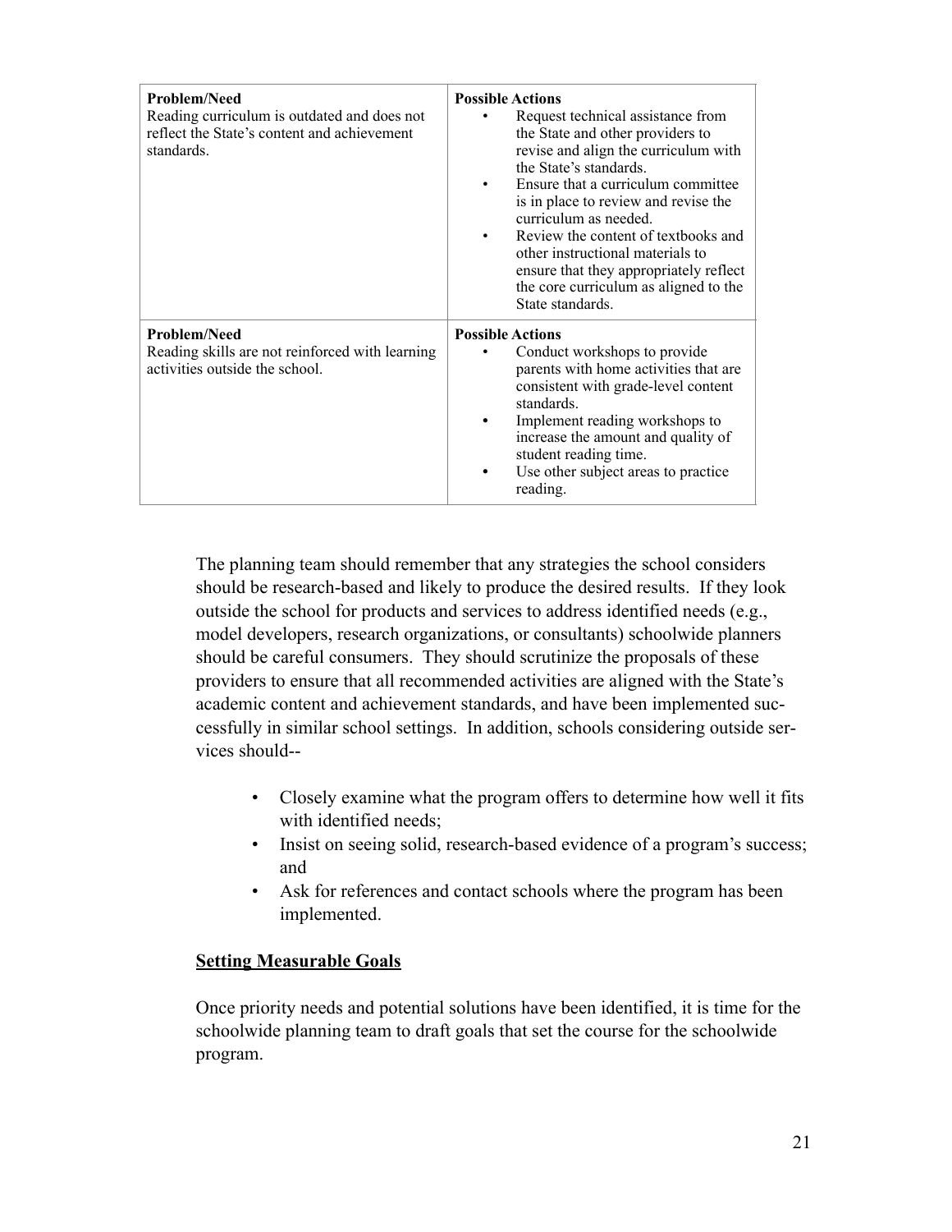| **Problem/Need**<br>Reading curriculum is outdated and does not reflect the State's content and achievement standards. | **Possible Actions**<br>• Request technical assistance from the State and other providers to revise and align the curriculum with the State's standards.<br>• Ensure that a curriculum committee is in place to review and revise the curriculum as needed.<br>• Review the content of textbooks and other instructional materials to ensure that they appropriately reflect the core curriculum as aligned to the State standards. |
|---|---|
| **Problem/Need**<br>Reading skills are not reinforced with learning activities outside the school. | **Possible Actions**<br>• Conduct workshops to provide parents with home activities that are consistent with grade-level content standards.<br>• Implement reading workshops to increase the amount and quality of student reading time.<br>• Use other subject areas to practice reading. |

The planning team should remember that any strategies the school considers should be research-based and likely to produce the desired results. If they look outside the school for products and services to address identified needs (e.g., model developers, research organizations, or consultants) schoolwide planners should be careful consumers. They should scrutinize the proposals of these providers to ensure that all recommended activities are aligned with the State's academic content and achievement standards, and have been implemented successfully in similar school settings. In addition, schools considering outside services should--

- Closely examine what the program offers to determine how well it fits with identified needs;
- Insist on seeing solid, research-based evidence of a program's success; and
- Ask for references and contact schools where the program has been implemented.

**Setting Measurable Goals**

Once priority needs and potential solutions have been identified, it is time for the schoolwide planning team to draft goals that set the course for the schoolwide program.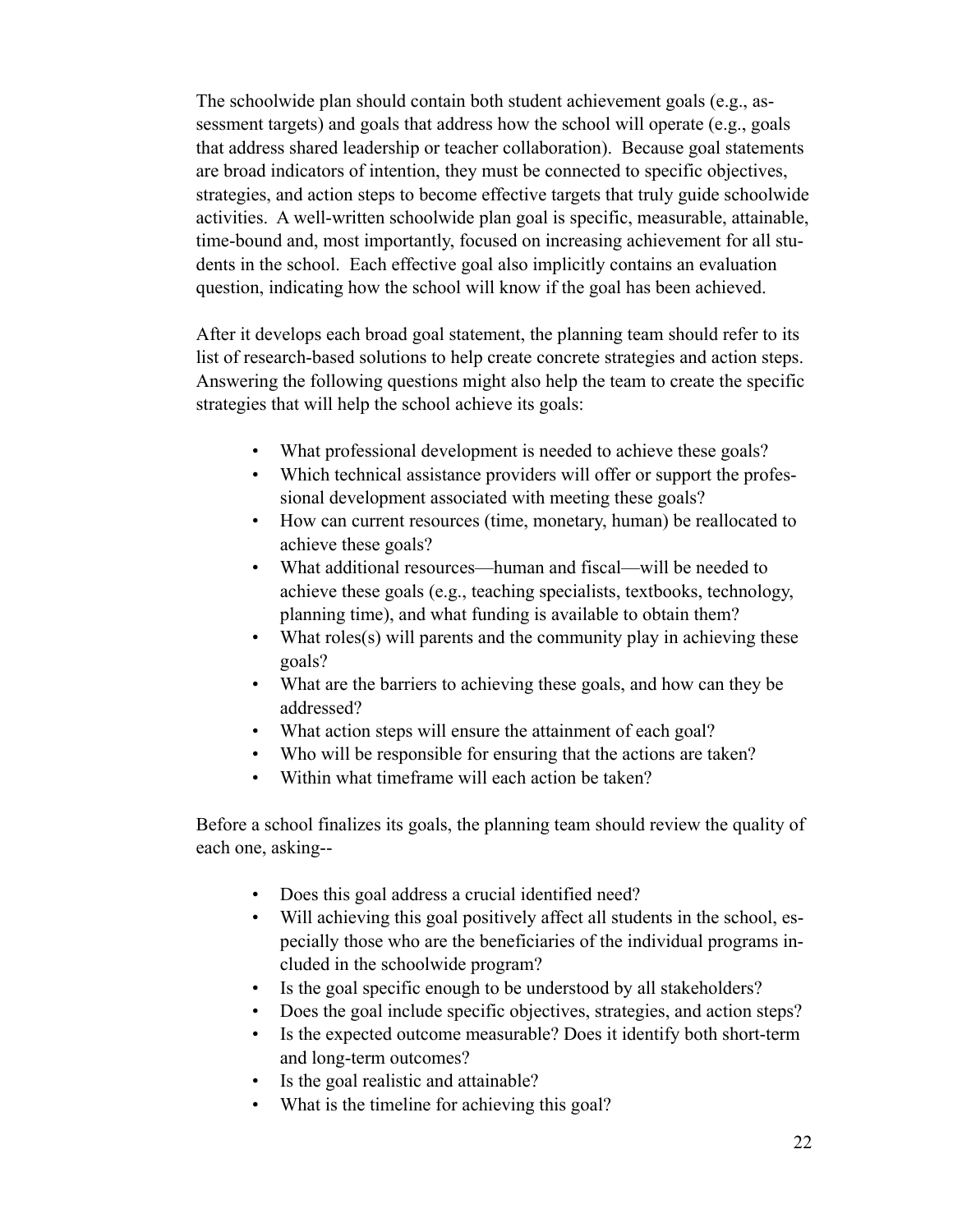The schoolwide plan should contain both student achievement goals (e.g., assessment targets) and goals that address how the school will operate (e.g., goals that address shared leadership or teacher collaboration). Because goal statements are broad indicators of intention, they must be connected to specific objectives, strategies, and action steps to become effective targets that truly guide schoolwide activities. A well-written schoolwide plan goal is specific, measurable, attainable, time-bound and, most importantly, focused on increasing achievement for all students in the school. Each effective goal also implicitly contains an evaluation question, indicating how the school will know if the goal has been achieved.

After it develops each broad goal statement, the planning team should refer to its list of research-based solutions to help create concrete strategies and action steps. Answering the following questions might also help the team to create the specific strategies that will help the school achieve its goals:

- What professional development is needed to achieve these goals?
- Which technical assistance providers will offer or support the professional development associated with meeting these goals?
- How can current resources (time, monetary, human) be reallocated to achieve these goals?
- What additional resources—human and fiscal—will be needed to achieve these goals (e.g., teaching specialists, textbooks, technology, planning time), and what funding is available to obtain them?
- What roles(s) will parents and the community play in achieving these goals?
- What are the barriers to achieving these goals, and how can they be addressed?
- What action steps will ensure the attainment of each goal?
- Who will be responsible for ensuring that the actions are taken?
- Within what timeframe will each action be taken?

Before a school finalizes its goals, the planning team should review the quality of each one, asking--

- Does this goal address a crucial identified need?
- Will achieving this goal positively affect all students in the school, especially those who are the beneficiaries of the individual programs included in the schoolwide program?
- Is the goal specific enough to be understood by all stakeholders?
- Does the goal include specific objectives, strategies, and action steps?
- Is the expected outcome measurable? Does it identify both short-term and long-term outcomes?
- Is the goal realistic and attainable?
- What is the timeline for achieving this goal?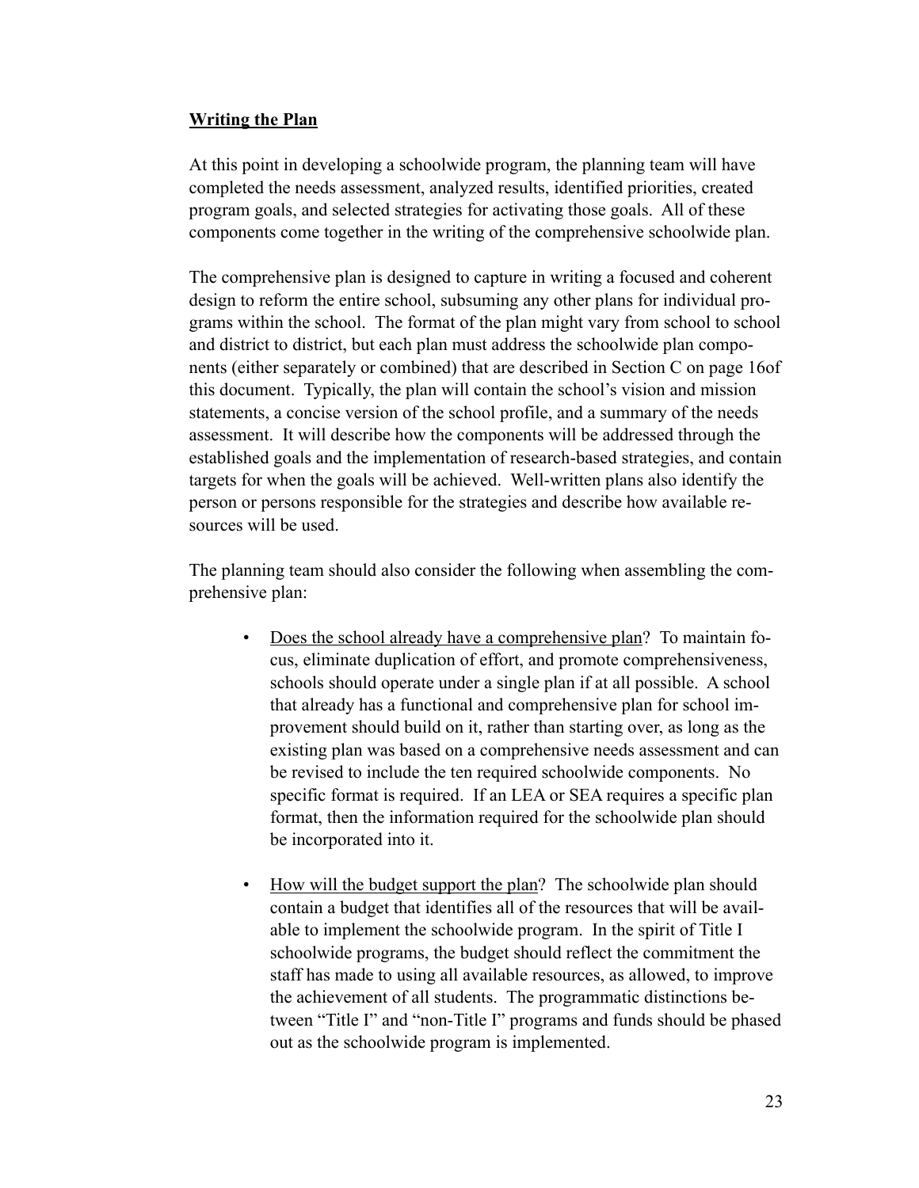**Writing the Plan**

At this point in developing a schoolwide program, the planning team will have completed the needs assessment, analyzed results, identified priorities, created program goals, and selected strategies for activating those goals. All of these components come together in the writing of the comprehensive schoolwide plan.

The comprehensive plan is designed to capture in writing a focused and coherent design to reform the entire school, subsuming any other plans for individual programs within the school. The format of the plan might vary from school to school and district to district, but each plan must address the schoolwide plan components (either separately or combined) that are described in Section C on page 16of this document. Typically, the plan will contain the school's vision and mission statements, a concise version of the school profile, and a summary of the needs assessment. It will describe how the components will be addressed through the established goals and the implementation of research-based strategies, and contain targets for when the goals will be achieved. Well-written plans also identify the person or persons responsible for the strategies and describe how available resources will be used.

The planning team should also consider the following when assembling the comprehensive plan:

- Does the school already have a comprehensive plan? To maintain focus, eliminate duplication of effort, and promote comprehensiveness, schools should operate under a single plan if at all possible. A school that already has a functional and comprehensive plan for school improvement should build on it, rather than starting over, as long as the existing plan was based on a comprehensive needs assessment and can be revised to include the ten required schoolwide components. No specific format is required. If an LEA or SEA requires a specific plan format, then the information required for the schoolwide plan should be incorporated into it.

- How will the budget support the plan? The schoolwide plan should contain a budget that identifies all of the resources that will be available to implement the schoolwide program. In the spirit of Title I schoolwide programs, the budget should reflect the commitment the staff has made to using all available resources, as allowed, to improve the achievement of all students. The programmatic distinctions between "Title I" and "non-Title I" programs and funds should be phased out as the schoolwide program is implemented.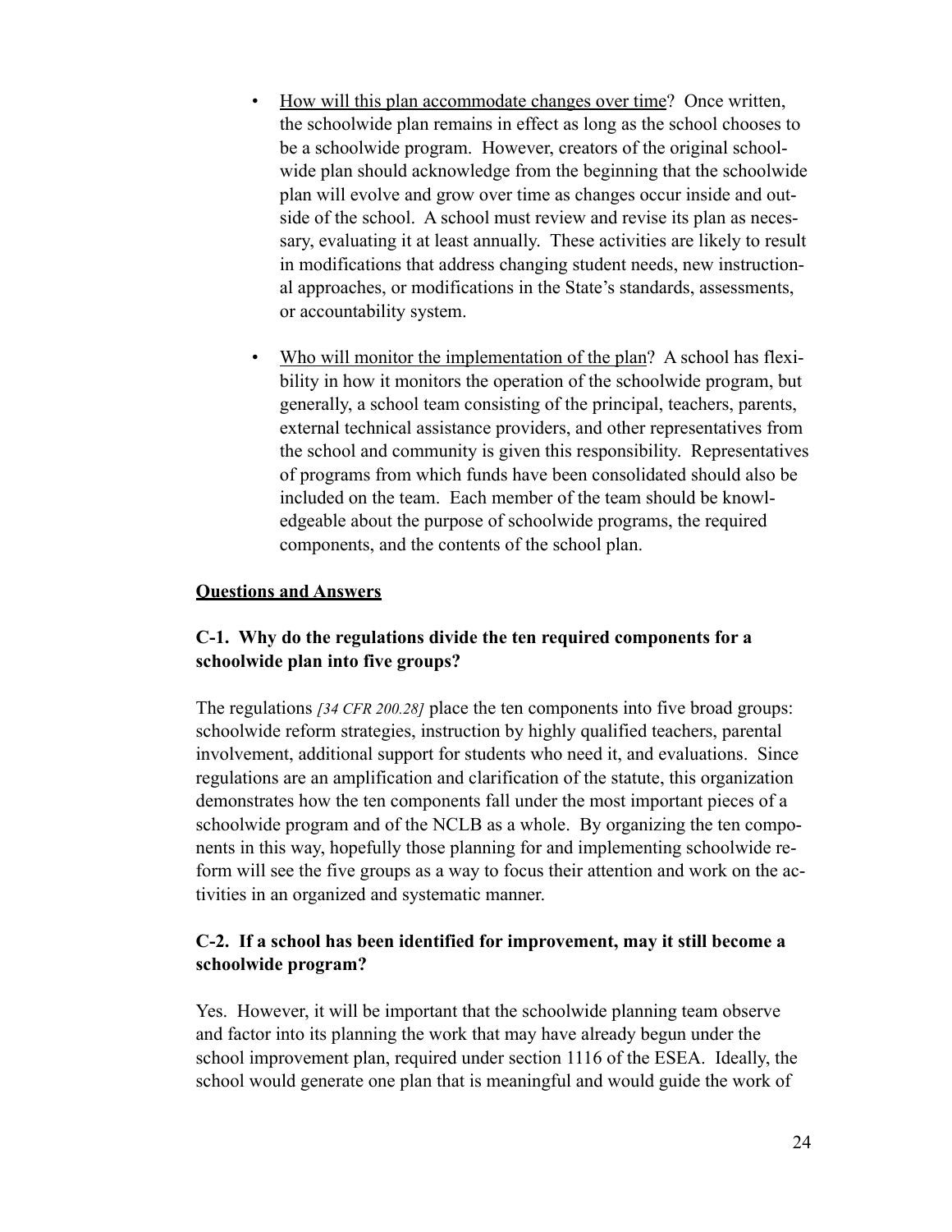- How will this plan accommodate changes over time? Once written, the schoolwide plan remains in effect as long as the school chooses to be a schoolwide program. However, creators of the original schoolwide plan should acknowledge from the beginning that the schoolwide plan will evolve and grow over time as changes occur inside and outside of the school. A school must review and revise its plan as necessary, evaluating it at least annually. These activities are likely to result in modifications that address changing student needs, new instructional approaches, or modifications in the State's standards, assessments, or accountability system.

- Who will monitor the implementation of the plan? A school has flexibility in how it monitors the operation of the schoolwide program, but generally, a school team consisting of the principal, teachers, parents, external technical assistance providers, and other representatives from the school and community is given this responsibility. Representatives of programs from which funds have been consolidated should also be included on the team. Each member of the team should be knowledgeable about the purpose of schoolwide programs, the required components, and the contents of the school plan.

**Questions and Answers**

**C-1. Why do the regulations divide the ten required components for a schoolwide plan into five groups?**

The regulations *[34 CFR 200.28]* place the ten components into five broad groups: schoolwide reform strategies, instruction by highly qualified teachers, parental involvement, additional support for students who need it, and evaluations. Since regulations are an amplification and clarification of the statute, this organization demonstrates how the ten components fall under the most important pieces of a schoolwide program and of the NCLB as a whole. By organizing the ten components in this way, hopefully those planning for and implementing schoolwide reform will see the five groups as a way to focus their attention and work on the activities in an organized and systematic manner.

**C-2. If a school has been identified for improvement, may it still become a schoolwide program?**

Yes. However, it will be important that the schoolwide planning team observe and factor into its planning the work that may have already begun under the school improvement plan, required under section 1116 of the ESEA. Ideally, the school would generate one plan that is meaningful and would guide the work of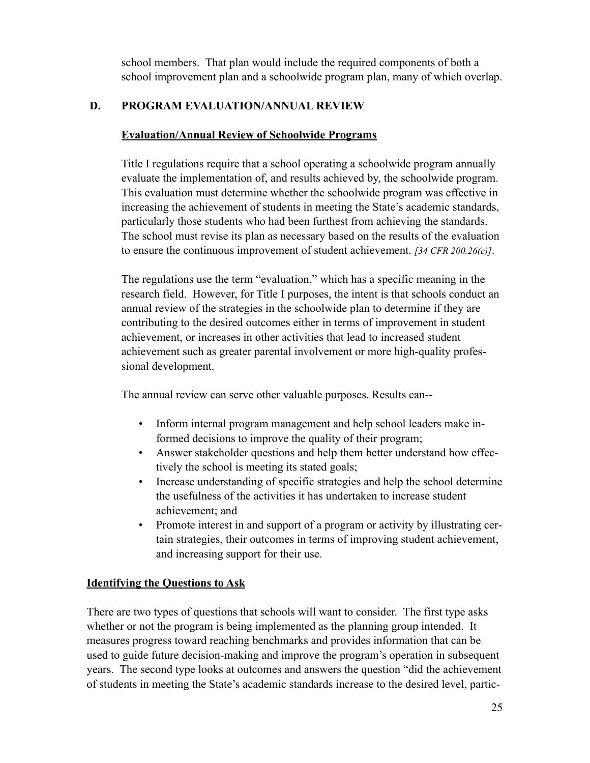school members. That plan would include the required components of both a school improvement plan and a schoolwide program plan, many of which overlap.

## D. PROGRAM EVALUATION/ANNUAL REVIEW

### Evaluation/Annual Review of Schoolwide Programs

Title I regulations require that a school operating a schoolwide program annually evaluate the implementation of, and results achieved by, the schoolwide program. This evaluation must determine whether the schoolwide program was effective in increasing the achievement of students in meeting the State's academic standards, particularly those students who had been furthest from achieving the standards. The school must revise its plan as necessary based on the results of the evaluation to ensure the continuous improvement of student achievement. *[34 CFR 200.26(c)]*.

The regulations use the term "evaluation," which has a specific meaning in the research field. However, for Title I purposes, the intent is that schools conduct an annual review of the strategies in the schoolwide plan to determine if they are contributing to the desired outcomes either in terms of improvement in student achievement, or increases in other activities that lead to increased student achievement such as greater parental involvement or more high-quality professional development.

The annual review can serve other valuable purposes. Results can--

- Inform internal program management and help school leaders make informed decisions to improve the quality of their program;
- Answer stakeholder questions and help them better understand how effectively the school is meeting its stated goals;
- Increase understanding of specific strategies and help the school determine the usefulness of the activities it has undertaken to increase student achievement; and
- Promote interest in and support of a program or activity by illustrating certain strategies, their outcomes in terms of improving student achievement, and increasing support for their use.

### Identifying the Questions to Ask

There are two types of questions that schools will want to consider. The first type asks whether or not the program is being implemented as the planning group intended. It measures progress toward reaching benchmarks and provides information that can be used to guide future decision-making and improve the program's operation in subsequent years. The second type looks at outcomes and answers the question "did the achievement of students in meeting the State's academic standards increase to the desired level, partic-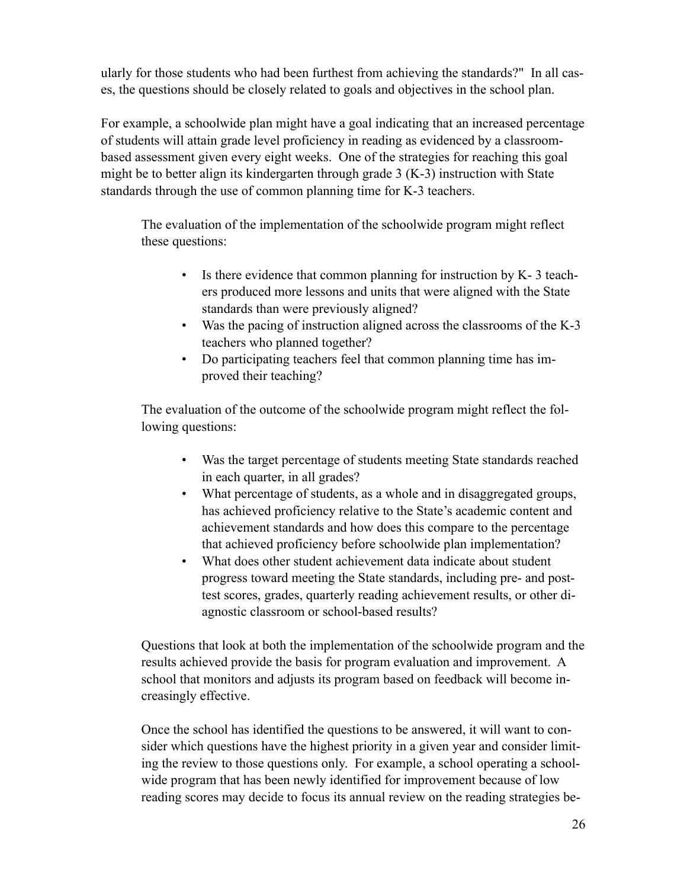ularly for those students who had been furthest from achieving the standards?" In all cases, the questions should be closely related to goals and objectives in the school plan.

For example, a schoolwide plan might have a goal indicating that an increased percentage of students will attain grade level proficiency in reading as evidenced by a classroom-based assessment given every eight weeks. One of the strategies for reaching this goal might be to better align its kindergarten through grade 3 (K-3) instruction with State standards through the use of common planning time for K-3 teachers.

> The evaluation of the implementation of the schoolwide program might reflect these questions:
>
> - Is there evidence that common planning for instruction by K- 3 teachers produced more lessons and units that were aligned with the State standards than were previously aligned?
> - Was the pacing of instruction aligned across the classrooms of the K-3 teachers who planned together?
> - Do participating teachers feel that common planning time has improved their teaching?
>
> The evaluation of the outcome of the schoolwide program might reflect the following questions:
>
> - Was the target percentage of students meeting State standards reached in each quarter, in all grades?
> - What percentage of students, as a whole and in disaggregated groups, has achieved proficiency relative to the State's academic content and achievement standards and how does this compare to the percentage that achieved proficiency before schoolwide plan implementation?
> - What does other student achievement data indicate about student progress toward meeting the State standards, including pre- and post-test scores, grades, quarterly reading achievement results, or other diagnostic classroom or school-based results?
>
> Questions that look at both the implementation of the schoolwide program and the results achieved provide the basis for program evaluation and improvement. A school that monitors and adjusts its program based on feedback will become increasingly effective.
>
> Once the school has identified the questions to be answered, it will want to consider which questions have the highest priority in a given year and consider limiting the review to those questions only. For example, a school operating a schoolwide program that has been newly identified for improvement because of low reading scores may decide to focus its annual review on the reading strategies be-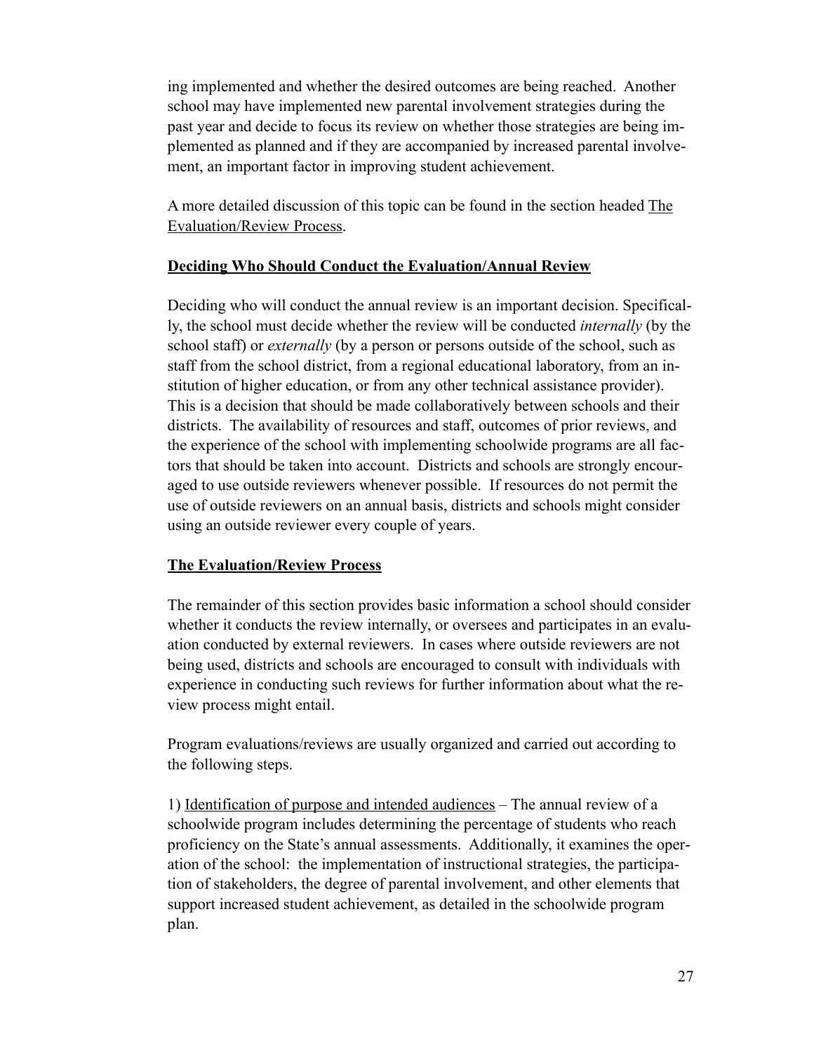ing implemented and whether the desired outcomes are being reached. Another school may have implemented new parental involvement strategies during the past year and decide to focus its review on whether those strategies are being implemented as planned and if they are accompanied by increased parental involvement, an important factor in improving student achievement.

A more detailed discussion of this topic can be found in the section headed <u>The Evaluation/Review Process</u>.

### **<u>Deciding Who Should Conduct the Evaluation/Annual Review</u>**

Deciding who will conduct the annual review is an important decision. Specifically, the school must decide whether the review will be conducted *internally* (by the school staff) or *externally* (by a person or persons outside of the school, such as staff from the school district, from a regional educational laboratory, from an institution of higher education, or from any other technical assistance provider). This is a decision that should be made collaboratively between schools and their districts. The availability of resources and staff, outcomes of prior reviews, and the experience of the school with implementing schoolwide programs are all factors that should be taken into account. Districts and schools are strongly encouraged to use outside reviewers whenever possible. If resources do not permit the use of outside reviewers on an annual basis, districts and schools might consider using an outside reviewer every couple of years.

### **<u>The Evaluation/Review Process</u>**

The remainder of this section provides basic information a school should consider whether it conducts the review internally, or oversees and participates in an evaluation conducted by external reviewers. In cases where outside reviewers are not being used, districts and schools are encouraged to consult with individuals with experience in conducting such reviews for further information about what the review process might entail.

Program evaluations/reviews are usually organized and carried out according to the following steps.

1) <u>Identification of purpose and intended audiences</u> – The annual review of a schoolwide program includes determining the percentage of students who reach proficiency on the State's annual assessments. Additionally, it examines the operation of the school: the implementation of instructional strategies, the participation of stakeholders, the degree of parental involvement, and other elements that support increased student achievement, as detailed in the schoolwide program plan.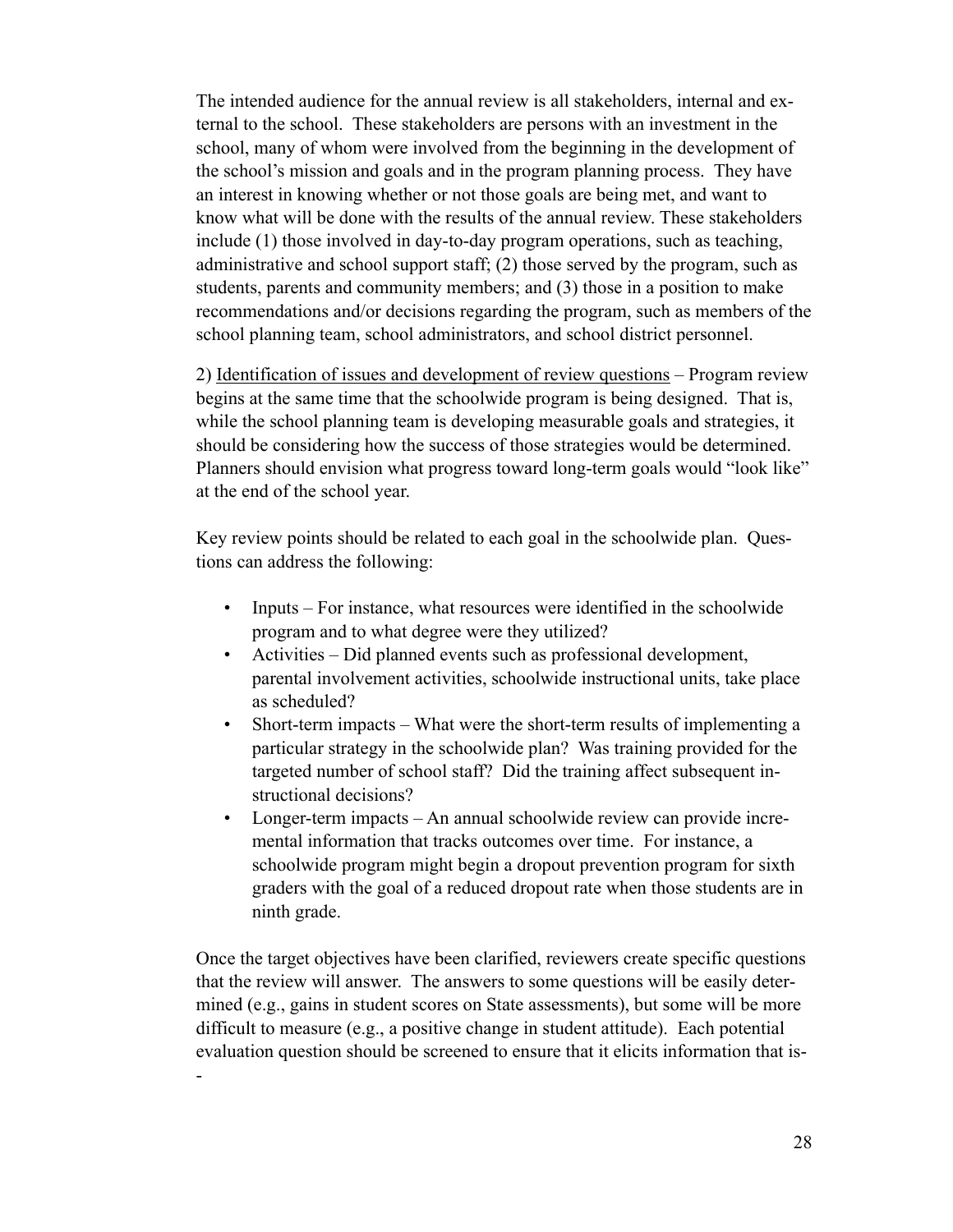The intended audience for the annual review is all stakeholders, internal and external to the school. These stakeholders are persons with an investment in the school, many of whom were involved from the beginning in the development of the school's mission and goals and in the program planning process. They have an interest in knowing whether or not those goals are being met, and want to know what will be done with the results of the annual review. These stakeholders include (1) those involved in day-to-day program operations, such as teaching, administrative and school support staff; (2) those served by the program, such as students, parents and community members; and (3) those in a position to make recommendations and/or decisions regarding the program, such as members of the school planning team, school administrators, and school district personnel.

2) <u>Identification of issues and development of review questions</u> – Program review begins at the same time that the schoolwide program is being designed. That is, while the school planning team is developing measurable goals and strategies, it should be considering how the success of those strategies would be determined. Planners should envision what progress toward long-term goals would "look like" at the end of the school year.

Key review points should be related to each goal in the schoolwide plan. Questions can address the following:

- Inputs – For instance, what resources were identified in the schoolwide program and to what degree were they utilized?
- Activities – Did planned events such as professional development, parental involvement activities, schoolwide instructional units, take place as scheduled?
- Short-term impacts – What were the short-term results of implementing a particular strategy in the schoolwide plan? Was training provided for the targeted number of school staff? Did the training affect subsequent instructional decisions?
- Longer-term impacts – An annual schoolwide review can provide incremental information that tracks outcomes over time. For instance, a schoolwide program might begin a dropout prevention program for sixth graders with the goal of a reduced dropout rate when those students are in ninth grade.

Once the target objectives have been clarified, reviewers create specific questions that the review will answer. The answers to some questions will be easily determined (e.g., gains in student scores on State assessments), but some will be more difficult to measure (e.g., a positive change in student attitude). Each potential evaluation question should be screened to ensure that it elicits information that is--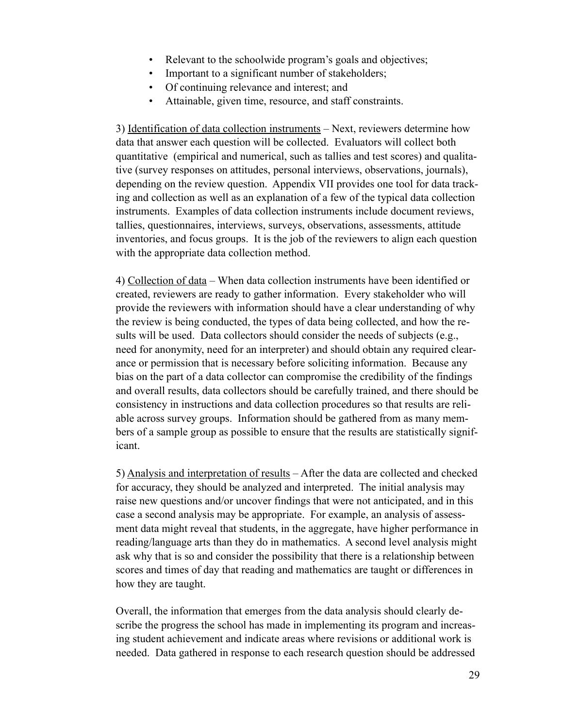- Relevant to the schoolwide program's goals and objectives;
- Important to a significant number of stakeholders;
- Of continuing relevance and interest; and
- Attainable, given time, resource, and staff constraints.

3) Identification of data collection instruments – Next, reviewers determine how data that answer each question will be collected. Evaluators will collect both quantitative (empirical and numerical, such as tallies and test scores) and qualitative (survey responses on attitudes, personal interviews, observations, journals), depending on the review question. Appendix VII provides one tool for data tracking and collection as well as an explanation of a few of the typical data collection instruments. Examples of data collection instruments include document reviews, tallies, questionnaires, interviews, surveys, observations, assessments, attitude inventories, and focus groups. It is the job of the reviewers to align each question with the appropriate data collection method.

4) Collection of data – When data collection instruments have been identified or created, reviewers are ready to gather information. Every stakeholder who will provide the reviewers with information should have a clear understanding of why the review is being conducted, the types of data being collected, and how the results will be used. Data collectors should consider the needs of subjects (e.g., need for anonymity, need for an interpreter) and should obtain any required clearance or permission that is necessary before soliciting information. Because any bias on the part of a data collector can compromise the credibility of the findings and overall results, data collectors should be carefully trained, and there should be consistency in instructions and data collection procedures so that results are reliable across survey groups. Information should be gathered from as many members of a sample group as possible to ensure that the results are statistically significant.

5) Analysis and interpretation of results – After the data are collected and checked for accuracy, they should be analyzed and interpreted. The initial analysis may raise new questions and/or uncover findings that were not anticipated, and in this case a second analysis may be appropriate. For example, an analysis of assessment data might reveal that students, in the aggregate, have higher performance in reading/language arts than they do in mathematics. A second level analysis might ask why that is so and consider the possibility that there is a relationship between scores and times of day that reading and mathematics are taught or differences in how they are taught.

Overall, the information that emerges from the data analysis should clearly describe the progress the school has made in implementing its program and increasing student achievement and indicate areas where revisions or additional work is needed. Data gathered in response to each research question should be addressed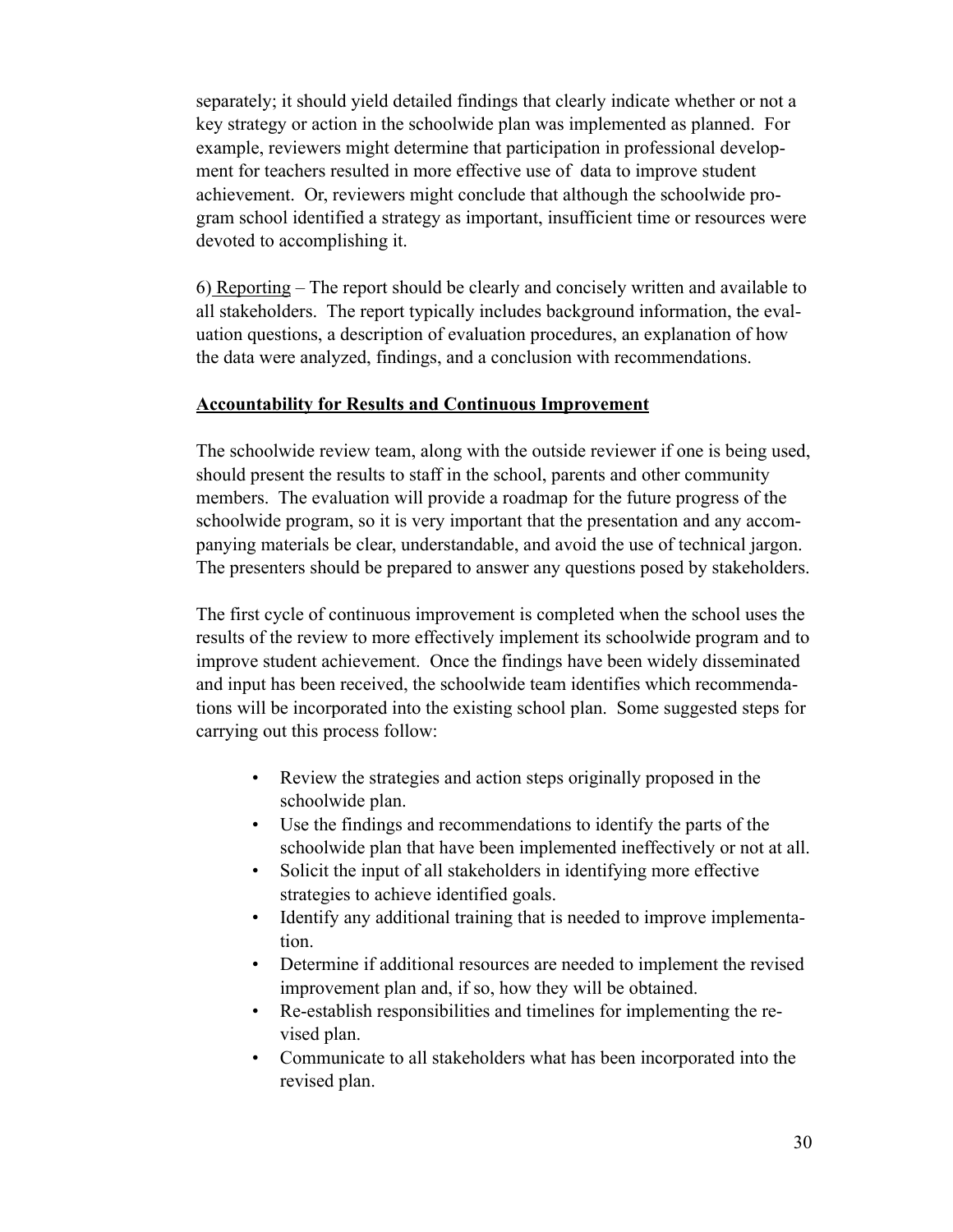separately; it should yield detailed findings that clearly indicate whether or not a key strategy or action in the schoolwide plan was implemented as planned. For example, reviewers might determine that participation in professional development for teachers resulted in more effective use of data to improve student achievement. Or, reviewers might conclude that although the schoolwide program school identified a strategy as important, insufficient time or resources were devoted to accomplishing it.

6) Reporting – The report should be clearly and concisely written and available to all stakeholders. The report typically includes background information, the evaluation questions, a description of evaluation procedures, an explanation of how the data were analyzed, findings, and a conclusion with recommendations.

**Accountability for Results and Continuous Improvement**

The schoolwide review team, along with the outside reviewer if one is being used, should present the results to staff in the school, parents and other community members. The evaluation will provide a roadmap for the future progress of the schoolwide program, so it is very important that the presentation and any accompanying materials be clear, understandable, and avoid the use of technical jargon. The presenters should be prepared to answer any questions posed by stakeholders.

The first cycle of continuous improvement is completed when the school uses the results of the review to more effectively implement its schoolwide program and to improve student achievement. Once the findings have been widely disseminated and input has been received, the schoolwide team identifies which recommendations will be incorporated into the existing school plan. Some suggested steps for carrying out this process follow:

- Review the strategies and action steps originally proposed in the schoolwide plan.
- Use the findings and recommendations to identify the parts of the schoolwide plan that have been implemented ineffectively or not at all.
- Solicit the input of all stakeholders in identifying more effective strategies to achieve identified goals.
- Identify any additional training that is needed to improve implementation.
- Determine if additional resources are needed to implement the revised improvement plan and, if so, how they will be obtained.
- Re-establish responsibilities and timelines for implementing the revised plan.
- Communicate to all stakeholders what has been incorporated into the revised plan.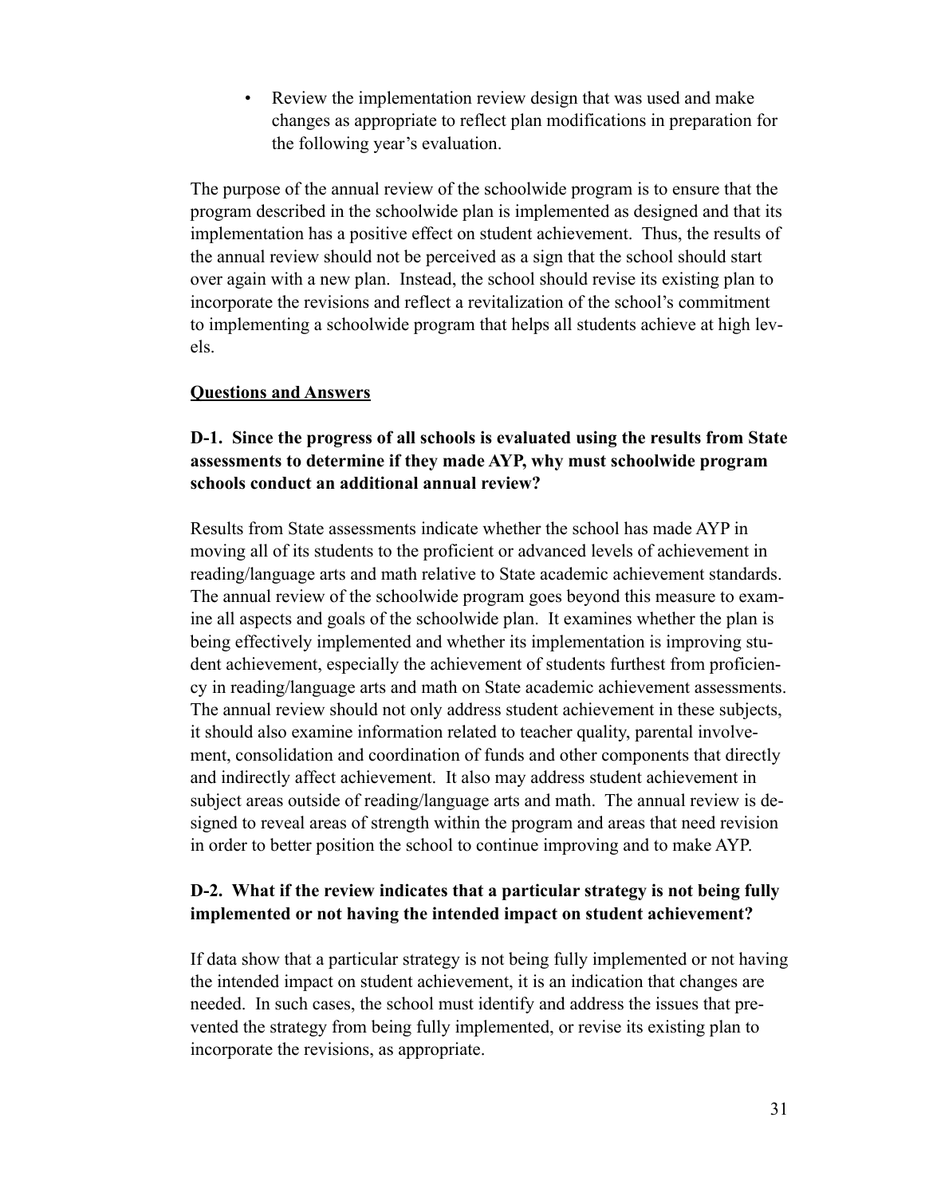- Review the implementation review design that was used and make changes as appropriate to reflect plan modifications in preparation for the following year's evaluation.

The purpose of the annual review of the schoolwide program is to ensure that the program described in the schoolwide plan is implemented as designed and that its implementation has a positive effect on student achievement. Thus, the results of the annual review should not be perceived as a sign that the school should start over again with a new plan. Instead, the school should revise its existing plan to incorporate the revisions and reflect a revitalization of the school's commitment to implementing a schoolwide program that helps all students achieve at high levels.

**<u>Questions and Answers</u>**

**D-1. Since the progress of all schools is evaluated using the results from State assessments to determine if they made AYP, why must schoolwide program schools conduct an additional annual review?**

Results from State assessments indicate whether the school has made AYP in moving all of its students to the proficient or advanced levels of achievement in reading/language arts and math relative to State academic achievement standards. The annual review of the schoolwide program goes beyond this measure to examine all aspects and goals of the schoolwide plan. It examines whether the plan is being effectively implemented and whether its implementation is improving student achievement, especially the achievement of students furthest from proficiency in reading/language arts and math on State academic achievement assessments. The annual review should not only address student achievement in these subjects, it should also examine information related to teacher quality, parental involvement, consolidation and coordination of funds and other components that directly and indirectly affect achievement. It also may address student achievement in subject areas outside of reading/language arts and math. The annual review is designed to reveal areas of strength within the program and areas that need revision in order to better position the school to continue improving and to make AYP.

**D-2. What if the review indicates that a particular strategy is not being fully implemented or not having the intended impact on student achievement?**

If data show that a particular strategy is not being fully implemented or not having the intended impact on student achievement, it is an indication that changes are needed. In such cases, the school must identify and address the issues that prevented the strategy from being fully implemented, or revise its existing plan to incorporate the revisions, as appropriate.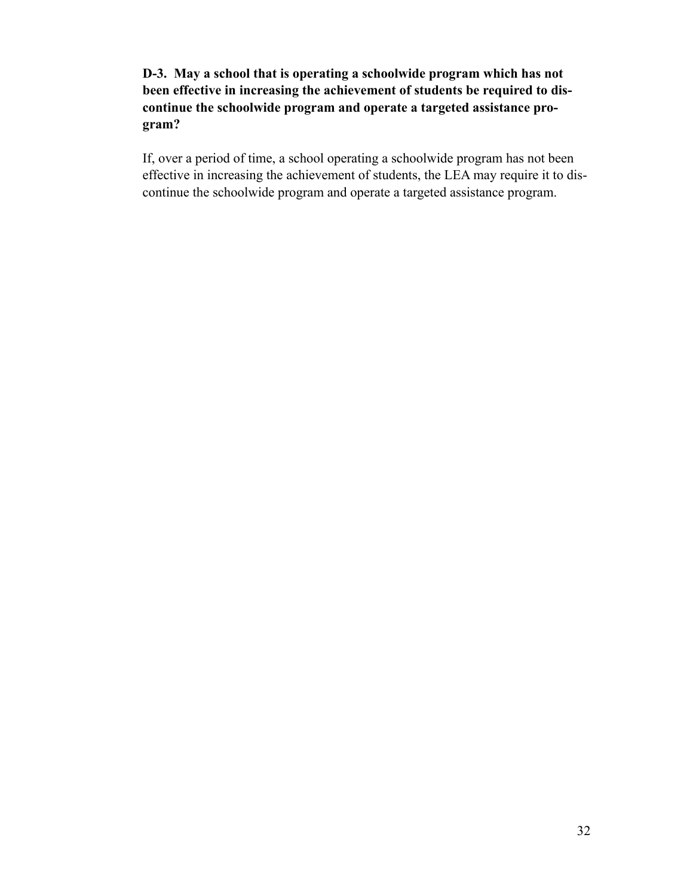**D-3. May a school that is operating a schoolwide program which has not been effective in increasing the achievement of students be required to discontinue the schoolwide program and operate a targeted assistance program?**

If, over a period of time, a school operating a schoolwide program has not been effective in increasing the achievement of students, the LEA may require it to discontinue the schoolwide program and operate a targeted assistance program.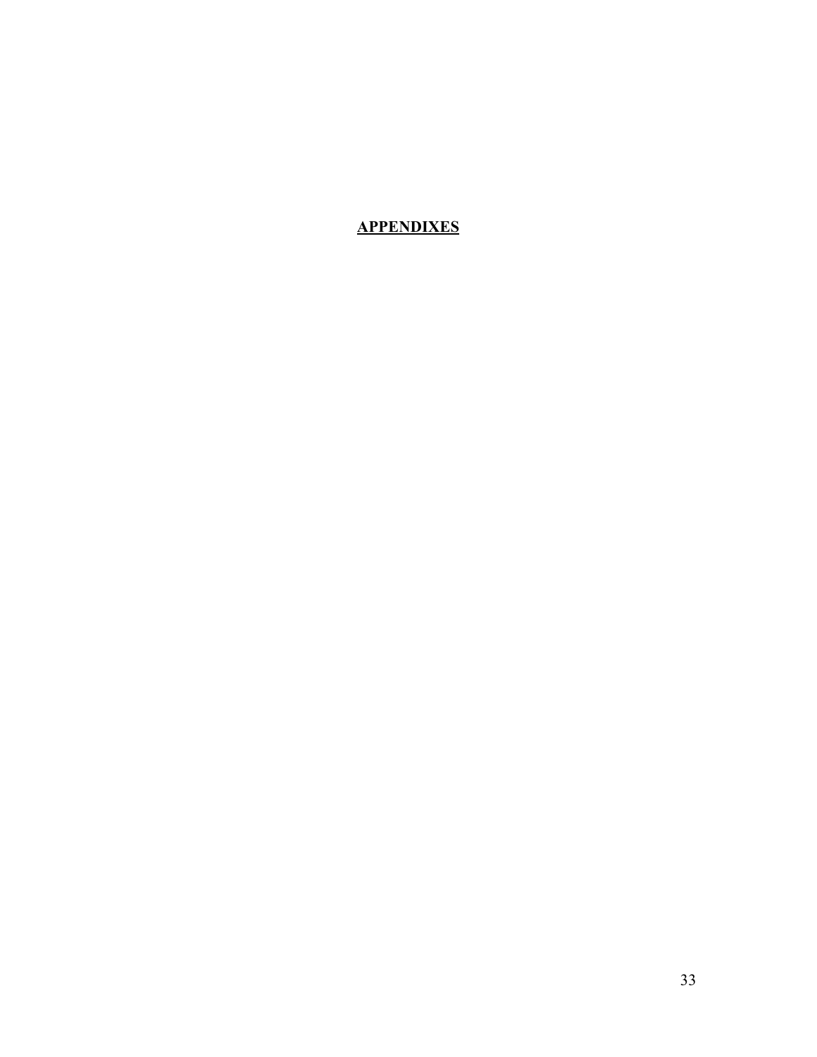# APPENDIXES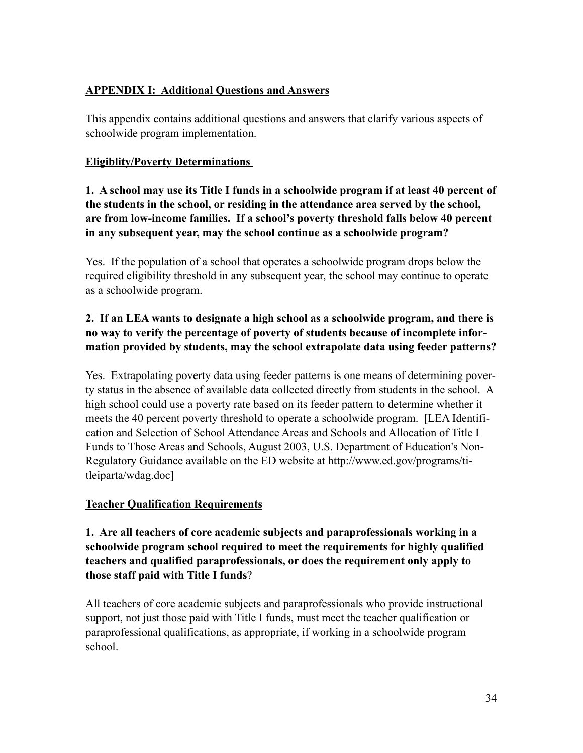## APPENDIX I: Additional Questions and Answers

This appendix contains additional questions and answers that clarify various aspects of schoolwide program implementation.

### Eligiblity/Poverty Determinations

**1. A school may use its Title I funds in a schoolwide program if at least 40 percent of the students in the school, or residing in the attendance area served by the school, are from low-income families. If a school's poverty threshold falls below 40 percent in any subsequent year, may the school continue as a schoolwide program?**

Yes. If the population of a school that operates a schoolwide program drops below the required eligibility threshold in any subsequent year, the school may continue to operate as a schoolwide program.

**2. If an LEA wants to designate a high school as a schoolwide program, and there is no way to verify the percentage of poverty of students because of incomplete information provided by students, may the school extrapolate data using feeder patterns?**

Yes. Extrapolating poverty data using feeder patterns is one means of determining poverty status in the absence of available data collected directly from students in the school. A high school could use a poverty rate based on its feeder pattern to determine whether it meets the 40 percent poverty threshold to operate a schoolwide program. [LEA Identification and Selection of School Attendance Areas and Schools and Allocation of Title I Funds to Those Areas and Schools, August 2003, U.S. Department of Education's Non-Regulatory Guidance available on the ED website at http://www.ed.gov/programs/titleiparta/wdag.doc]

### Teacher Qualification Requirements

**1. Are all teachers of core academic subjects and paraprofessionals working in a schoolwide program school required to meet the requirements for highly qualified teachers and qualified paraprofessionals, or does the requirement only apply to those staff paid with Title I funds?**

All teachers of core academic subjects and paraprofessionals who provide instructional support, not just those paid with Title I funds, must meet the teacher qualification or paraprofessional qualifications, as appropriate, if working in a schoolwide program school.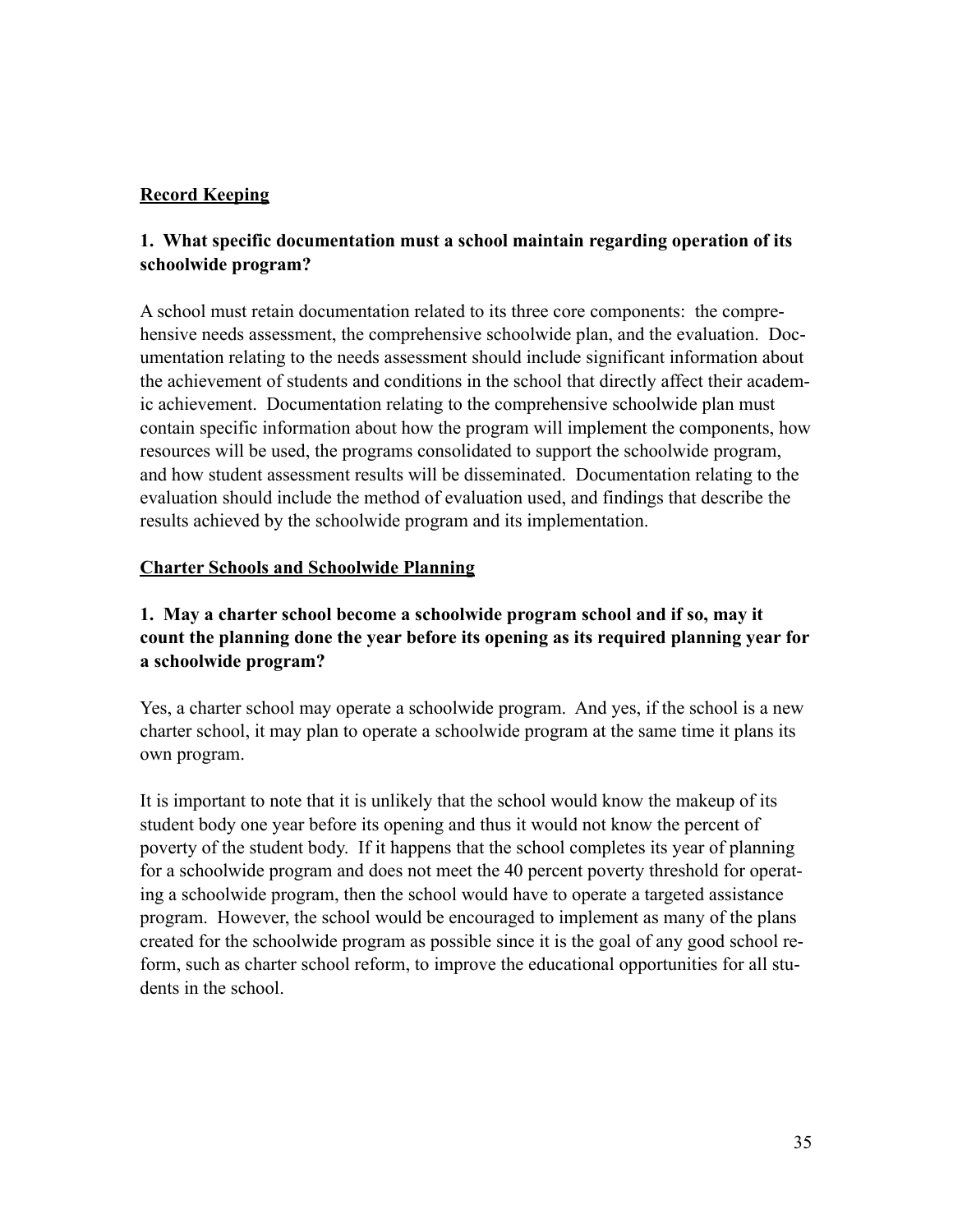## Record Keeping

### 1. What specific documentation must a school maintain regarding operation of its schoolwide program?

A school must retain documentation related to its three core components: the comprehensive needs assessment, the comprehensive schoolwide plan, and the evaluation. Documentation relating to the needs assessment should include significant information about the achievement of students and conditions in the school that directly affect their academic achievement. Documentation relating to the comprehensive schoolwide plan must contain specific information about how the program will implement the components, how resources will be used, the programs consolidated to support the schoolwide program, and how student assessment results will be disseminated. Documentation relating to the evaluation should include the method of evaluation used, and findings that describe the results achieved by the schoolwide program and its implementation.

## Charter Schools and Schoolwide Planning

### 1. May a charter school become a schoolwide program school and if so, may it count the planning done the year before its opening as its required planning year for a schoolwide program?

Yes, a charter school may operate a schoolwide program. And yes, if the school is a new charter school, it may plan to operate a schoolwide program at the same time it plans its own program.

It is important to note that it is unlikely that the school would know the makeup of its student body one year before its opening and thus it would not know the percent of poverty of the student body. If it happens that the school completes its year of planning for a schoolwide program and does not meet the 40 percent poverty threshold for operating a schoolwide program, then the school would have to operate a targeted assistance program. However, the school would be encouraged to implement as many of the plans created for the schoolwide program as possible since it is the goal of any good school reform, such as charter school reform, to improve the educational opportunities for all students in the school.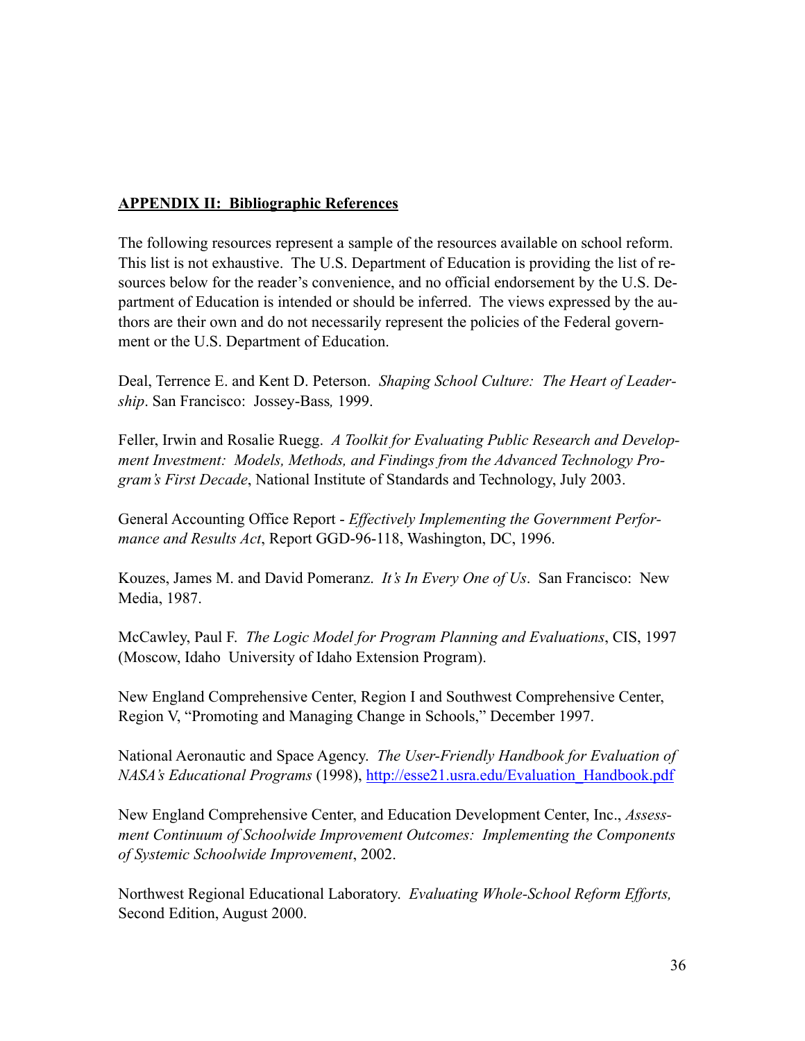## **APPENDIX II: Bibliographic References**

The following resources represent a sample of the resources available on school reform. This list is not exhaustive. The U.S. Department of Education is providing the list of resources below for the reader's convenience, and no official endorsement by the U.S. Department of Education is intended or should be inferred. The views expressed by the authors are their own and do not necessarily represent the policies of the Federal government or the U.S. Department of Education.

Deal, Terrence E. and Kent D. Peterson. *Shaping School Culture: The Heart of Leadership*. San Francisco: Jossey-Bass, 1999.

Feller, Irwin and Rosalie Ruegg. *A Toolkit for Evaluating Public Research and Development Investment: Models, Methods, and Findings from the Advanced Technology Program's First Decade*, National Institute of Standards and Technology, July 2003.

General Accounting Office Report - *Effectively Implementing the Government Performance and Results Act*, Report GGD-96-118, Washington, DC, 1996.

Kouzes, James M. and David Pomeranz. *It's In Every One of Us*. San Francisco: New Media, 1987.

McCawley, Paul F. *The Logic Model for Program Planning and Evaluations*, CIS, 1997 (Moscow, Idaho University of Idaho Extension Program).

New England Comprehensive Center, Region I and Southwest Comprehensive Center, Region V, "Promoting and Managing Change in Schools," December 1997.

National Aeronautic and Space Agency. *The User-Friendly Handbook for Evaluation of NASA's Educational Programs* (1998), http://esse21.usra.edu/Evaluation_Handbook.pdf

New England Comprehensive Center, and Education Development Center, Inc., *Assessment Continuum of Schoolwide Improvement Outcomes: Implementing the Components of Systemic Schoolwide Improvement*, 2002.

Northwest Regional Educational Laboratory. *Evaluating Whole-School Reform Efforts,* Second Edition, August 2000.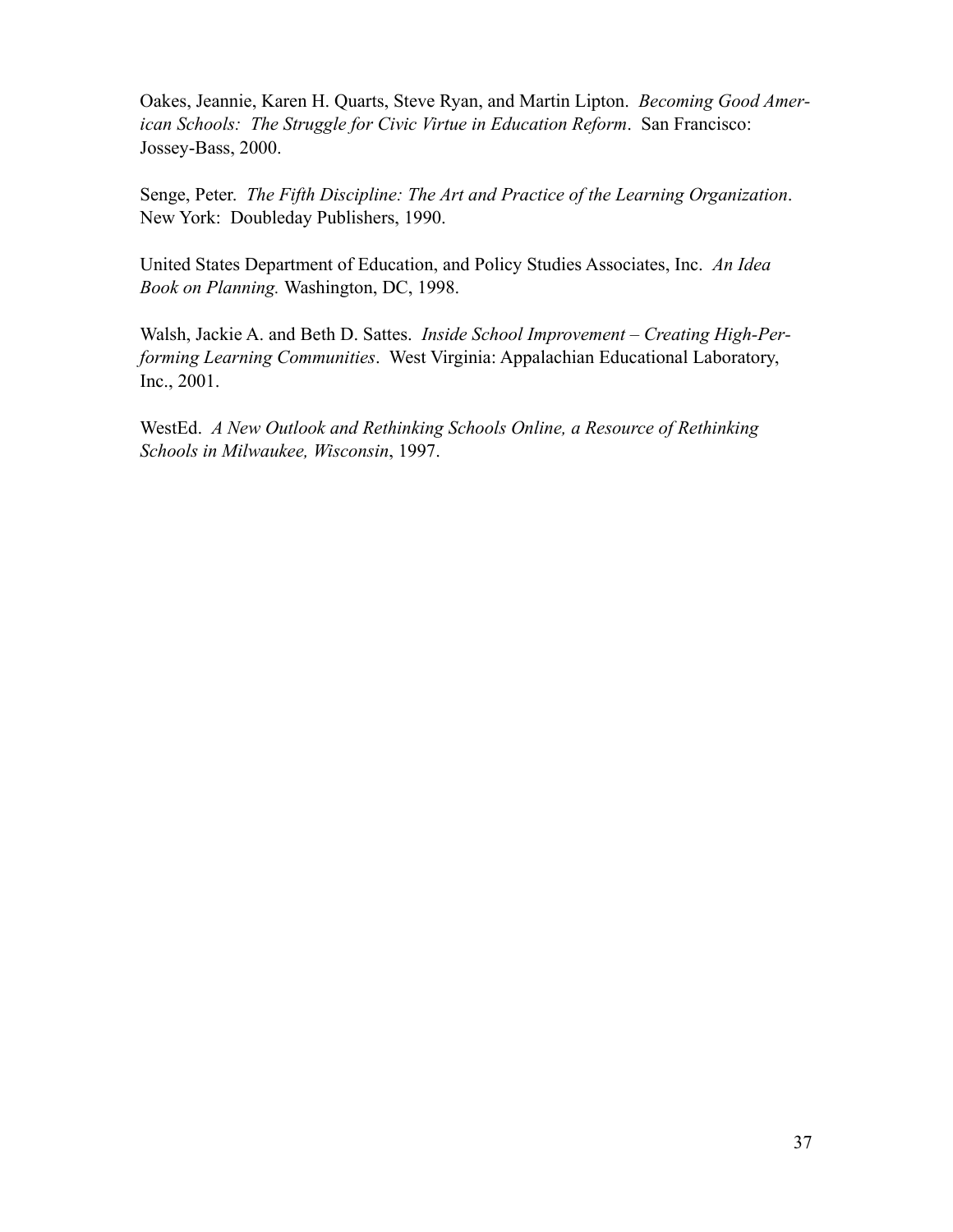Oakes, Jeannie, Karen H. Quarts, Steve Ryan, and Martin Lipton. *Becoming Good American Schools: The Struggle for Civic Virtue in Education Reform*. San Francisco: Jossey-Bass, 2000.

Senge, Peter. *The Fifth Discipline: The Art and Practice of the Learning Organization*. New York: Doubleday Publishers, 1990.

United States Department of Education, and Policy Studies Associates, Inc. *An Idea Book on Planning.* Washington, DC, 1998.

Walsh, Jackie A. and Beth D. Sattes. *Inside School Improvement – Creating High-Performing Learning Communities*. West Virginia: Appalachian Educational Laboratory, Inc., 2001.

WestEd. *A New Outlook and Rethinking Schools Online, a Resource of Rethinking Schools in Milwaukee, Wisconsin*, 1997.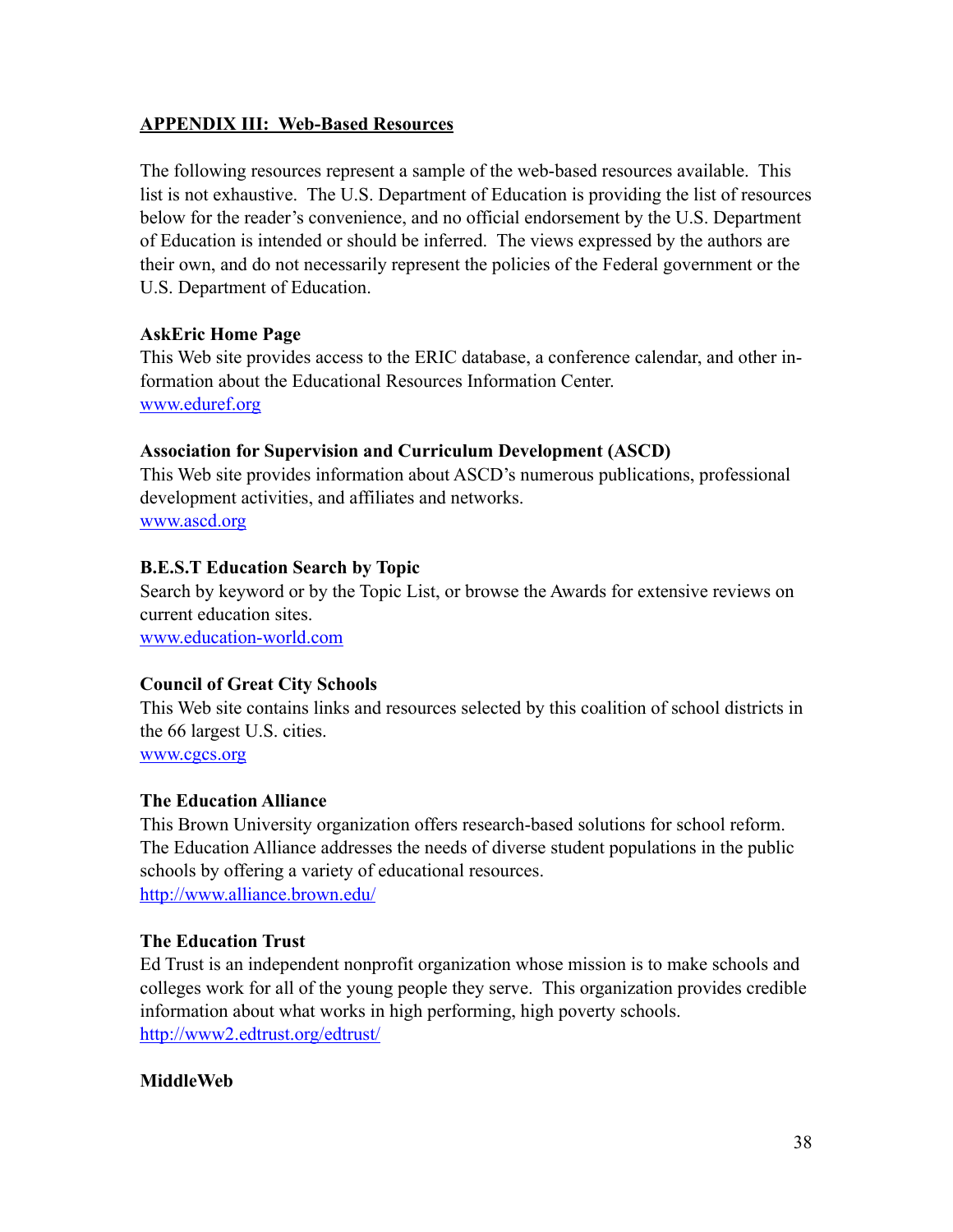## APPENDIX III: Web-Based Resources

The following resources represent a sample of the web-based resources available. This list is not exhaustive. The U.S. Department of Education is providing the list of resources below for the reader's convenience, and no official endorsement by the U.S. Department of Education is intended or should be inferred. The views expressed by the authors are their own, and do not necessarily represent the policies of the Federal government or the U.S. Department of Education.

**AskEric Home Page**
This Web site provides access to the ERIC database, a conference calendar, and other information about the Educational Resources Information Center.
www.eduref.org

**Association for Supervision and Curriculum Development (ASCD)**
This Web site provides information about ASCD's numerous publications, professional development activities, and affiliates and networks.
www.ascd.org

**B.E.S.T Education Search by Topic**
Search by keyword or by the Topic List, or browse the Awards for extensive reviews on current education sites.
www.education-world.com

**Council of Great City Schools**
This Web site contains links and resources selected by this coalition of school districts in the 66 largest U.S. cities.
www.cgcs.org

**The Education Alliance**
This Brown University organization offers research-based solutions for school reform. The Education Alliance addresses the needs of diverse student populations in the public schools by offering a variety of educational resources.
http://www.alliance.brown.edu/

**The Education Trust**
Ed Trust is an independent nonprofit organization whose mission is to make schools and colleges work for all of the young people they serve. This organization provides credible information about what works in high performing, high poverty schools.
http://www2.edtrust.org/edtrust/

**MiddleWeb**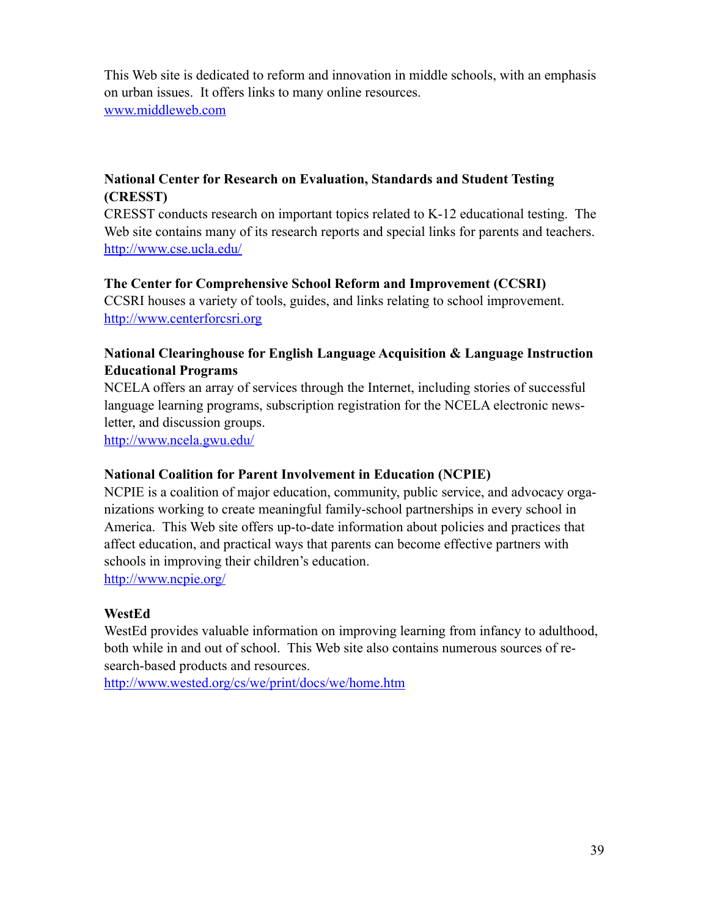This Web site is dedicated to reform and innovation in middle schools, with an emphasis on urban issues. It offers links to many online resources.
www.middleweb.com

**National Center for Research on Evaluation, Standards and Student Testing (CRESST)**
CRESST conducts research on important topics related to K-12 educational testing. The Web site contains many of its research reports and special links for parents and teachers.
http://www.cse.ucla.edu/

**The Center for Comprehensive School Reform and Improvement (CCSRI)**
CCSRI houses a variety of tools, guides, and links relating to school improvement.
http://www.centerforcsri.org

**National Clearinghouse for English Language Acquisition & Language Instruction Educational Programs**
NCELA offers an array of services through the Internet, including stories of successful language learning programs, subscription registration for the NCELA electronic newsletter, and discussion groups.
http://www.ncela.gwu.edu/

**National Coalition for Parent Involvement in Education (NCPIE)**
NCPIE is a coalition of major education, community, public service, and advocacy organizations working to create meaningful family-school partnerships in every school in America. This Web site offers up-to-date information about policies and practices that affect education, and practical ways that parents can become effective partners with schools in improving their children's education.
http://www.ncpie.org/

**WestEd**
WestEd provides valuable information on improving learning from infancy to adulthood, both while in and out of school. This Web site also contains numerous sources of research-based products and resources.
http://www.wested.org/cs/we/print/docs/we/home.htm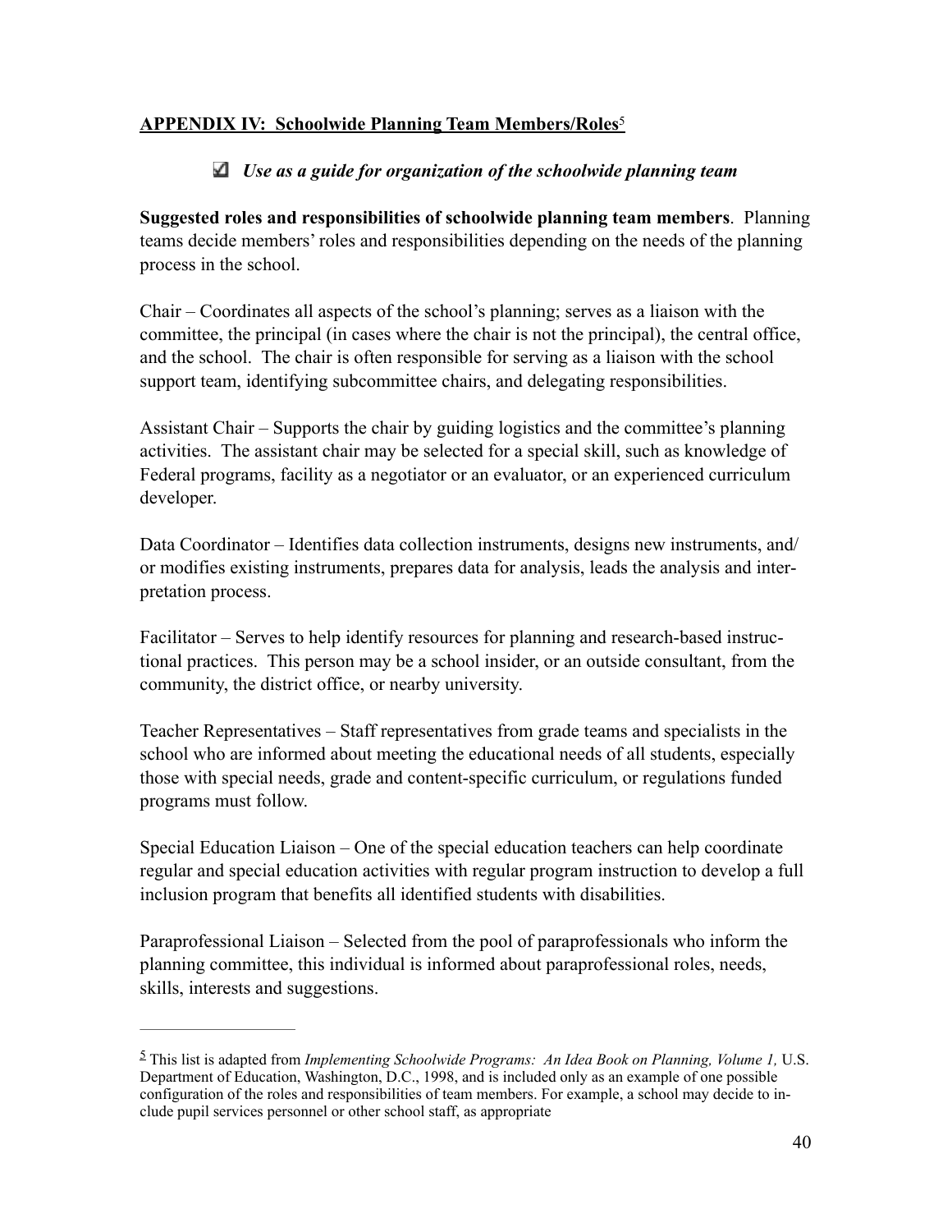## **APPENDIX IV: Schoolwide Planning Team Members/Roles**[5]

☑ ***Use as a guide for organization of the schoolwide planning team***

**Suggested roles and responsibilities of schoolwide planning team members**. Planning teams decide members' roles and responsibilities depending on the needs of the planning process in the school.

Chair – Coordinates all aspects of the school's planning; serves as a liaison with the committee, the principal (in cases where the chair is not the principal), the central office, and the school. The chair is often responsible for serving as a liaison with the school support team, identifying subcommittee chairs, and delegating responsibilities.

Assistant Chair – Supports the chair by guiding logistics and the committee's planning activities. The assistant chair may be selected for a special skill, such as knowledge of Federal programs, facility as a negotiator or an evaluator, or an experienced curriculum developer.

Data Coordinator – Identifies data collection instruments, designs new instruments, and/or modifies existing instruments, prepares data for analysis, leads the analysis and interpretation process.

Facilitator – Serves to help identify resources for planning and research-based instructional practices. This person may be a school insider, or an outside consultant, from the community, the district office, or nearby university.

Teacher Representatives – Staff representatives from grade teams and specialists in the school who are informed about meeting the educational needs of all students, especially those with special needs, grade and content-specific curriculum, or regulations funded programs must follow.

Special Education Liaison – One of the special education teachers can help coordinate regular and special education activities with regular program instruction to develop a full inclusion program that benefits all identified students with disabilities.

Paraprofessional Liaison – Selected from the pool of paraprofessionals who inform the planning committee, this individual is informed about paraprofessional roles, needs, skills, interests and suggestions.

---

[5] This list is adapted from *Implementing Schoolwide Programs: An Idea Book on Planning, Volume 1,* U.S. Department of Education, Washington, D.C., 1998, and is included only as an example of one possible configuration of the roles and responsibilities of team members. For example, a school may decide to include pupil services personnel or other school staff, as appropriate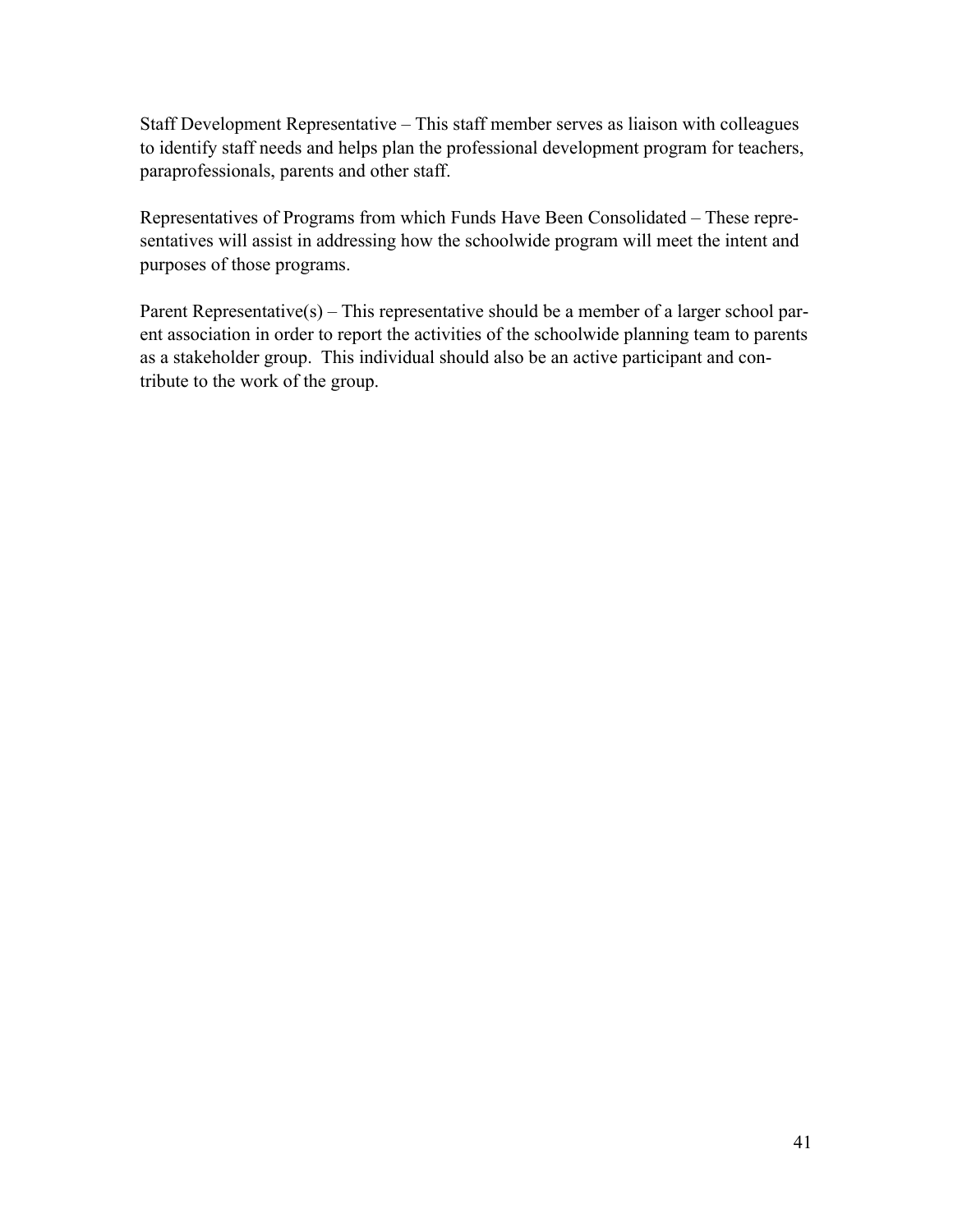Staff Development Representative – This staff member serves as liaison with colleagues to identify staff needs and helps plan the professional development program for teachers, paraprofessionals, parents and other staff.

Representatives of Programs from which Funds Have Been Consolidated – These representatives will assist in addressing how the schoolwide program will meet the intent and purposes of those programs.

Parent Representative(s) – This representative should be a member of a larger school parent association in order to report the activities of the schoolwide planning team to parents as a stakeholder group. This individual should also be an active participant and contribute to the work of the group.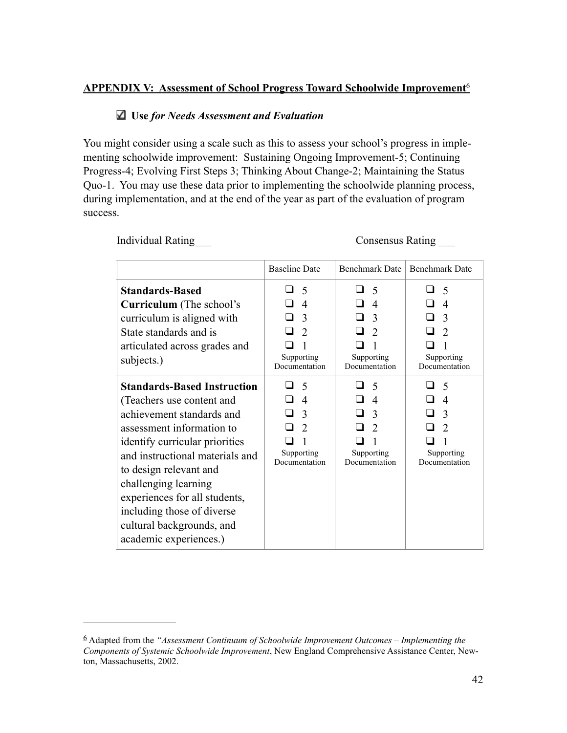**APPENDIX V: Assessment of School Progress Toward Schoolwide Improvement**[6]

☑ **Use** ***for Needs Assessment and Evaluation***

You might consider using a scale such as this to assess your school's progress in implementing schoolwide improvement: Sustaining Ongoing Improvement-5; Continuing Progress-4; Evolving First Steps 3; Thinking About Change-2; Maintaining the Status Quo-1. You may use these data prior to implementing the schoolwide planning process, during implementation, and at the end of the year as part of the evaluation of program success.

Individual Rating___ Consensus Rating ___

| | Baseline Date | Benchmark Date | Benchmark Date |
|---|---|---|---|
| **Standards-Based Curriculum** (The school's curriculum is aligned with State standards and is articulated across grades and subjects.) | ❑ 5<br>❑ 4<br>❑ 3<br>❑ 2<br>❑ 1<br>Supporting Documentation | ❑ 5<br>❑ 4<br>❑ 3<br>❑ 2<br>❑ 1<br>Supporting Documentation | ❑ 5<br>❑ 4<br>❑ 3<br>❑ 2<br>❑ 1<br>Supporting Documentation |
| **Standards-Based Instruction** (Teachers use content and achievement standards and assessment information to identify curricular priorities and instructional materials and to design relevant and challenging learning experiences for all students, including those of diverse cultural backgrounds, and academic experiences.) | ❑ 5<br>❑ 4<br>❑ 3<br>❑ 2<br>❑ 1<br>Supporting Documentation | ❑ 5<br>❑ 4<br>❑ 3<br>❑ 2<br>❑ 1<br>Supporting Documentation | ❑ 5<br>❑ 4<br>❑ 3<br>❑ 2<br>❑ 1<br>Supporting Documentation |

---

[6] Adapted from the *"Assessment Continuum of Schoolwide Improvement Outcomes – Implementing the Components of Systemic Schoolwide Improvement*, New England Comprehensive Assistance Center, Newton, Massachusetts, 2002.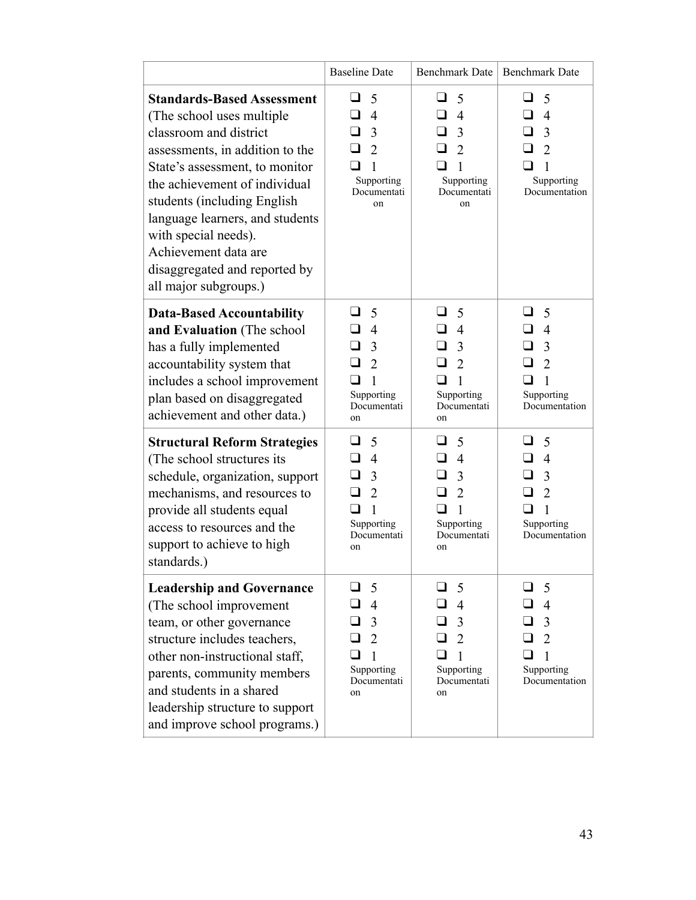| | Baseline Date | Benchmark Date | Benchmark Date |
|---|---|---|---|
| **Standards-Based Assessment** (The school uses multiple classroom and district assessments, in addition to the State's assessment, to monitor the achievement of individual students (including English language learners, and students with special needs). Achievement data are disaggregated and reported by all major subgroups.) | ❑ 5<br>❑ 4<br>❑ 3<br>❑ 2<br>❑ 1<br>Supporting Documentation | ❑ 5<br>❑ 4<br>❑ 3<br>❑ 2<br>❑ 1<br>Supporting Documentation | ❑ 5<br>❑ 4<br>❑ 3<br>❑ 2<br>❑ 1<br>Supporting Documentation |
| **Data-Based Accountability and Evaluation** (The school has a fully implemented accountability system that includes a school improvement plan based on disaggregated achievement and other data.) | ❑ 5<br>❑ 4<br>❑ 3<br>❑ 2<br>❑ 1<br>Supporting Documentation | ❑ 5<br>❑ 4<br>❑ 3<br>❑ 2<br>❑ 1<br>Supporting Documentation | ❑ 5<br>❑ 4<br>❑ 3<br>❑ 2<br>❑ 1<br>Supporting Documentation |
| **Structural Reform Strategies** (The school structures its schedule, organization, support mechanisms, and resources to provide all students equal access to resources and the support to achieve to high standards.) | ❑ 5<br>❑ 4<br>❑ 3<br>❑ 2<br>❑ 1<br>Supporting Documentation | ❑ 5<br>❑ 4<br>❑ 3<br>❑ 2<br>❑ 1<br>Supporting Documentation | ❑ 5<br>❑ 4<br>❑ 3<br>❑ 2<br>❑ 1<br>Supporting Documentation |
| **Leadership and Governance** (The school improvement team, or other governance structure includes teachers, other non-instructional staff, parents, community members and students in a shared leadership structure to support and improve school programs.) | ❑ 5<br>❑ 4<br>❑ 3<br>❑ 2<br>❑ 1<br>Supporting Documentation | ❑ 5<br>❑ 4<br>❑ 3<br>❑ 2<br>❑ 1<br>Supporting Documentation | ❑ 5<br>❑ 4<br>❑ 3<br>❑ 2<br>❑ 1<br>Supporting Documentation |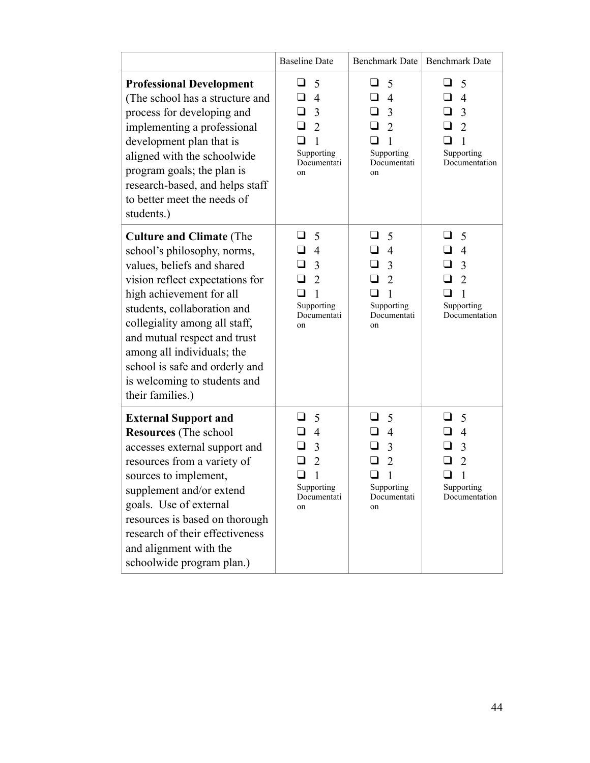| | Baseline Date | Benchmark Date | Benchmark Date |
|---|---|---|---|
| **Professional Development** (The school has a structure and process for developing and implementing a professional development plan that is aligned with the schoolwide program goals; the plan is research-based, and helps staff to better meet the needs of students.) | ❑ 5<br>❑ 4<br>❑ 3<br>❑ 2<br>❑ 1<br>Supporting Documentation | ❑ 5<br>❑ 4<br>❑ 3<br>❑ 2<br>❑ 1<br>Supporting Documentation | ❑ 5<br>❑ 4<br>❑ 3<br>❑ 2<br>❑ 1<br>Supporting Documentation |
| **Culture and Climate** (The school's philosophy, norms, values, beliefs and shared vision reflect expectations for high achievement for all students, collaboration and collegiality among all staff, and mutual respect and trust among all individuals; the school is safe and orderly and is welcoming to students and their families.) | ❑ 5<br>❑ 4<br>❑ 3<br>❑ 2<br>❑ 1<br>Supporting Documentation | ❑ 5<br>❑ 4<br>❑ 3<br>❑ 2<br>❑ 1<br>Supporting Documentation | ❑ 5<br>❑ 4<br>❑ 3<br>❑ 2<br>❑ 1<br>Supporting Documentation |
| **External Support and Resources** (The school accesses external support and resources from a variety of sources to implement, supplement and/or extend goals. Use of external resources is based on thorough research of their effectiveness and alignment with the schoolwide program plan.) | ❑ 5<br>❑ 4<br>❑ 3<br>❑ 2<br>❑ 1<br>Supporting Documentation | ❑ 5<br>❑ 4<br>❑ 3<br>❑ 2<br>❑ 1<br>Supporting Documentation | ❑ 5<br>❑ 4<br>❑ 3<br>❑ 2<br>❑ 1<br>Supporting Documentation |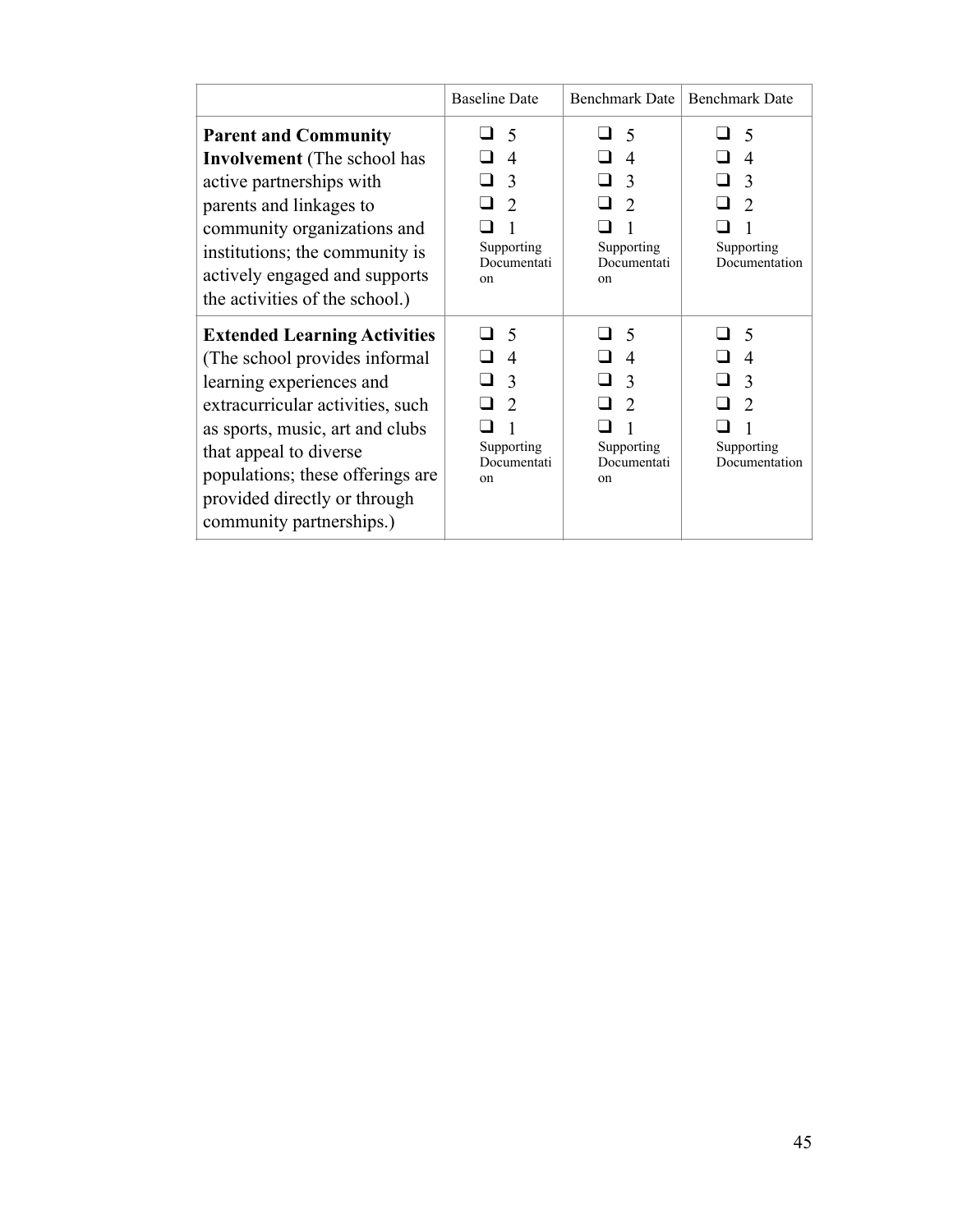| | Baseline Date | Benchmark Date | Benchmark Date |
|---|---|---|---|
| **Parent and Community Involvement** (The school has active partnerships with parents and linkages to community organizations and institutions; the community is actively engaged and supports the activities of the school.) | ❑ 5<br>❑ 4<br>❑ 3<br>❑ 2<br>❑ 1<br>Supporting Documentation | ❑ 5<br>❑ 4<br>❑ 3<br>❑ 2<br>❑ 1<br>Supporting Documentation | ❑ 5<br>❑ 4<br>❑ 3<br>❑ 2<br>❑ 1<br>Supporting Documentation |
| **Extended Learning Activities** (The school provides informal learning experiences and extracurricular activities, such as sports, music, art and clubs that appeal to diverse populations; these offerings are provided directly or through community partnerships.) | ❑ 5<br>❑ 4<br>❑ 3<br>❑ 2<br>❑ 1<br>Supporting Documentation | ❑ 5<br>❑ 4<br>❑ 3<br>❑ 2<br>❑ 1<br>Supporting Documentation | ❑ 5<br>❑ 4<br>❑ 3<br>❑ 2<br>❑ 1<br>Supporting Documentation |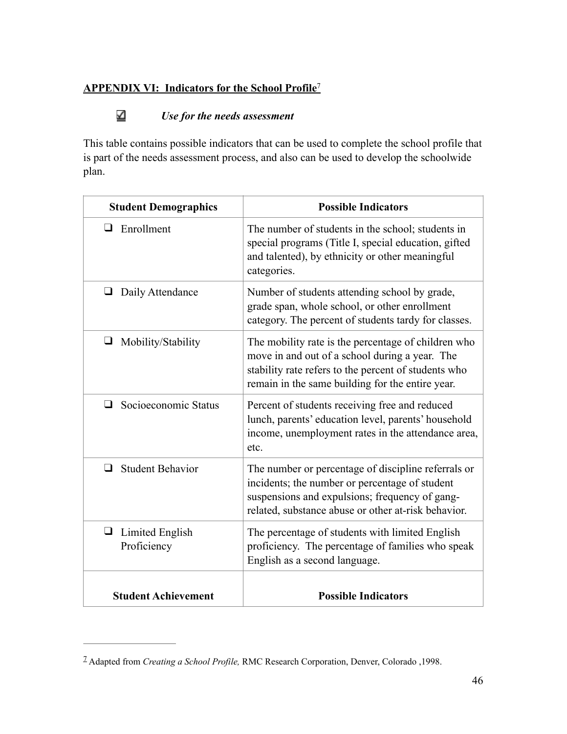## APPENDIX VI: Indicators for the School Profile[7]

☑ *Use for the needs assessment*

This table contains possible indicators that can be used to complete the school profile that is part of the needs assessment process, and also can be used to develop the schoolwide plan.

| Student Demographics | Possible Indicators |
|---|---|
| ❑ Enrollment | The number of students in the school; students in special programs (Title I, special education, gifted and talented), by ethnicity or other meaningful categories. |
| ❑ Daily Attendance | Number of students attending school by grade, grade span, whole school, or other enrollment category. The percent of students tardy for classes. |
| ❑ Mobility/Stability | The mobility rate is the percentage of children who move in and out of a school during a year. The stability rate refers to the percent of students who remain in the same building for the entire year. |
| ❑ Socioeconomic Status | Percent of students receiving free and reduced lunch, parents' education level, parents' household income, unemployment rates in the attendance area, etc. |
| ❑ Student Behavior | The number or percentage of discipline referrals or incidents; the number or percentage of student suspensions and expulsions; frequency of gang-related, substance abuse or other at-risk behavior. |
| ❑ Limited English Proficiency | The percentage of students with limited English proficiency. The percentage of families who speak English as a second language. |
| **Student Achievement** | **Possible Indicators** |

[7] Adapted from *Creating a School Profile,* RMC Research Corporation, Denver, Colorado ,1998.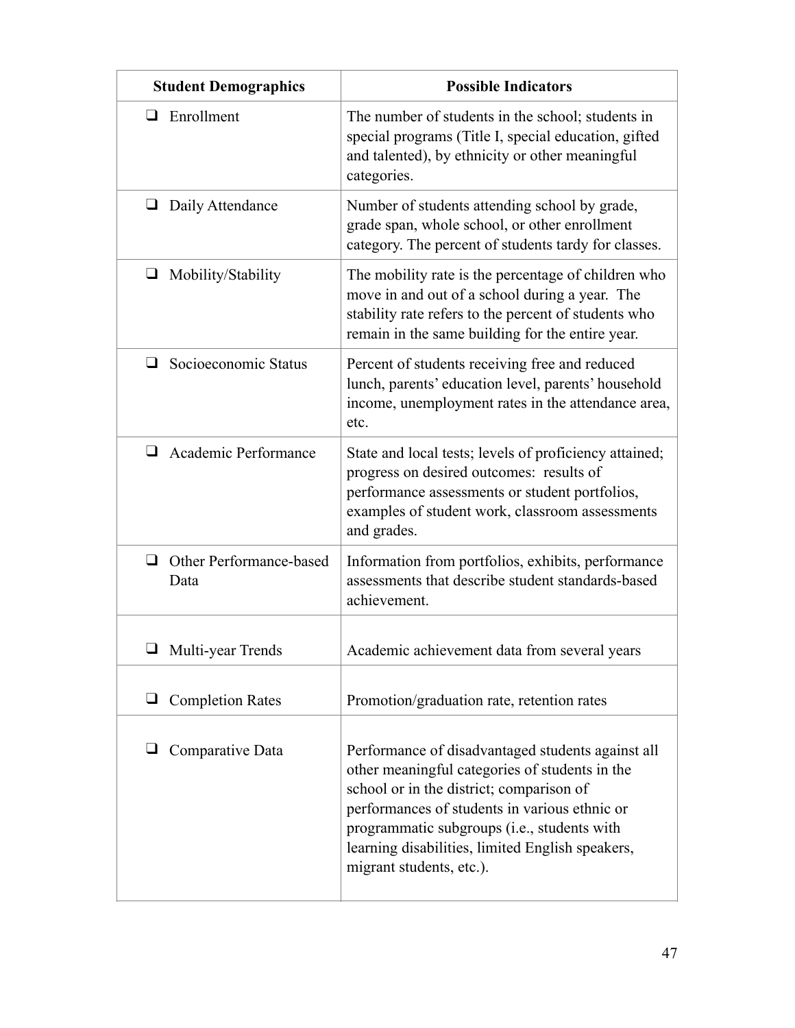| Student Demographics | Possible Indicators |
| --- | --- |
| ❑ Enrollment | The number of students in the school; students in special programs (Title I, special education, gifted and talented), by ethnicity or other meaningful categories. |
| ❑ Daily Attendance | Number of students attending school by grade, grade span, whole school, or other enrollment category. The percent of students tardy for classes. |
| ❑ Mobility/Stability | The mobility rate is the percentage of children who move in and out of a school during a year. The stability rate refers to the percent of students who remain in the same building for the entire year. |
| ❑ Socioeconomic Status | Percent of students receiving free and reduced lunch, parents' education level, parents' household income, unemployment rates in the attendance area, etc. |
| ❑ Academic Performance | State and local tests; levels of proficiency attained; progress on desired outcomes: results of performance assessments or student portfolios, examples of student work, classroom assessments and grades. |
| ❑ Other Performance-based Data | Information from portfolios, exhibits, performance assessments that describe student standards-based achievement. |
| ❑ Multi-year Trends | Academic achievement data from several years |
| ❑ Completion Rates | Promotion/graduation rate, retention rates |
| ❑ Comparative Data | Performance of disadvantaged students against all other meaningful categories of students in the school or in the district; comparison of performances of students in various ethnic or programmatic subgroups (i.e., students with learning disabilities, limited English speakers, migrant students, etc.). |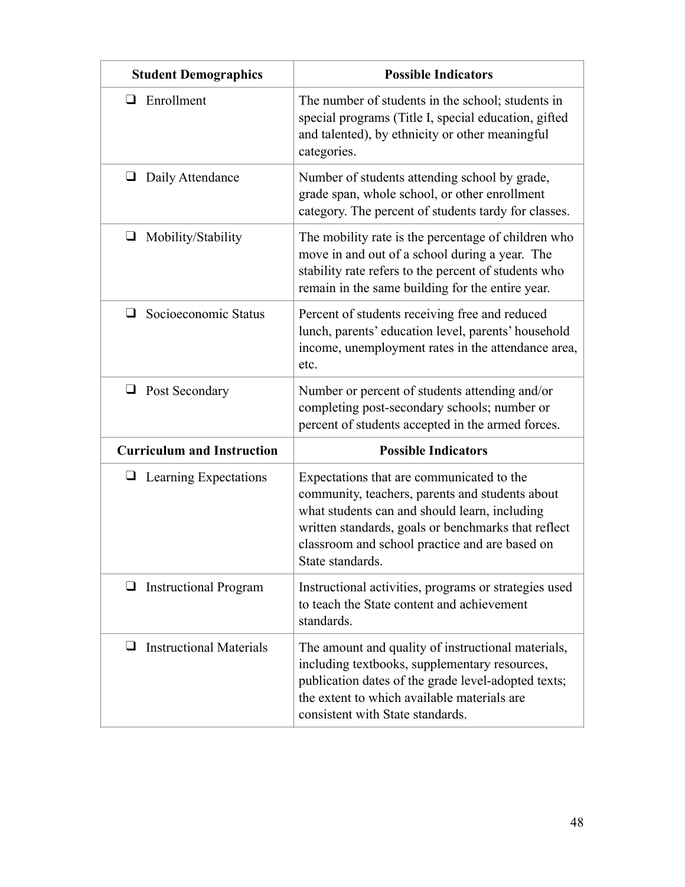| Student Demographics | Possible Indicators |
| --- | --- |
| ❑ Enrollment | The number of students in the school; students in special programs (Title I, special education, gifted and talented), by ethnicity or other meaningful categories. |
| ❑ Daily Attendance | Number of students attending school by grade, grade span, whole school, or other enrollment category. The percent of students tardy for classes. |
| ❑ Mobility/Stability | The mobility rate is the percentage of children who move in and out of a school during a year. The stability rate refers to the percent of students who remain in the same building for the entire year. |
| ❑ Socioeconomic Status | Percent of students receiving free and reduced lunch, parents' education level, parents' household income, unemployment rates in the attendance area, etc. |
| ❑ Post Secondary | Number or percent of students attending and/or completing post-secondary schools; number or percent of students accepted in the armed forces. |
| **Curriculum and Instruction** | **Possible Indicators** |
| ❑ Learning Expectations | Expectations that are communicated to the community, teachers, parents and students about what students can and should learn, including written standards, goals or benchmarks that reflect classroom and school practice and are based on State standards. |
| ❑ Instructional Program | Instructional activities, programs or strategies used to teach the State content and achievement standards. |
| ❑ Instructional Materials | The amount and quality of instructional materials, including textbooks, supplementary resources, publication dates of the grade level-adopted texts; the extent to which available materials are consistent with State standards. |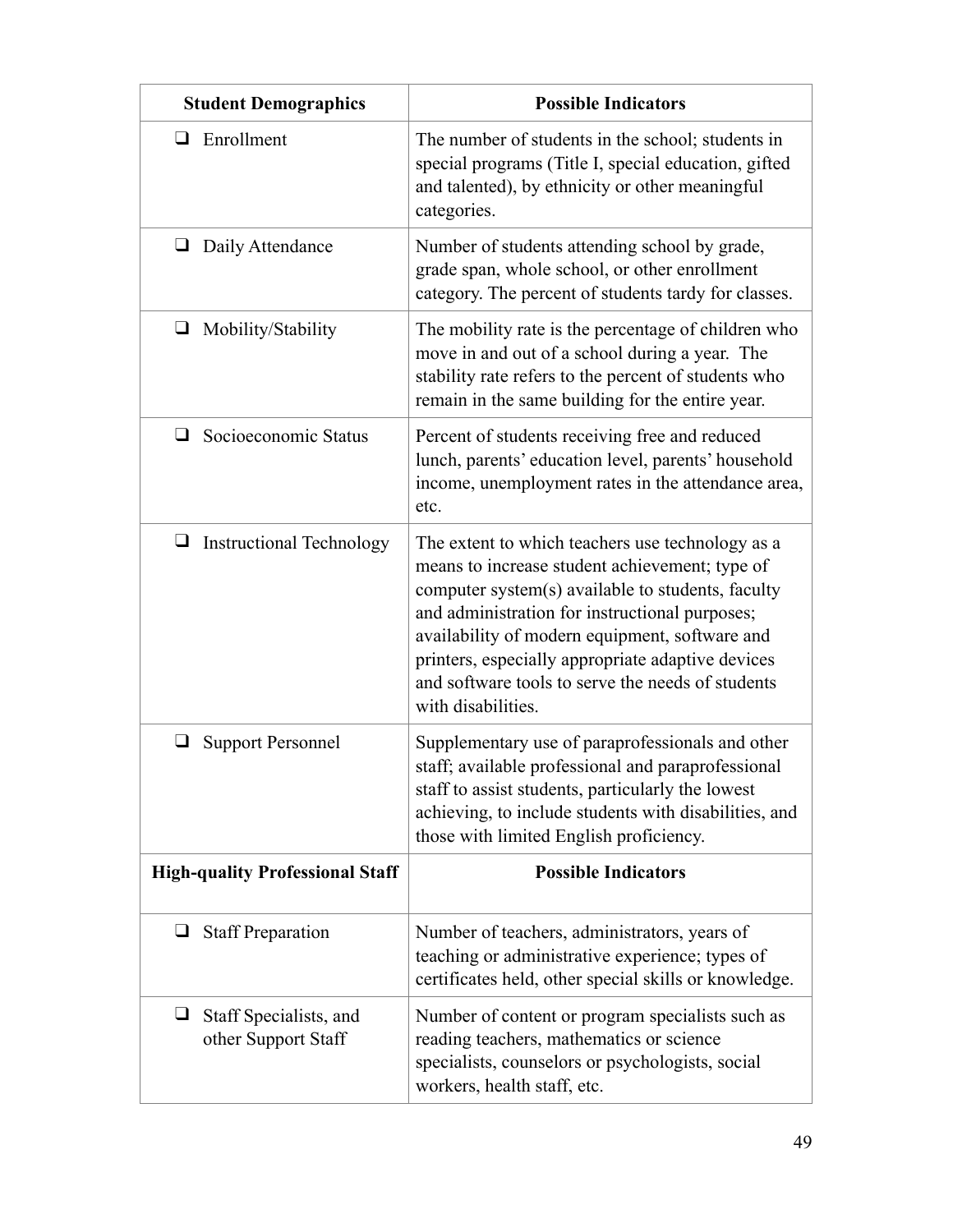| Student Demographics | Possible Indicators |
|---|---|
| ❑ Enrollment | The number of students in the school; students in special programs (Title I, special education, gifted and talented), by ethnicity or other meaningful categories. |
| ❑ Daily Attendance | Number of students attending school by grade, grade span, whole school, or other enrollment category. The percent of students tardy for classes. |
| ❑ Mobility/Stability | The mobility rate is the percentage of children who move in and out of a school during a year. The stability rate refers to the percent of students who remain in the same building for the entire year. |
| ❑ Socioeconomic Status | Percent of students receiving free and reduced lunch, parents' education level, parents' household income, unemployment rates in the attendance area, etc. |
| ❑ Instructional Technology | The extent to which teachers use technology as a means to increase student achievement; type of computer system(s) available to students, faculty and administration for instructional purposes; availability of modern equipment, software and printers, especially appropriate adaptive devices and software tools to serve the needs of students with disabilities. |
| ❑ Support Personnel | Supplementary use of paraprofessionals and other staff; available professional and paraprofessional staff to assist students, particularly the lowest achieving, to include students with disabilities, and those with limited English proficiency. |
| **High-quality Professional Staff** | **Possible Indicators** |
| ❑ Staff Preparation | Number of teachers, administrators, years of teaching or administrative experience; types of certificates held, other special skills or knowledge. |
| ❑ Staff Specialists, and other Support Staff | Number of content or program specialists such as reading teachers, mathematics or science specialists, counselors or psychologists, social workers, health staff, etc. |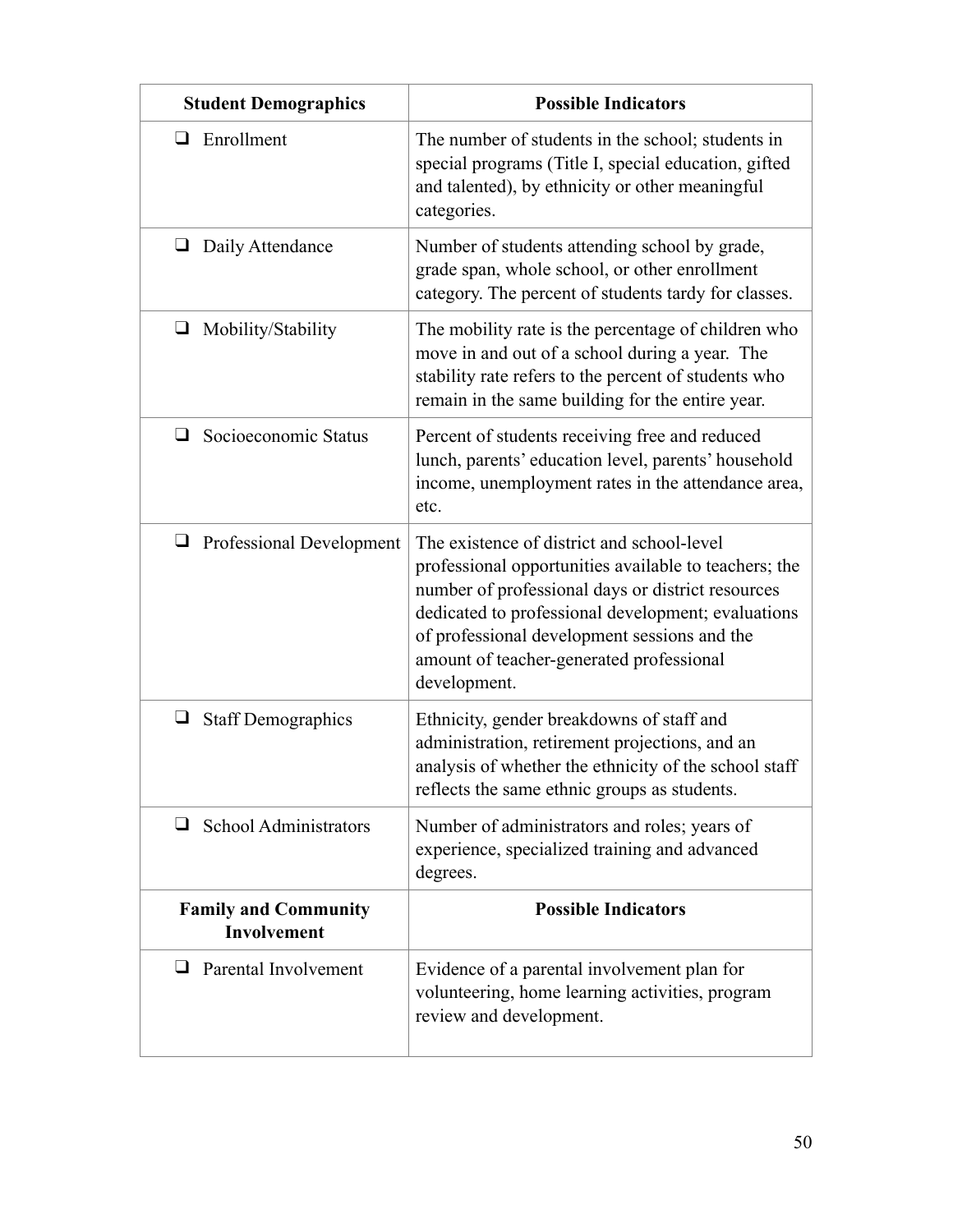| Student Demographics | Possible Indicators |
|---|---|
| ❑ Enrollment | The number of students in the school; students in special programs (Title I, special education, gifted and talented), by ethnicity or other meaningful categories. |
| ❑ Daily Attendance | Number of students attending school by grade, grade span, whole school, or other enrollment category. The percent of students tardy for classes. |
| ❑ Mobility/Stability | The mobility rate is the percentage of children who move in and out of a school during a year. The stability rate refers to the percent of students who remain in the same building for the entire year. |
| ❑ Socioeconomic Status | Percent of students receiving free and reduced lunch, parents' education level, parents' household income, unemployment rates in the attendance area, etc. |
| ❑ Professional Development | The existence of district and school-level professional opportunities available to teachers; the number of professional days or district resources dedicated to professional development; evaluations of professional development sessions and the amount of teacher-generated professional development. |
| ❑ Staff Demographics | Ethnicity, gender breakdowns of staff and administration, retirement projections, and an analysis of whether the ethnicity of the school staff reflects the same ethnic groups as students. |
| ❑ School Administrators | Number of administrators and roles; years of experience, specialized training and advanced degrees. |
| **Family and Community Involvement** | **Possible Indicators** |
| ❑ Parental Involvement | Evidence of a parental involvement plan for volunteering, home learning activities, program review and development. |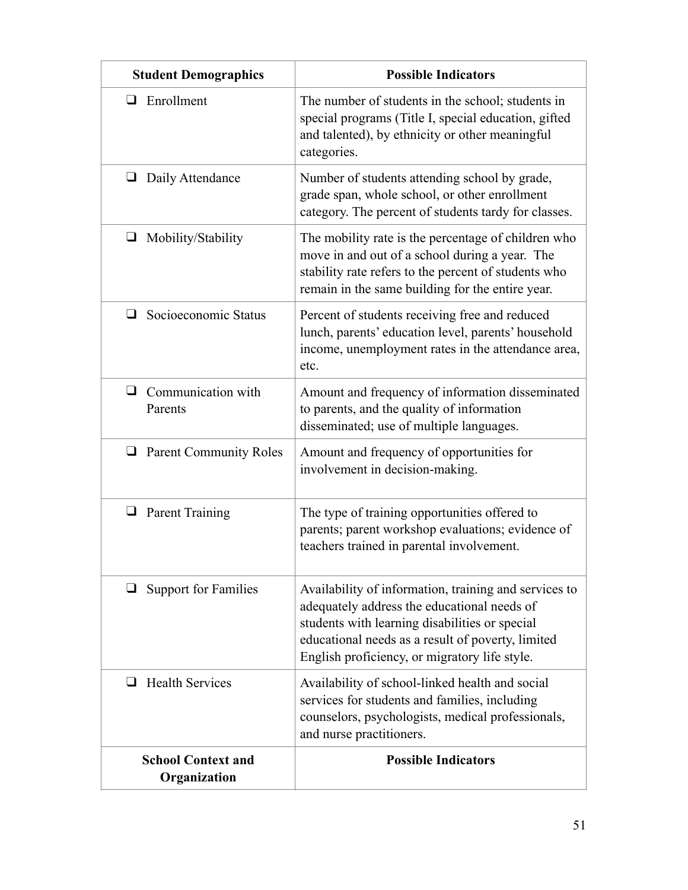| Student Demographics | Possible Indicators |
| --- | --- |
| ❑ Enrollment | The number of students in the school; students in special programs (Title I, special education, gifted and talented), by ethnicity or other meaningful categories. |
| ❑ Daily Attendance | Number of students attending school by grade, grade span, whole school, or other enrollment category. The percent of students tardy for classes. |
| ❑ Mobility/Stability | The mobility rate is the percentage of children who move in and out of a school during a year. The stability rate refers to the percent of students who remain in the same building for the entire year. |
| ❑ Socioeconomic Status | Percent of students receiving free and reduced lunch, parents' education level, parents' household income, unemployment rates in the attendance area, etc. |
| ❑ Communication with Parents | Amount and frequency of information disseminated to parents, and the quality of information disseminated; use of multiple languages. |
| ❑ Parent Community Roles | Amount and frequency of opportunities for involvement in decision-making. |
| ❑ Parent Training | The type of training opportunities offered to parents; parent workshop evaluations; evidence of teachers trained in parental involvement. |
| ❑ Support for Families | Availability of information, training and services to adequately address the educational needs of students with learning disabilities or special educational needs as a result of poverty, limited English proficiency, or migratory life style. |
| ❑ Health Services | Availability of school-linked health and social services for students and families, including counselors, psychologists, medical professionals, and nurse practitioners. |
| **School Context and Organization** | **Possible Indicators** |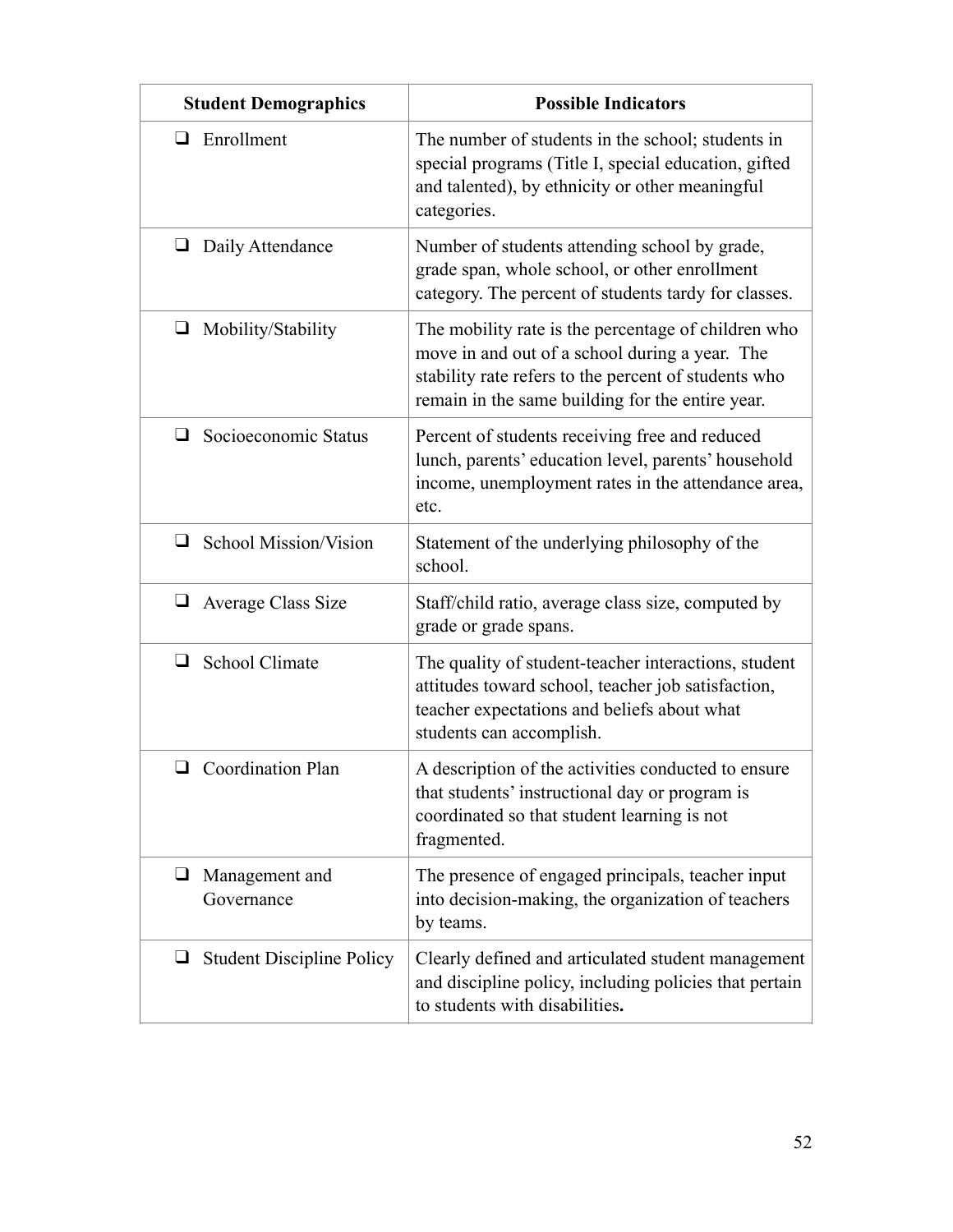| Student Demographics | Possible Indicators |
|---|---|
| ❑ Enrollment | The number of students in the school; students in special programs (Title I, special education, gifted and talented), by ethnicity or other meaningful categories. |
| ❑ Daily Attendance | Number of students attending school by grade, grade span, whole school, or other enrollment category. The percent of students tardy for classes. |
| ❑ Mobility/Stability | The mobility rate is the percentage of children who move in and out of a school during a year. The stability rate refers to the percent of students who remain in the same building for the entire year. |
| ❑ Socioeconomic Status | Percent of students receiving free and reduced lunch, parents' education level, parents' household income, unemployment rates in the attendance area, etc. |
| ❑ School Mission/Vision | Statement of the underlying philosophy of the school. |
| ❑ Average Class Size | Staff/child ratio, average class size, computed by grade or grade spans. |
| ❑ School Climate | The quality of student-teacher interactions, student attitudes toward school, teacher job satisfaction, teacher expectations and beliefs about what students can accomplish. |
| ❑ Coordination Plan | A description of the activities conducted to ensure that students' instructional day or program is coordinated so that student learning is not fragmented. |
| ❑ Management and Governance | The presence of engaged principals, teacher input into decision-making, the organization of teachers by teams. |
| ❑ Student Discipline Policy | Clearly defined and articulated student management and discipline policy, including policies that pertain to students with disabilities. |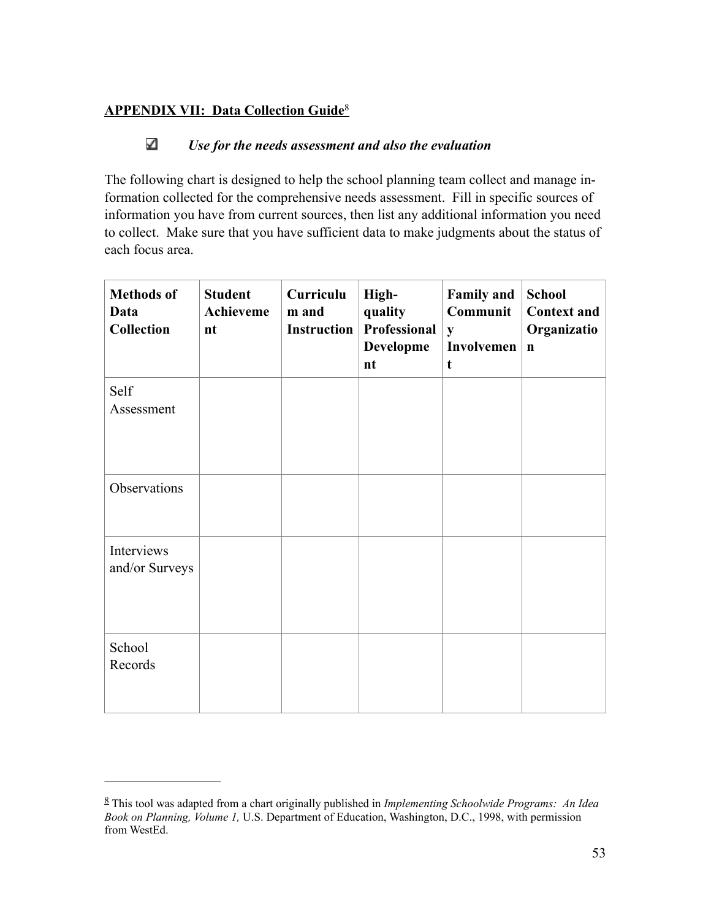## APPENDIX VII: Data Collection Guide[8]

☑ ***Use for the needs assessment and also the evaluation***

The following chart is designed to help the school planning team collect and manage information collected for the comprehensive needs assessment. Fill in specific sources of information you have from current sources, then list any additional information you need to collect. Make sure that you have sufficient data to make judgments about the status of each focus area.

| Methods of Data Collection | Student Achievement | Curriculum and Instruction | High-quality Professional Development | Family and Community Involvement | School Context and Organization |
|---|---|---|---|---|---|
| Self Assessment | | | | | |
| Observations | | | | | |
| Interviews and/or Surveys | | | | | |
| School Records | | | | | |

---

[8] This tool was adapted from a chart originally published in *Implementing Schoolwide Programs: An Idea Book on Planning, Volume 1,* U.S. Department of Education, Washington, D.C., 1998, with permission from WestEd.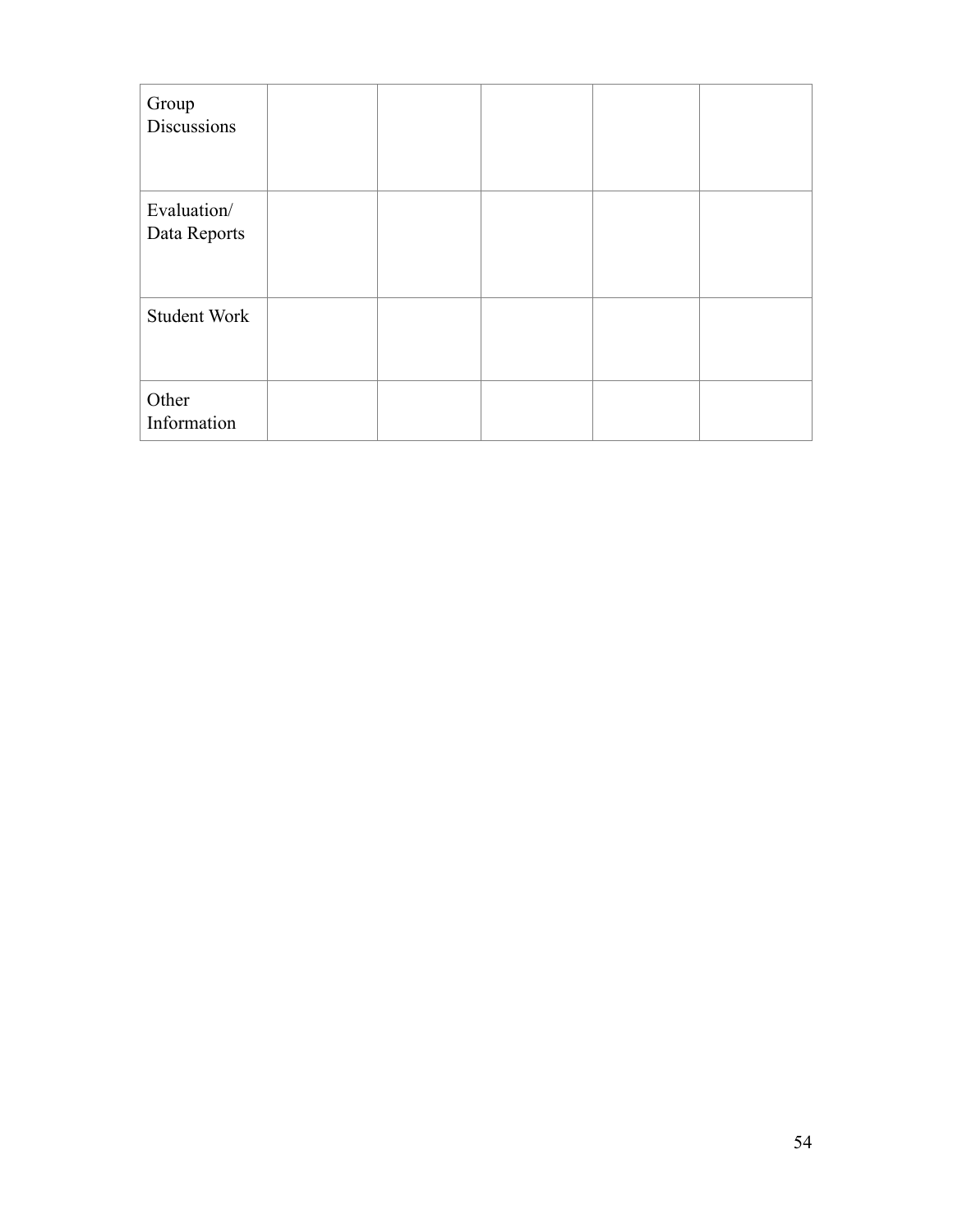| | | | | | |
|---|---|---|---|---|---|
| Group Discussions | | | | | |
| Evaluation/ Data Reports | | | | | |
| Student Work | | | | | |
| Other Information | | | | | |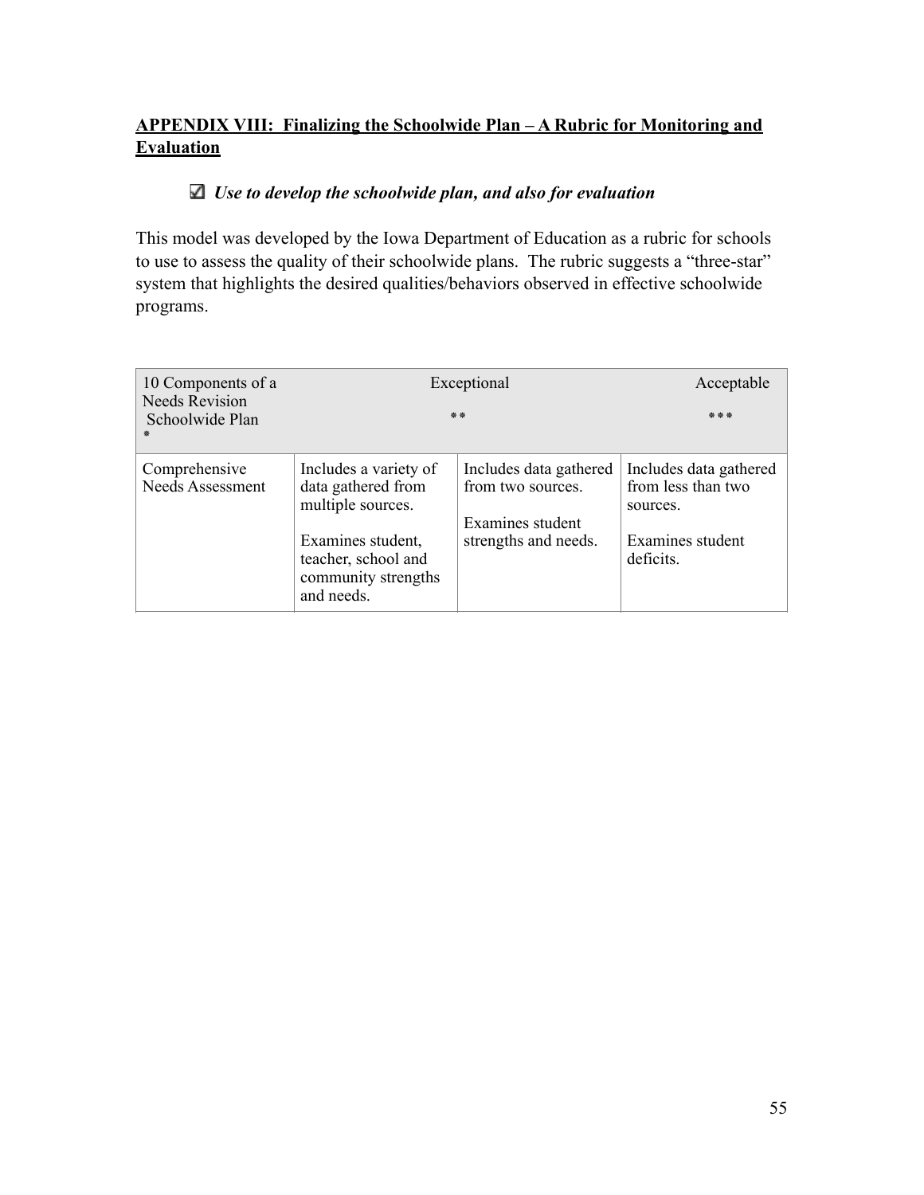## APPENDIX VIII: Finalizing the Schoolwide Plan – A Rubric for Monitoring and Evaluation

☑ ***Use to develop the schoolwide plan, and also for evaluation***

This model was developed by the Iowa Department of Education as a rubric for schools to use to assess the quality of their schoolwide plans. The rubric suggests a "three-star" system that highlights the desired qualities/behaviors observed in effective schoolwide programs.

| 10 Components of a Needs Revision Schoolwide Plan * | Exceptional ** | | Acceptable *** |
|---|---|---|---|
| Comprehensive Needs Assessment | Includes a variety of data gathered from multiple sources.<br><br>Examines student, teacher, school and community strengths and needs. | Includes data gathered from two sources.<br><br>Examines student strengths and needs. | Includes data gathered from less than two sources.<br><br>Examines student deficits. |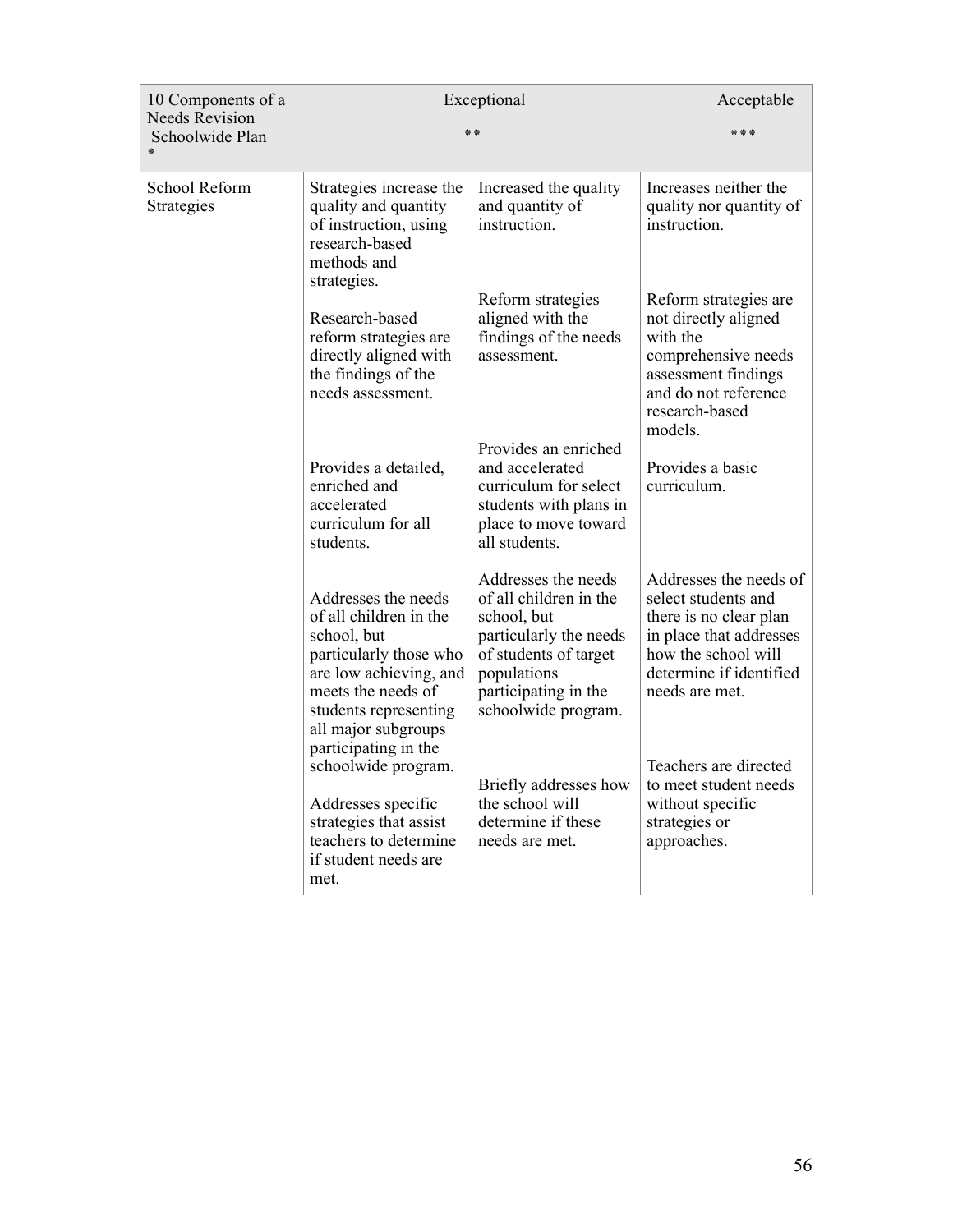| 10 Components of a Needs Revision Schoolwide Plan * | Exceptional ** | | Acceptable *** |
|---|---|---|---|
| School Reform Strategies | Strategies increase the quality and quantity of instruction, using research-based methods and strategies. | Increased the quality and quantity of instruction. | Increases neither the quality nor quantity of instruction. |
| | Research-based reform strategies are directly aligned with the findings of the needs assessment. | Reform strategies aligned with the findings of the needs assessment. | Reform strategies are not directly aligned with the comprehensive needs assessment findings and do not reference research-based models. |
| | Provides a detailed, enriched and accelerated curriculum for all students. | Provides an enriched and accelerated curriculum for select students with plans in place to move toward all students. | Provides a basic curriculum. |
| | Addresses the needs of all children in the school, but particularly those who are low achieving, and meets the needs of students representing all major subgroups participating in the schoolwide program. | Addresses the needs of all children in the school, but particularly the needs of students of target populations participating in the schoolwide program. | Addresses the needs of select students and there is no clear plan in place that addresses how the school will determine if identified needs are met. |
| | Addresses specific strategies that assist teachers to determine if student needs are met. | Briefly addresses how the school will determine if these needs are met. | Teachers are directed to meet student needs without specific strategies or approaches. |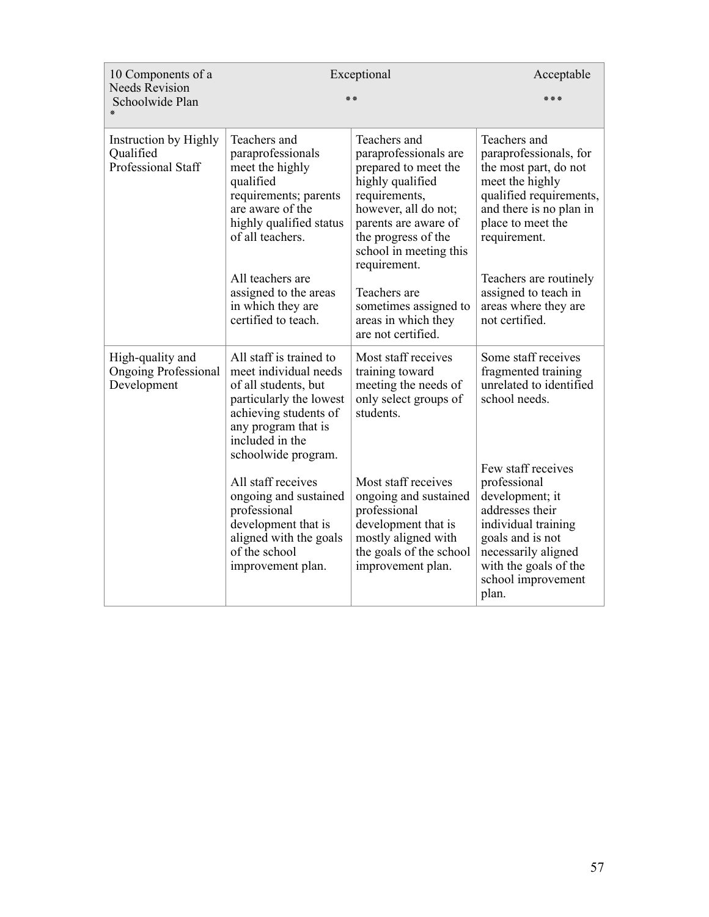| 10 Components of a Schoolwide Plan | Exceptional * | Acceptable ** | Needs Revision *** |
|---|---|---|---|
| Instruction by Highly Qualified Professional Staff | Teachers and paraprofessionals meet the highly qualified requirements; parents are aware of the highly qualified status of all teachers.<br><br>All teachers are assigned to the areas in which they are certified to teach. | Teachers and paraprofessionals are prepared to meet the highly qualified requirements, however, all do not; parents are aware of the progress of the school in meeting this requirement.<br><br>Teachers are sometimes assigned to areas in which they are not certified. | Teachers and paraprofessionals, for the most part, do not meet the highly qualified requirements, and there is no plan in place to meet the requirement.<br><br>Teachers are routinely assigned to teach in areas where they are not certified. |
| High-quality and Ongoing Professional Development | All staff is trained to meet individual needs of all students, but particularly the lowest achieving students of any program that is included in the schoolwide program.<br><br>All staff receives ongoing and sustained professional development that is aligned with the goals of the school improvement plan. | Most staff receives training toward meeting the needs of only select groups of students.<br><br>Most staff receives ongoing and sustained professional development that is mostly aligned with the goals of the school improvement plan. | Some staff receives fragmented training unrelated to identified school needs.<br><br>Few staff receives professional development; it addresses their individual training goals and is not necessarily aligned with the goals of the school improvement plan. |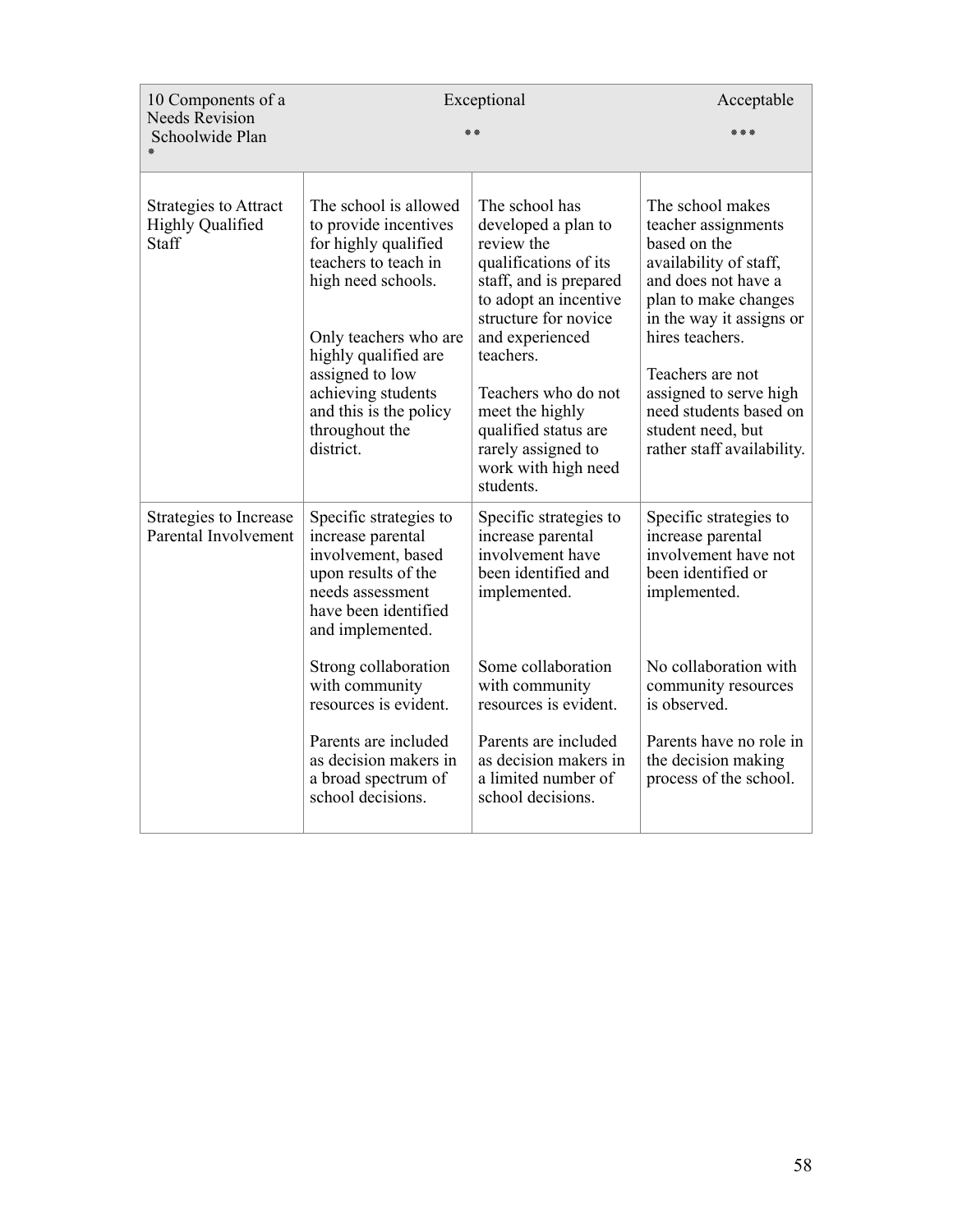| 10 Components of a Needs Revision Schoolwide Plan * | Exceptional ** | | Acceptable *** |
|---|---|---|---|
| Strategies to Attract Highly Qualified Staff | The school is allowed to provide incentives for highly qualified teachers to teach in high need schools.<br><br>Only teachers who are highly qualified are assigned to low achieving students and this is the policy throughout the district. | The school has developed a plan to review the qualifications of its staff, and is prepared to adopt an incentive structure for novice and experienced teachers.<br><br>Teachers who do not meet the highly qualified status are rarely assigned to work with high need students. | The school makes teacher assignments based on the availability of staff, and does not have a plan to make changes in the way it assigns or hires teachers.<br><br>Teachers are not assigned to serve high need students based on student need, but rather staff availability. |
| Strategies to Increase Parental Involvement | Specific strategies to increase parental involvement, based upon results of the needs assessment have been identified and implemented.<br><br>Strong collaboration with community resources is evident.<br><br>Parents are included as decision makers in a broad spectrum of school decisions. | Specific strategies to increase parental involvement have been identified and implemented.<br><br>Some collaboration with community resources is evident.<br><br>Parents are included as decision makers in a limited number of school decisions. | Specific strategies to increase parental involvement have not been identified or implemented.<br><br>No collaboration with community resources is observed.<br><br>Parents have no role in the decision making process of the school. |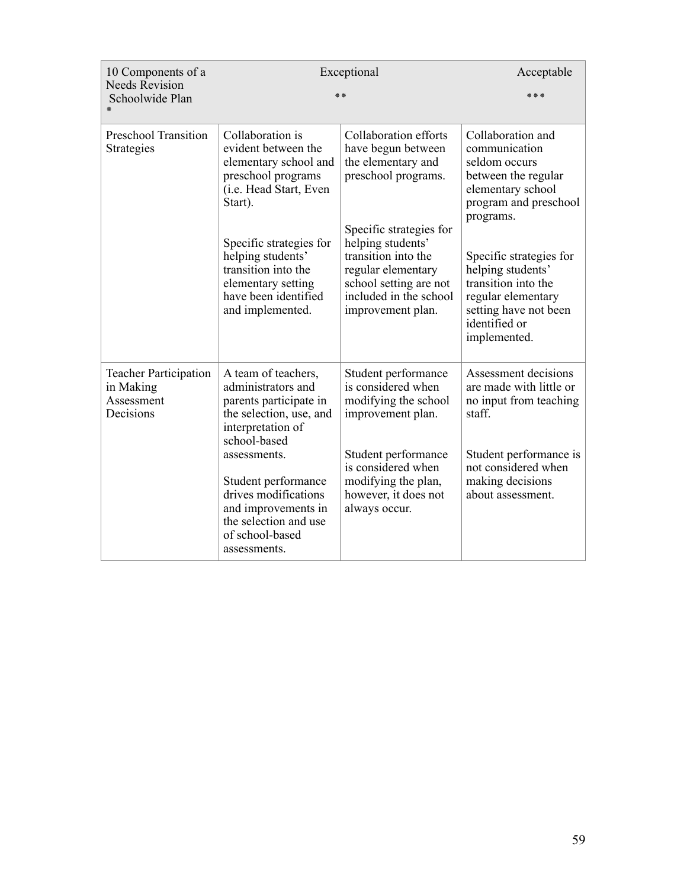| 10 Components of a Needs Revision Schoolwide Plan * | Exceptional ** | | Acceptable *** |
|---|---|---|---|
| Preschool Transition Strategies | Collaboration is evident between the elementary school and preschool programs (i.e. Head Start, Even Start).<br><br>Specific strategies for helping students' transition into the elementary setting have been identified and implemented. | Collaboration efforts have begun between the elementary and preschool programs.<br><br>Specific strategies for helping students' transition into the regular elementary school setting are not included in the school improvement plan. | Collaboration and communication seldom occurs between the regular elementary school program and preschool programs.<br><br>Specific strategies for helping students' transition into the regular elementary setting have not been identified or implemented. |
| Teacher Participation in Making Assessment Decisions | A team of teachers, administrators and parents participate in the selection, use, and interpretation of school-based assessments.<br><br>Student performance drives modifications and improvements in the selection and use of school-based assessments. | Student performance is considered when modifying the school improvement plan.<br><br>Student performance is considered when modifying the plan, however, it does not always occur. | Assessment decisions are made with little or no input from teaching staff.<br><br>Student performance is not considered when making decisions about assessment. |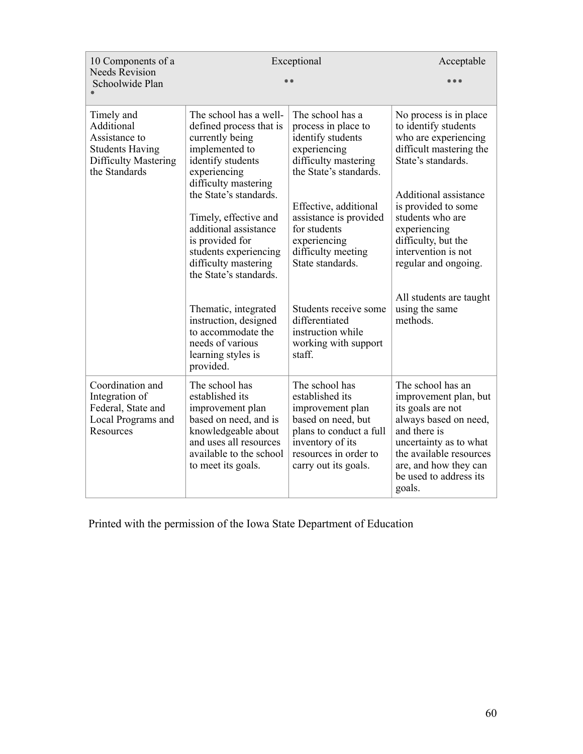| 10 Components of a Needs Revision Schoolwide Plan * | Exceptional ** | | Acceptable *** |
|---|---|---|---|
| Timely and Additional Assistance to Students Having Difficulty Mastering the Standards | The school has a well-defined process that is currently being implemented to identify students experiencing difficulty mastering the State's standards.<br><br>Timely, effective and additional assistance is provided for students experiencing difficulty mastering the State's standards.<br><br>Thematic, integrated instruction, designed to accommodate the needs of various learning styles is provided. | The school has a process in place to identify students experiencing difficulty mastering the State's standards.<br><br>Effective, additional assistance is provided for students experiencing difficulty meeting State standards.<br><br>Students receive some differentiated instruction while working with support staff. | No process is in place to identify students who are experiencing difficult mastering the State's standards.<br><br>Additional assistance is provided to some students who are experiencing difficulty, but the intervention is not regular and ongoing.<br><br>All students are taught using the same methods. |
| Coordination and Integration of Federal, State and Local Programs and Resources | The school has established its improvement plan based on need, and is knowledgeable about and uses all resources available to the school to meet its goals. | The school has established its improvement plan based on need, but plans to conduct a full inventory of its resources in order to carry out its goals. | The school has an improvement plan, but its goals are not always based on need, and there is uncertainty as to what the available resources are, and how they can be used to address its goals. |

Printed with the permission of the Iowa State Department of Education